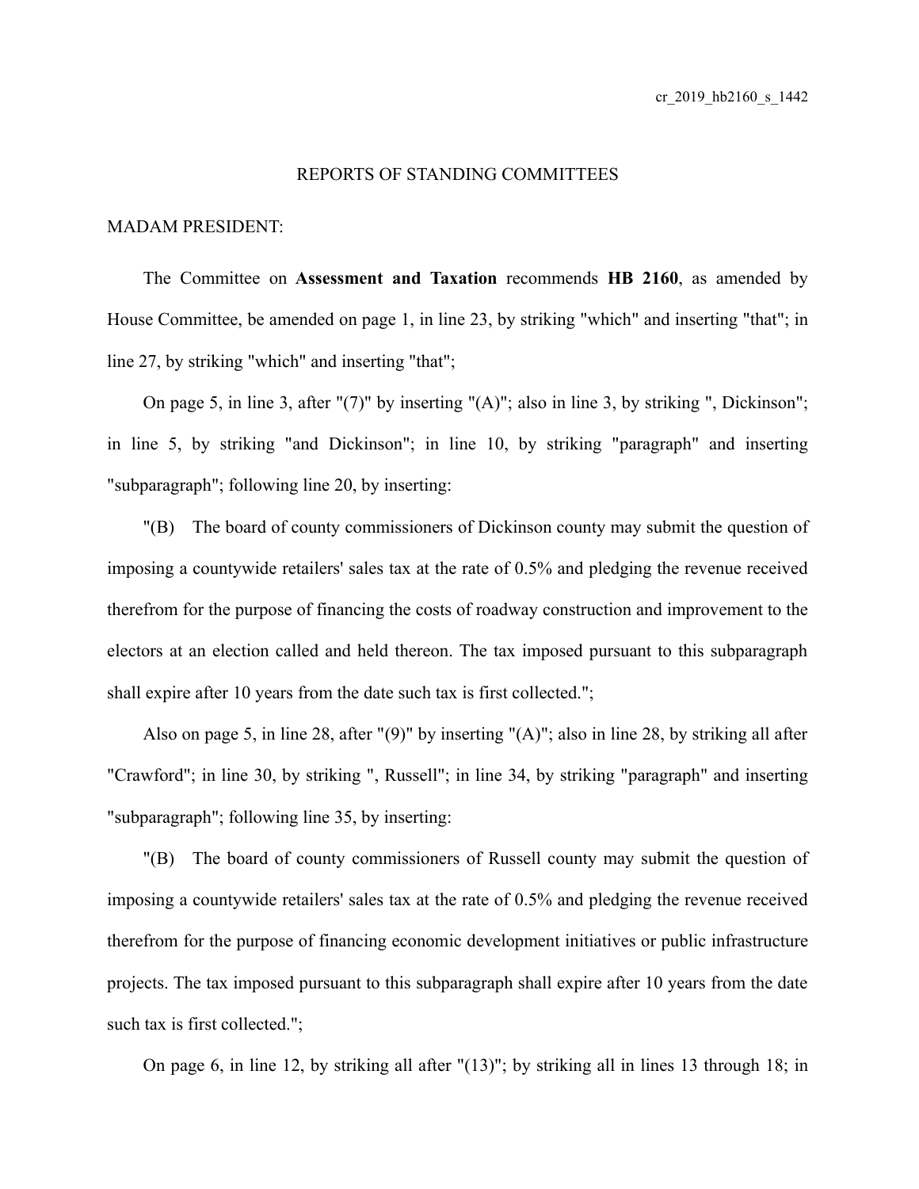## REPORTS OF STANDING COMMITTEES

MADAM PRESIDENT:

The Committee on **Assessment and Taxation** recommends **HB 2160**, as amended by House Committee, be amended on page 1, in line 23, by striking "which" and inserting "that"; in line 27, by striking "which" and inserting "that";

On page 5, in line 3, after "(7)" by inserting "(A)"; also in line 3, by striking ", Dickinson"; in line 5, by striking "and Dickinson"; in line 10, by striking "paragraph" and inserting "subparagraph"; following line 20, by inserting:

"(B) The board of county commissioners of Dickinson county may submit the question of imposing a countywide retailers' sales tax at the rate of 0.5% and pledging the revenue received therefrom for the purpose of financing the costs of roadway construction and improvement to the electors at an election called and held thereon. The tax imposed pursuant to this subparagraph shall expire after 10 years from the date such tax is first collected.";

Also on page 5, in line 28, after "(9)" by inserting "(A)"; also in line 28, by striking all after "Crawford"; in line 30, by striking ", Russell"; in line 34, by striking "paragraph" and inserting "subparagraph"; following line 35, by inserting:

"(B) The board of county commissioners of Russell county may submit the question of imposing a countywide retailers' sales tax at the rate of 0.5% and pledging the revenue received therefrom for the purpose of financing economic development initiatives or public infrastructure projects. The tax imposed pursuant to this subparagraph shall expire after 10 years from the date such tax is first collected.";

On page 6, in line 12, by striking all after "(13)"; by striking all in lines 13 through 18; in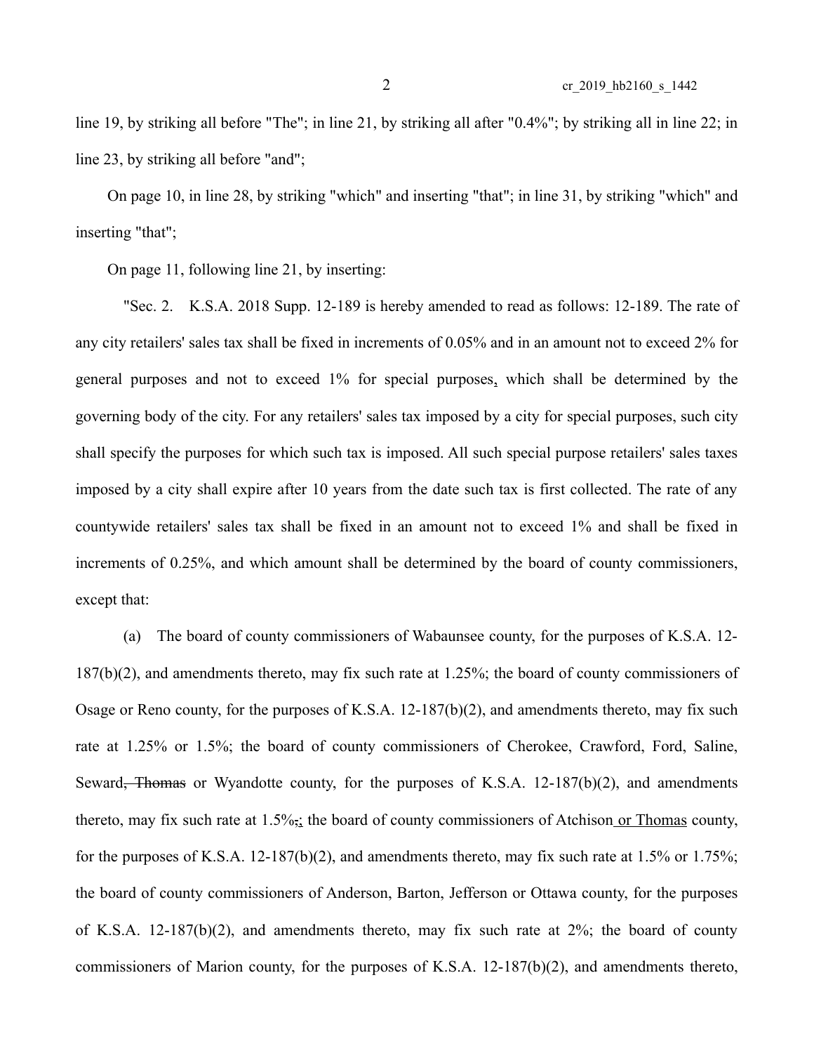line 19, by striking all before "The"; in line 21, by striking all after "0.4%"; by striking all in line 22; in line 23, by striking all before "and";

On page 10, in line 28, by striking "which" and inserting "that"; in line 31, by striking "which" and inserting "that";

On page 11, following line 21, by inserting:

"Sec. 2. K.S.A. 2018 Supp. 12-189 is hereby amended to read as follows: 12-189. The rate of any city retailers' sales tax shall be fixed in increments of 0.05% and in an amount not to exceed 2% for general purposes and not to exceed 1% for special purposes<u>,</u> which shall be determined by the governing body of the city. For any retailers' sales tax imposed by a city for special purposes, such city shall specify the purposes for which such tax is imposed. All such special purpose retailers' sales taxes imposed by a city shall expire after 10 years from the date such tax is first collected. The rate of any countywide retailers' sales tax shall be fixed in an amount not to exceed 1% and shall be fixed in increments of 0.25%, and which amount shall be determined by the board of county commissioners, except that:

(a) The board of county commissioners of Wabaunsee county, for the purposes of K.S.A. 12-187(b)(2), and amendments thereto, may fix such rate at 1.25%; the board of county commissioners of Osage or Reno county, for the purposes of K.S.A. 12-187(b)(2), and amendments thereto, may fix such rate at 1.25% or 1.5%; the board of county commissioners of Cherokee, Crawford, Ford, Saline, Seward~~, Thomas~~ or Wyandotte county, for the purposes of K.S.A. 12-187(b)(2), and amendments thereto, may fix such rate at 1.5%~~,~~<u>;</u> the board of county commissioners of Atchison<u> or Thomas</u> county, for the purposes of K.S.A. 12-187(b)(2), and amendments thereto, may fix such rate at 1.5% or 1.75%; the board of county commissioners of Anderson, Barton, Jefferson or Ottawa county, for the purposes of K.S.A. 12-187(b)(2), and amendments thereto, may fix such rate at 2%; the board of county commissioners of Marion county, for the purposes of K.S.A. 12-187(b)(2), and amendments thereto,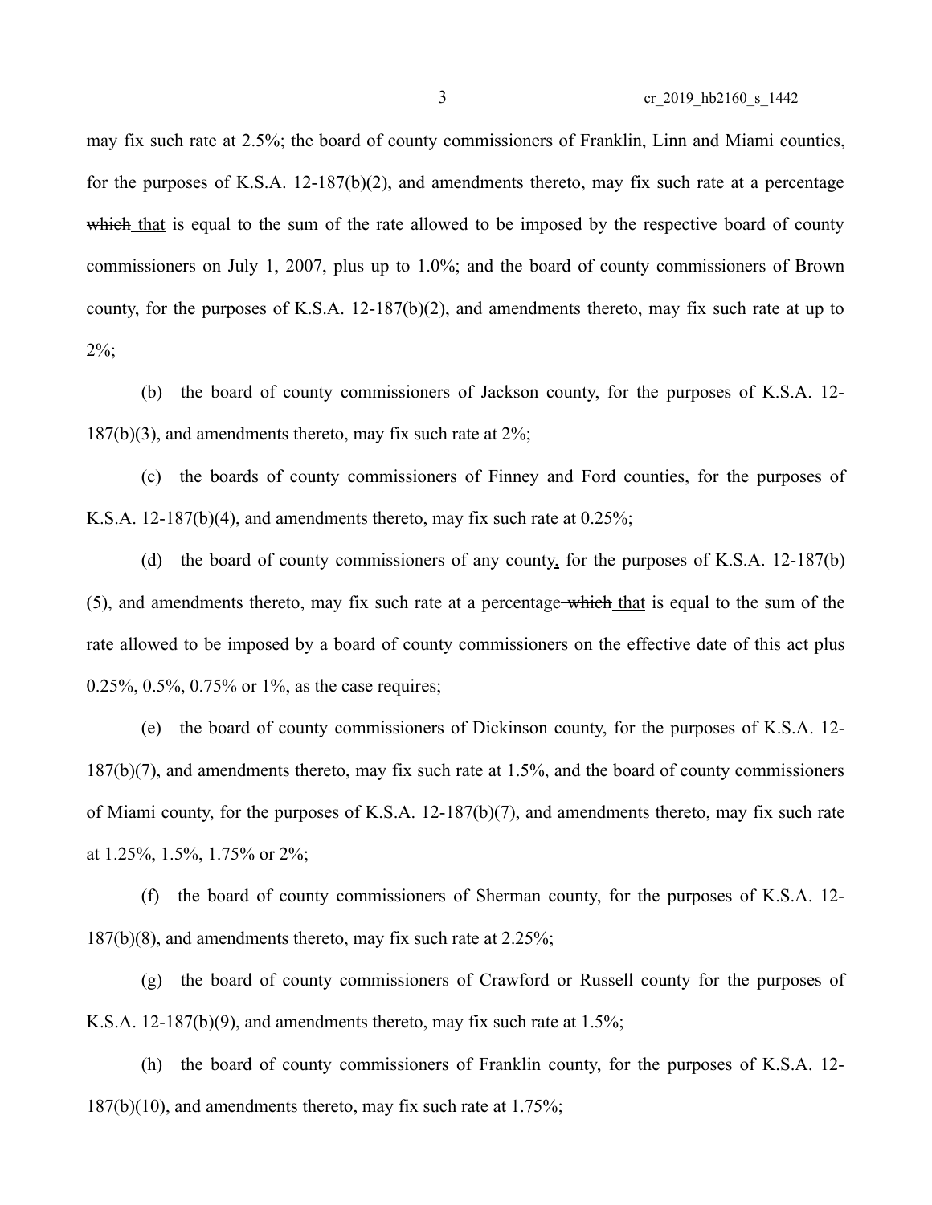may fix such rate at 2.5%; the board of county commissioners of Franklin, Linn and Miami counties, for the purposes of K.S.A. 12-187(b)(2), and amendments thereto, may fix such rate at a percentage ~~which~~ that is equal to the sum of the rate allowed to be imposed by the respective board of county commissioners on July 1, 2007, plus up to 1.0%; and the board of county commissioners of Brown county, for the purposes of K.S.A. 12-187(b)(2), and amendments thereto, may fix such rate at up to 2%;

(b) the board of county commissioners of Jackson county, for the purposes of K.S.A. 12-187(b)(3), and amendments thereto, may fix such rate at 2%;

(c) the boards of county commissioners of Finney and Ford counties, for the purposes of K.S.A. 12-187(b)(4), and amendments thereto, may fix such rate at 0.25%;

(d) the board of county commissioners of any county, for the purposes of K.S.A. 12-187(b)(5), and amendments thereto, may fix such rate at a percentage ~~which~~ that is equal to the sum of the rate allowed to be imposed by a board of county commissioners on the effective date of this act plus 0.25%, 0.5%, 0.75% or 1%, as the case requires;

(e) the board of county commissioners of Dickinson county, for the purposes of K.S.A. 12-187(b)(7), and amendments thereto, may fix such rate at 1.5%, and the board of county commissioners of Miami county, for the purposes of K.S.A. 12-187(b)(7), and amendments thereto, may fix such rate at 1.25%, 1.5%, 1.75% or 2%;

(f) the board of county commissioners of Sherman county, for the purposes of K.S.A. 12-187(b)(8), and amendments thereto, may fix such rate at 2.25%;

(g) the board of county commissioners of Crawford or Russell county for the purposes of K.S.A. 12-187(b)(9), and amendments thereto, may fix such rate at 1.5%;

(h) the board of county commissioners of Franklin county, for the purposes of K.S.A. 12-187(b)(10), and amendments thereto, may fix such rate at 1.75%;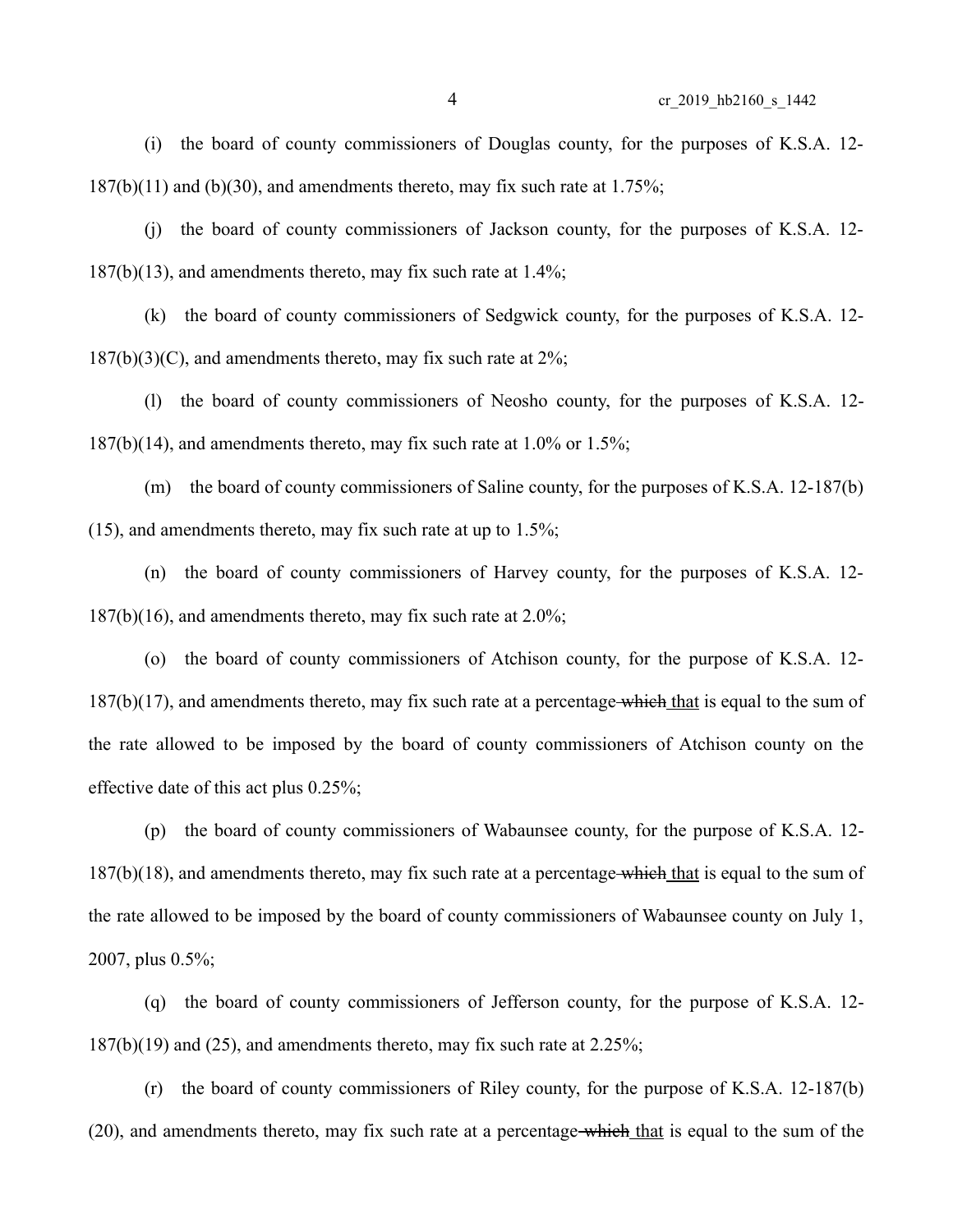(i) the board of county commissioners of Douglas county, for the purposes of K.S.A. 12-187(b)(11) and (b)(30), and amendments thereto, may fix such rate at 1.75%;

(j) the board of county commissioners of Jackson county, for the purposes of K.S.A. 12-187(b)(13), and amendments thereto, may fix such rate at 1.4%;

(k) the board of county commissioners of Sedgwick county, for the purposes of K.S.A. 12-187(b)(3)(C), and amendments thereto, may fix such rate at 2%;

(l) the board of county commissioners of Neosho county, for the purposes of K.S.A. 12-187(b)(14), and amendments thereto, may fix such rate at 1.0% or 1.5%;

(m) the board of county commissioners of Saline county, for the purposes of K.S.A. 12-187(b)(15), and amendments thereto, may fix such rate at up to 1.5%;

(n) the board of county commissioners of Harvey county, for the purposes of K.S.A. 12-187(b)(16), and amendments thereto, may fix such rate at 2.0%;

(o) the board of county commissioners of Atchison county, for the purpose of K.S.A. 12-187(b)(17), and amendments thereto, may fix such rate at a percentage ~~which~~ that is equal to the sum of the rate allowed to be imposed by the board of county commissioners of Atchison county on the effective date of this act plus 0.25%;

(p) the board of county commissioners of Wabaunsee county, for the purpose of K.S.A. 12-187(b)(18), and amendments thereto, may fix such rate at a percentage ~~which~~ that is equal to the sum of the rate allowed to be imposed by the board of county commissioners of Wabaunsee county on July 1, 2007, plus 0.5%;

(q) the board of county commissioners of Jefferson county, for the purpose of K.S.A. 12-187(b)(19) and (25), and amendments thereto, may fix such rate at 2.25%;

(r) the board of county commissioners of Riley county, for the purpose of K.S.A. 12-187(b)(20), and amendments thereto, may fix such rate at a percentage ~~which~~ that is equal to the sum of the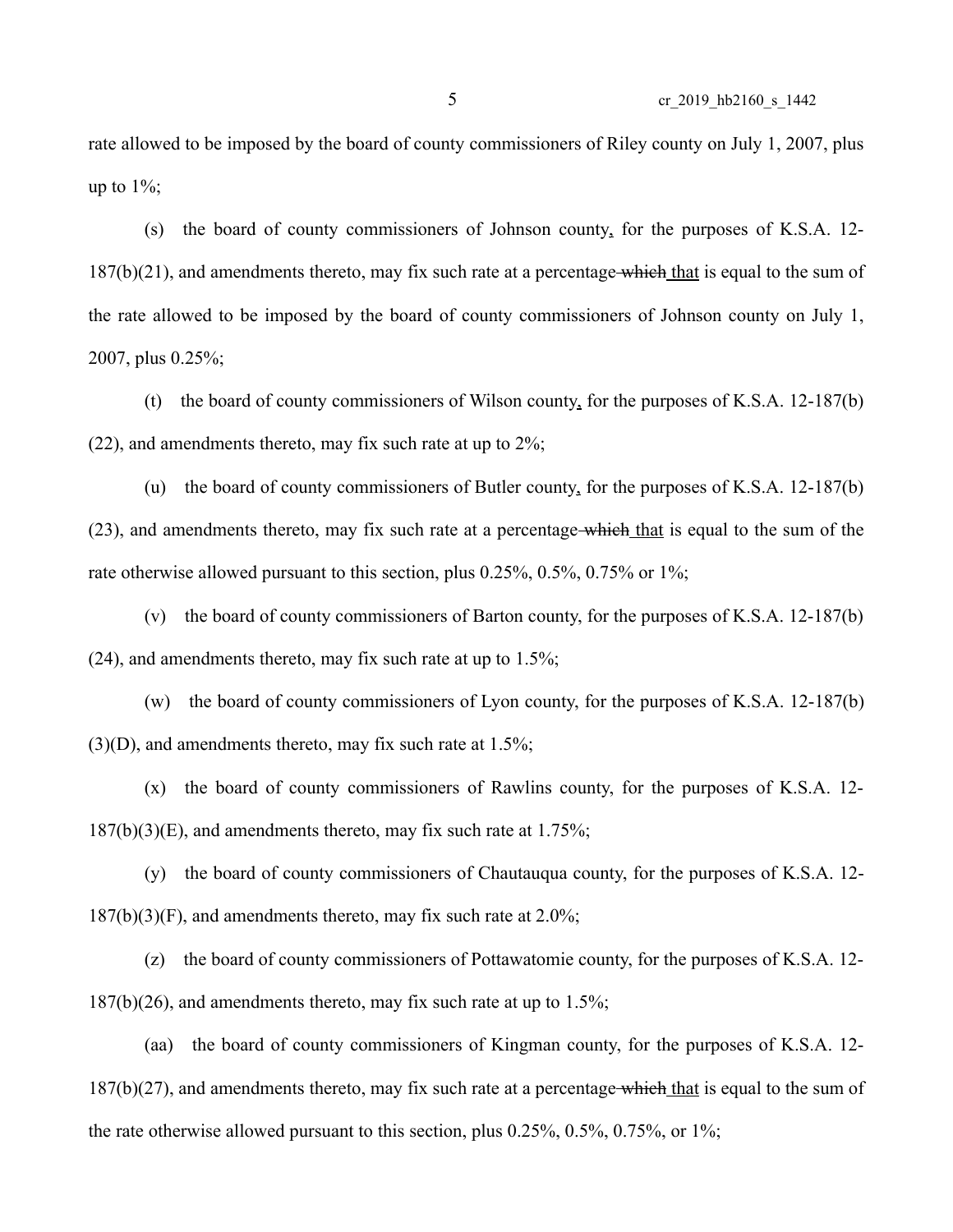rate allowed to be imposed by the board of county commissioners of Riley county on July 1, 2007, plus up to 1%;

(s) the board of county commissioners of Johnson county, for the purposes of K.S.A. 12-187(b)(21), and amendments thereto, may fix such rate at a percentage ~~which~~ that is equal to the sum of the rate allowed to be imposed by the board of county commissioners of Johnson county on July 1, 2007, plus 0.25%;

(t) the board of county commissioners of Wilson county, for the purposes of K.S.A. 12-187(b)(22), and amendments thereto, may fix such rate at up to 2%;

(u) the board of county commissioners of Butler county, for the purposes of K.S.A. 12-187(b)(23), and amendments thereto, may fix such rate at a percentage ~~which~~ that is equal to the sum of the rate otherwise allowed pursuant to this section, plus 0.25%, 0.5%, 0.75% or 1%;

(v) the board of county commissioners of Barton county, for the purposes of K.S.A. 12-187(b)(24), and amendments thereto, may fix such rate at up to 1.5%;

(w) the board of county commissioners of Lyon county, for the purposes of K.S.A. 12-187(b)(3)(D), and amendments thereto, may fix such rate at 1.5%;

(x) the board of county commissioners of Rawlins county, for the purposes of K.S.A. 12-187(b)(3)(E), and amendments thereto, may fix such rate at 1.75%;

(y) the board of county commissioners of Chautauqua county, for the purposes of K.S.A. 12-187(b)(3)(F), and amendments thereto, may fix such rate at 2.0%;

(z) the board of county commissioners of Pottawatomie county, for the purposes of K.S.A. 12-187(b)(26), and amendments thereto, may fix such rate at up to 1.5%;

(aa) the board of county commissioners of Kingman county, for the purposes of K.S.A. 12-187(b)(27), and amendments thereto, may fix such rate at a percentage ~~which~~ that is equal to the sum of the rate otherwise allowed pursuant to this section, plus 0.25%, 0.5%, 0.75%, or 1%;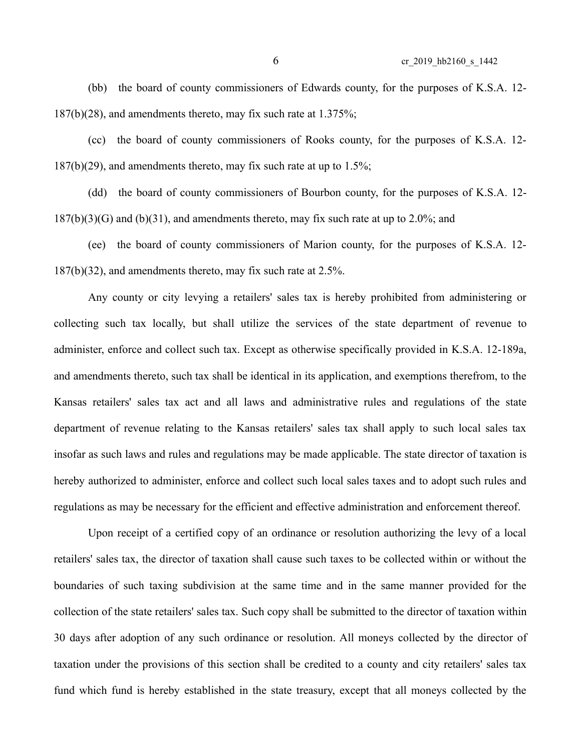(bb) the board of county commissioners of Edwards county, for the purposes of K.S.A. 12-187(b)(28), and amendments thereto, may fix such rate at 1.375%;

(cc) the board of county commissioners of Rooks county, for the purposes of K.S.A. 12-187(b)(29), and amendments thereto, may fix such rate at up to 1.5%;

(dd) the board of county commissioners of Bourbon county, for the purposes of K.S.A. 12-187(b)(3)(G) and (b)(31), and amendments thereto, may fix such rate at up to 2.0%; and

(ee) the board of county commissioners of Marion county, for the purposes of K.S.A. 12-187(b)(32), and amendments thereto, may fix such rate at 2.5%.

Any county or city levying a retailers' sales tax is hereby prohibited from administering or collecting such tax locally, but shall utilize the services of the state department of revenue to administer, enforce and collect such tax. Except as otherwise specifically provided in K.S.A. 12-189a, and amendments thereto, such tax shall be identical in its application, and exemptions therefrom, to the Kansas retailers' sales tax act and all laws and administrative rules and regulations of the state department of revenue relating to the Kansas retailers' sales tax shall apply to such local sales tax insofar as such laws and rules and regulations may be made applicable. The state director of taxation is hereby authorized to administer, enforce and collect such local sales taxes and to adopt such rules and regulations as may be necessary for the efficient and effective administration and enforcement thereof.

Upon receipt of a certified copy of an ordinance or resolution authorizing the levy of a local retailers' sales tax, the director of taxation shall cause such taxes to be collected within or without the boundaries of such taxing subdivision at the same time and in the same manner provided for the collection of the state retailers' sales tax. Such copy shall be submitted to the director of taxation within 30 days after adoption of any such ordinance or resolution. All moneys collected by the director of taxation under the provisions of this section shall be credited to a county and city retailers' sales tax fund which fund is hereby established in the state treasury, except that all moneys collected by the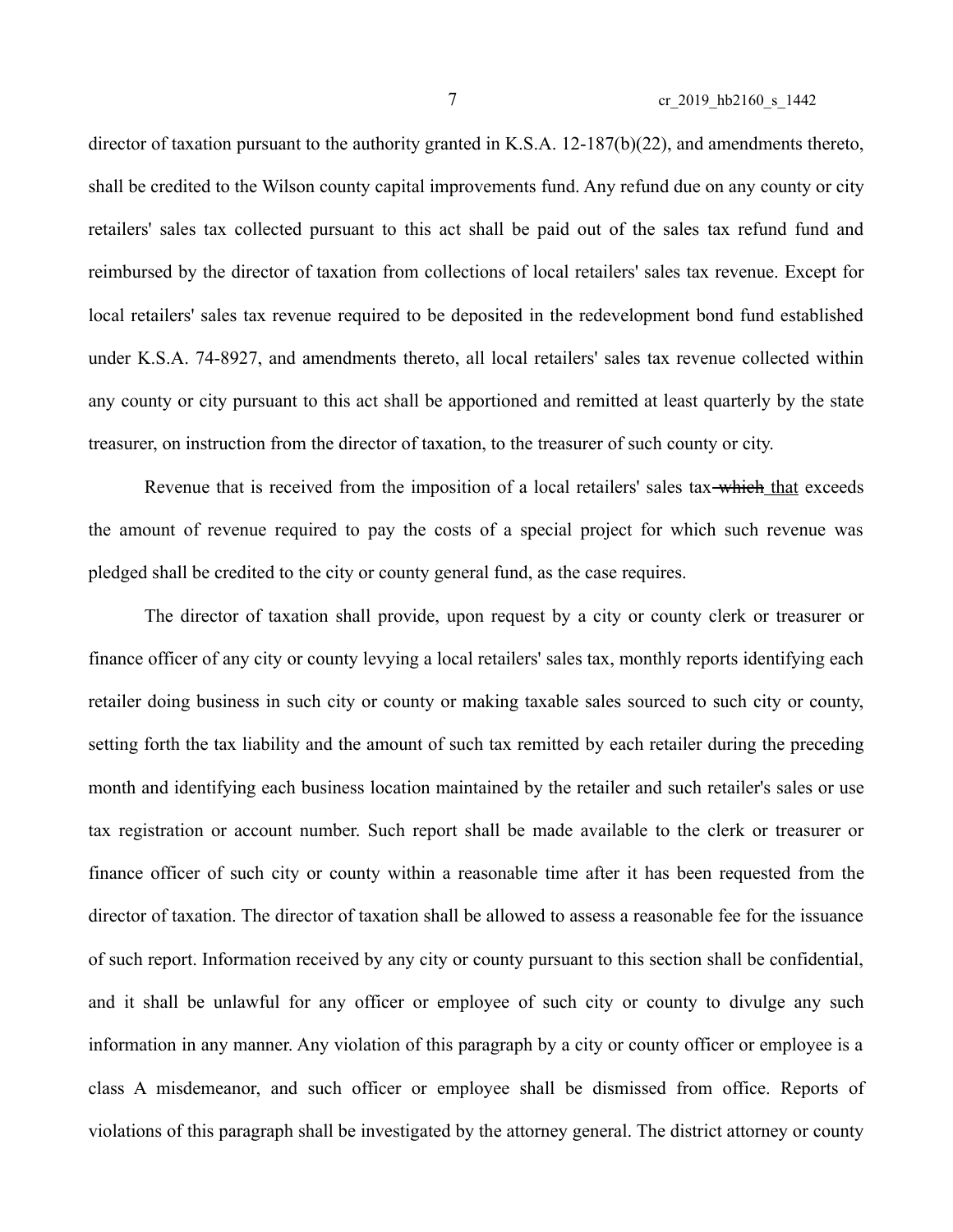director of taxation pursuant to the authority granted in K.S.A. 12-187(b)(22), and amendments thereto, shall be credited to the Wilson county capital improvements fund. Any refund due on any county or city retailers' sales tax collected pursuant to this act shall be paid out of the sales tax refund fund and reimbursed by the director of taxation from collections of local retailers' sales tax revenue. Except for local retailers' sales tax revenue required to be deposited in the redevelopment bond fund established under K.S.A. 74-8927, and amendments thereto, all local retailers' sales tax revenue collected within any county or city pursuant to this act shall be apportioned and remitted at least quarterly by the state treasurer, on instruction from the director of taxation, to the treasurer of such county or city.

Revenue that is received from the imposition of a local retailers' sales tax ~~which~~ that exceeds the amount of revenue required to pay the costs of a special project for which such revenue was pledged shall be credited to the city or county general fund, as the case requires.

The director of taxation shall provide, upon request by a city or county clerk or treasurer or finance officer of any city or county levying a local retailers' sales tax, monthly reports identifying each retailer doing business in such city or county or making taxable sales sourced to such city or county, setting forth the tax liability and the amount of such tax remitted by each retailer during the preceding month and identifying each business location maintained by the retailer and such retailer's sales or use tax registration or account number. Such report shall be made available to the clerk or treasurer or finance officer of such city or county within a reasonable time after it has been requested from the director of taxation. The director of taxation shall be allowed to assess a reasonable fee for the issuance of such report. Information received by any city or county pursuant to this section shall be confidential, and it shall be unlawful for any officer or employee of such city or county to divulge any such information in any manner. Any violation of this paragraph by a city or county officer or employee is a class A misdemeanor, and such officer or employee shall be dismissed from office. Reports of violations of this paragraph shall be investigated by the attorney general. The district attorney or county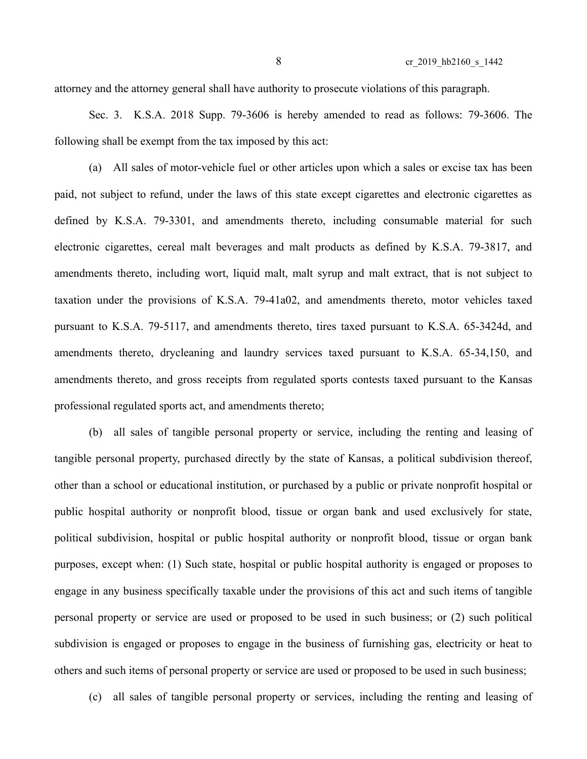attorney and the attorney general shall have authority to prosecute violations of this paragraph.

Sec. 3. K.S.A. 2018 Supp. 79-3606 is hereby amended to read as follows: 79-3606. The following shall be exempt from the tax imposed by this act:

(a) All sales of motor-vehicle fuel or other articles upon which a sales or excise tax has been paid, not subject to refund, under the laws of this state except cigarettes and electronic cigarettes as defined by K.S.A. 79-3301, and amendments thereto, including consumable material for such electronic cigarettes, cereal malt beverages and malt products as defined by K.S.A. 79-3817, and amendments thereto, including wort, liquid malt, malt syrup and malt extract, that is not subject to taxation under the provisions of K.S.A. 79-41a02, and amendments thereto, motor vehicles taxed pursuant to K.S.A. 79-5117, and amendments thereto, tires taxed pursuant to K.S.A. 65-3424d, and amendments thereto, drycleaning and laundry services taxed pursuant to K.S.A. 65-34,150, and amendments thereto, and gross receipts from regulated sports contests taxed pursuant to the Kansas professional regulated sports act, and amendments thereto;

(b) all sales of tangible personal property or service, including the renting and leasing of tangible personal property, purchased directly by the state of Kansas, a political subdivision thereof, other than a school or educational institution, or purchased by a public or private nonprofit hospital or public hospital authority or nonprofit blood, tissue or organ bank and used exclusively for state, political subdivision, hospital or public hospital authority or nonprofit blood, tissue or organ bank purposes, except when: (1) Such state, hospital or public hospital authority is engaged or proposes to engage in any business specifically taxable under the provisions of this act and such items of tangible personal property or service are used or proposed to be used in such business; or (2) such political subdivision is engaged or proposes to engage in the business of furnishing gas, electricity or heat to others and such items of personal property or service are used or proposed to be used in such business;

(c) all sales of tangible personal property or services, including the renting and leasing of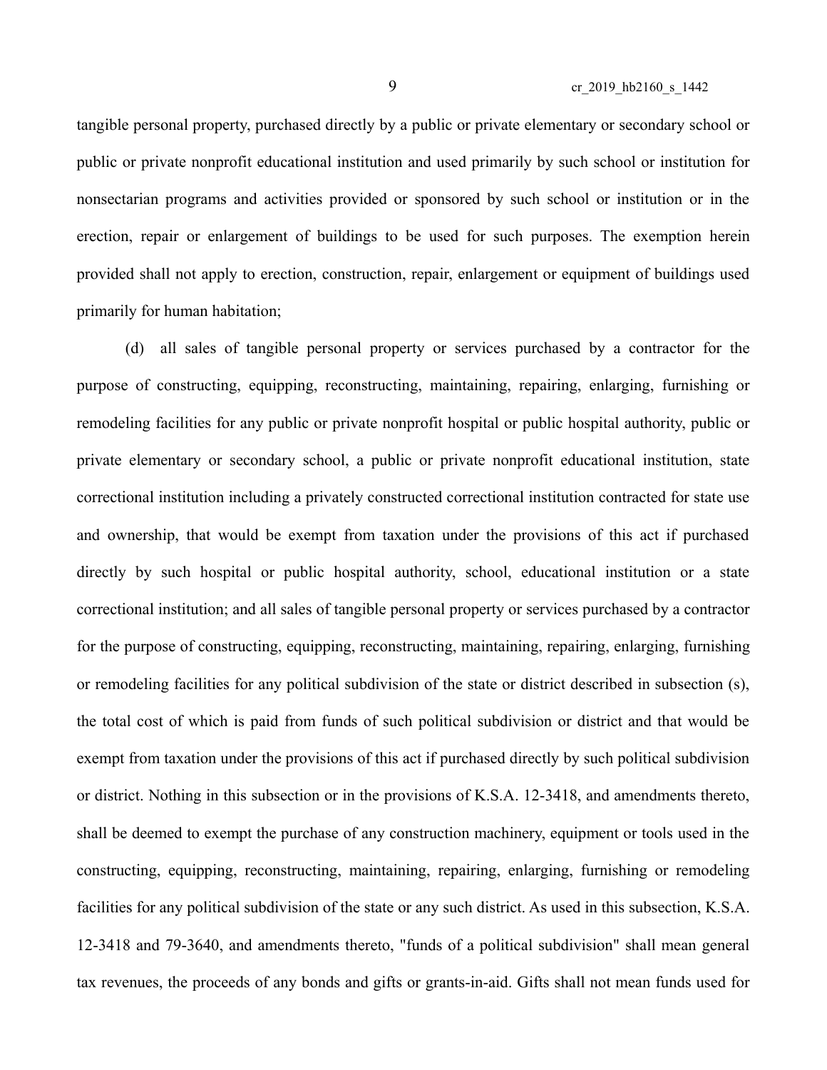tangible personal property, purchased directly by a public or private elementary or secondary school or public or private nonprofit educational institution and used primarily by such school or institution for nonsectarian programs and activities provided or sponsored by such school or institution or in the erection, repair or enlargement of buildings to be used for such purposes. The exemption herein provided shall not apply to erection, construction, repair, enlargement or equipment of buildings used primarily for human habitation;

(d) all sales of tangible personal property or services purchased by a contractor for the purpose of constructing, equipping, reconstructing, maintaining, repairing, enlarging, furnishing or remodeling facilities for any public or private nonprofit hospital or public hospital authority, public or private elementary or secondary school, a public or private nonprofit educational institution, state correctional institution including a privately constructed correctional institution contracted for state use and ownership, that would be exempt from taxation under the provisions of this act if purchased directly by such hospital or public hospital authority, school, educational institution or a state correctional institution; and all sales of tangible personal property or services purchased by a contractor for the purpose of constructing, equipping, reconstructing, maintaining, repairing, enlarging, furnishing or remodeling facilities for any political subdivision of the state or district described in subsection (s), the total cost of which is paid from funds of such political subdivision or district and that would be exempt from taxation under the provisions of this act if purchased directly by such political subdivision or district. Nothing in this subsection or in the provisions of K.S.A. 12-3418, and amendments thereto, shall be deemed to exempt the purchase of any construction machinery, equipment or tools used in the constructing, equipping, reconstructing, maintaining, repairing, enlarging, furnishing or remodeling facilities for any political subdivision of the state or any such district. As used in this subsection, K.S.A. 12-3418 and 79-3640, and amendments thereto, "funds of a political subdivision" shall mean general tax revenues, the proceeds of any bonds and gifts or grants-in-aid. Gifts shall not mean funds used for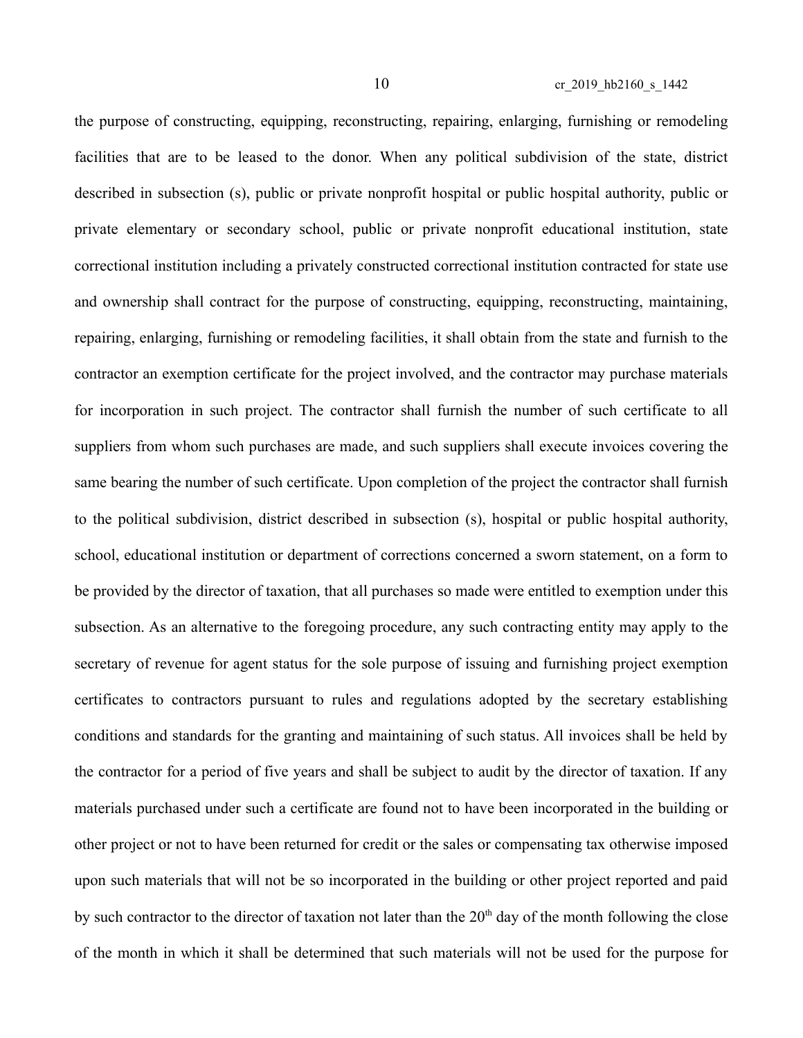the purpose of constructing, equipping, reconstructing, repairing, enlarging, furnishing or remodeling facilities that are to be leased to the donor. When any political subdivision of the state, district described in subsection (s), public or private nonprofit hospital or public hospital authority, public or private elementary or secondary school, public or private nonprofit educational institution, state correctional institution including a privately constructed correctional institution contracted for state use and ownership shall contract for the purpose of constructing, equipping, reconstructing, maintaining, repairing, enlarging, furnishing or remodeling facilities, it shall obtain from the state and furnish to the contractor an exemption certificate for the project involved, and the contractor may purchase materials for incorporation in such project. The contractor shall furnish the number of such certificate to all suppliers from whom such purchases are made, and such suppliers shall execute invoices covering the same bearing the number of such certificate. Upon completion of the project the contractor shall furnish to the political subdivision, district described in subsection (s), hospital or public hospital authority, school, educational institution or department of corrections concerned a sworn statement, on a form to be provided by the director of taxation, that all purchases so made were entitled to exemption under this subsection. As an alternative to the foregoing procedure, any such contracting entity may apply to the secretary of revenue for agent status for the sole purpose of issuing and furnishing project exemption certificates to contractors pursuant to rules and regulations adopted by the secretary establishing conditions and standards for the granting and maintaining of such status. All invoices shall be held by the contractor for a period of five years and shall be subject to audit by the director of taxation. If any materials purchased under such a certificate are found not to have been incorporated in the building or other project or not to have been returned for credit or the sales or compensating tax otherwise imposed upon such materials that will not be so incorporated in the building or other project reported and paid by such contractor to the director of taxation not later than the 20th day of the month following the close of the month in which it shall be determined that such materials will not be used for the purpose for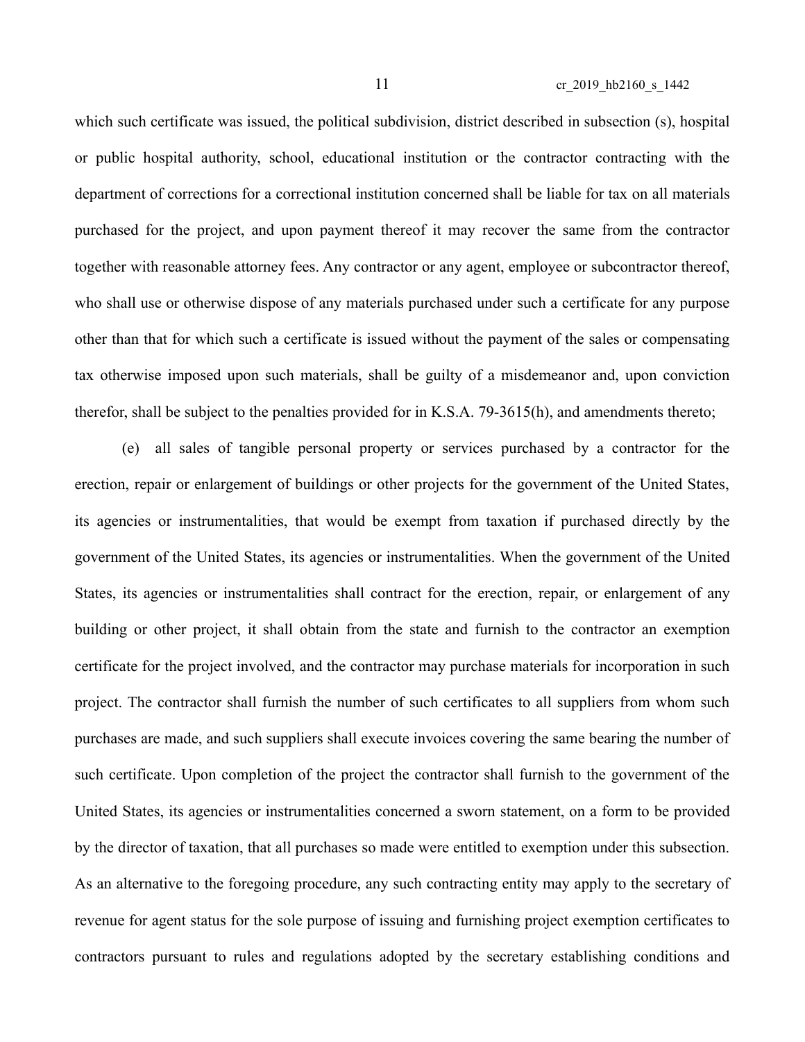which such certificate was issued, the political subdivision, district described in subsection (s), hospital or public hospital authority, school, educational institution or the contractor contracting with the department of corrections for a correctional institution concerned shall be liable for tax on all materials purchased for the project, and upon payment thereof it may recover the same from the contractor together with reasonable attorney fees. Any contractor or any agent, employee or subcontractor thereof, who shall use or otherwise dispose of any materials purchased under such a certificate for any purpose other than that for which such a certificate is issued without the payment of the sales or compensating tax otherwise imposed upon such materials, shall be guilty of a misdemeanor and, upon conviction therefor, shall be subject to the penalties provided for in K.S.A. 79-3615(h), and amendments thereto;

(e) all sales of tangible personal property or services purchased by a contractor for the erection, repair or enlargement of buildings or other projects for the government of the United States, its agencies or instrumentalities, that would be exempt from taxation if purchased directly by the government of the United States, its agencies or instrumentalities. When the government of the United States, its agencies or instrumentalities shall contract for the erection, repair, or enlargement of any building or other project, it shall obtain from the state and furnish to the contractor an exemption certificate for the project involved, and the contractor may purchase materials for incorporation in such project. The contractor shall furnish the number of such certificates to all suppliers from whom such purchases are made, and such suppliers shall execute invoices covering the same bearing the number of such certificate. Upon completion of the project the contractor shall furnish to the government of the United States, its agencies or instrumentalities concerned a sworn statement, on a form to be provided by the director of taxation, that all purchases so made were entitled to exemption under this subsection. As an alternative to the foregoing procedure, any such contracting entity may apply to the secretary of revenue for agent status for the sole purpose of issuing and furnishing project exemption certificates to contractors pursuant to rules and regulations adopted by the secretary establishing conditions and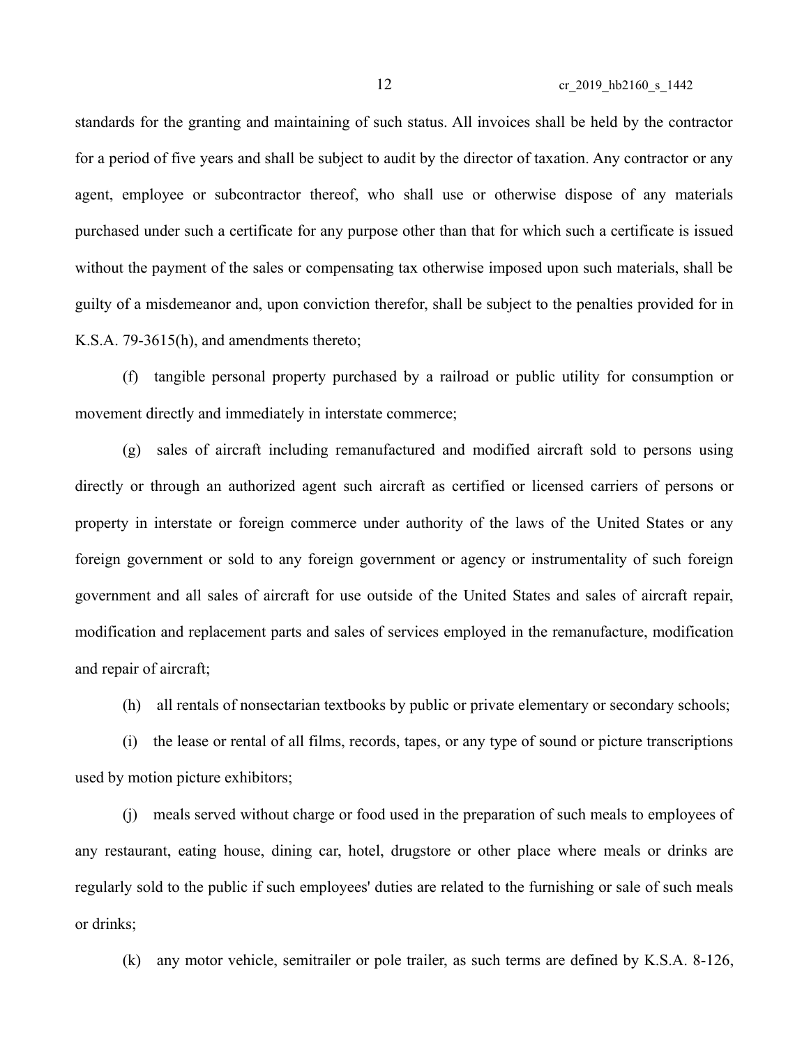standards for the granting and maintaining of such status. All invoices shall be held by the contractor for a period of five years and shall be subject to audit by the director of taxation. Any contractor or any agent, employee or subcontractor thereof, who shall use or otherwise dispose of any materials purchased under such a certificate for any purpose other than that for which such a certificate is issued without the payment of the sales or compensating tax otherwise imposed upon such materials, shall be guilty of a misdemeanor and, upon conviction therefor, shall be subject to the penalties provided for in K.S.A. 79-3615(h), and amendments thereto;

(f) tangible personal property purchased by a railroad or public utility for consumption or movement directly and immediately in interstate commerce;

(g) sales of aircraft including remanufactured and modified aircraft sold to persons using directly or through an authorized agent such aircraft as certified or licensed carriers of persons or property in interstate or foreign commerce under authority of the laws of the United States or any foreign government or sold to any foreign government or agency or instrumentality of such foreign government and all sales of aircraft for use outside of the United States and sales of aircraft repair, modification and replacement parts and sales of services employed in the remanufacture, modification and repair of aircraft;

(h) all rentals of nonsectarian textbooks by public or private elementary or secondary schools;

(i) the lease or rental of all films, records, tapes, or any type of sound or picture transcriptions used by motion picture exhibitors;

(j) meals served without charge or food used in the preparation of such meals to employees of any restaurant, eating house, dining car, hotel, drugstore or other place where meals or drinks are regularly sold to the public if such employees' duties are related to the furnishing or sale of such meals or drinks;

(k) any motor vehicle, semitrailer or pole trailer, as such terms are defined by K.S.A. 8-126,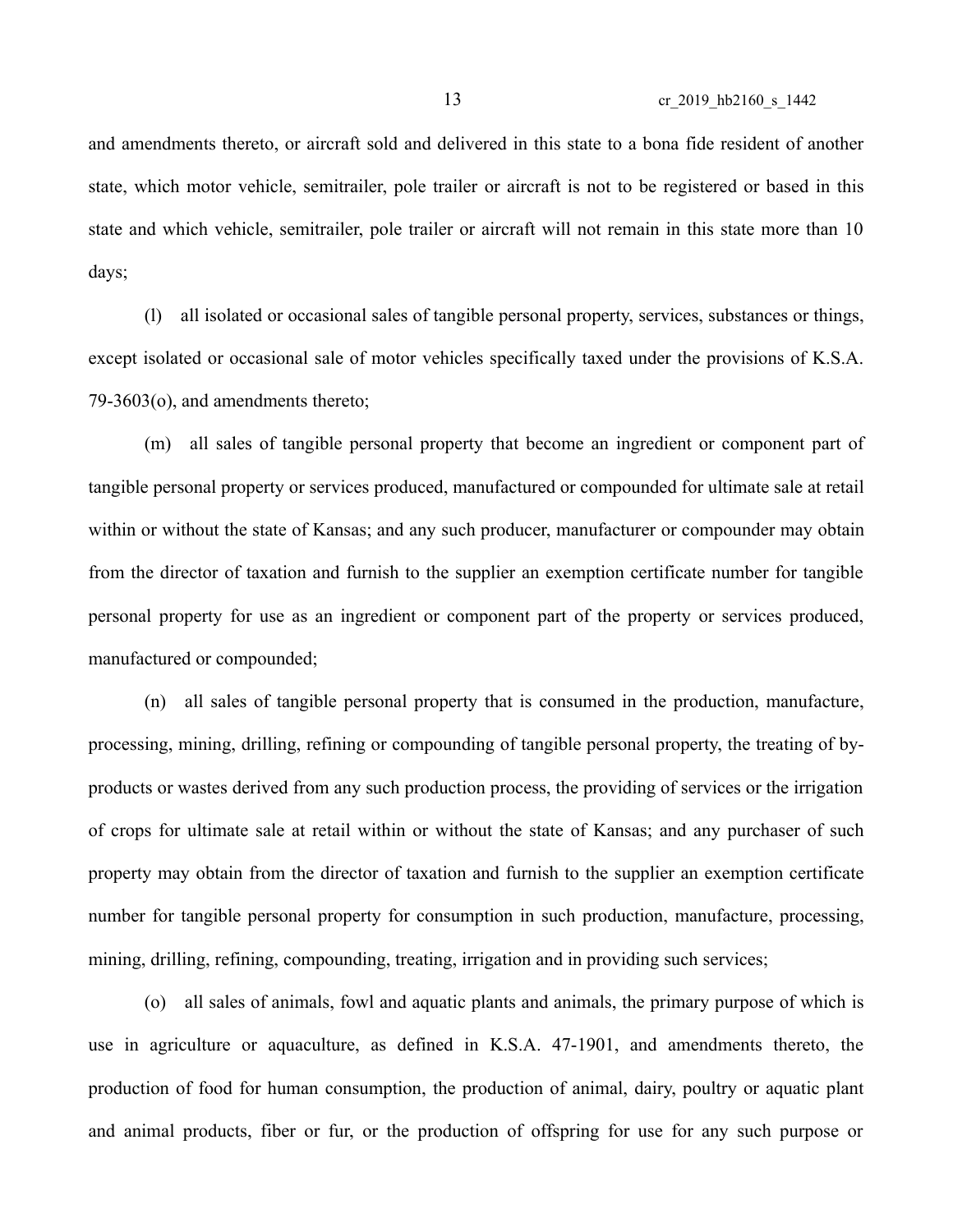and amendments thereto, or aircraft sold and delivered in this state to a bona fide resident of another state, which motor vehicle, semitrailer, pole trailer or aircraft is not to be registered or based in this state and which vehicle, semitrailer, pole trailer or aircraft will not remain in this state more than 10 days;

(l) all isolated or occasional sales of tangible personal property, services, substances or things, except isolated or occasional sale of motor vehicles specifically taxed under the provisions of K.S.A. 79-3603(o), and amendments thereto;

(m) all sales of tangible personal property that become an ingredient or component part of tangible personal property or services produced, manufactured or compounded for ultimate sale at retail within or without the state of Kansas; and any such producer, manufacturer or compounder may obtain from the director of taxation and furnish to the supplier an exemption certificate number for tangible personal property for use as an ingredient or component part of the property or services produced, manufactured or compounded;

(n) all sales of tangible personal property that is consumed in the production, manufacture, processing, mining, drilling, refining or compounding of tangible personal property, the treating of by-products or wastes derived from any such production process, the providing of services or the irrigation of crops for ultimate sale at retail within or without the state of Kansas; and any purchaser of such property may obtain from the director of taxation and furnish to the supplier an exemption certificate number for tangible personal property for consumption in such production, manufacture, processing, mining, drilling, refining, compounding, treating, irrigation and in providing such services;

(o) all sales of animals, fowl and aquatic plants and animals, the primary purpose of which is use in agriculture or aquaculture, as defined in K.S.A. 47-1901, and amendments thereto, the production of food for human consumption, the production of animal, dairy, poultry or aquatic plant and animal products, fiber or fur, or the production of offspring for use for any such purpose or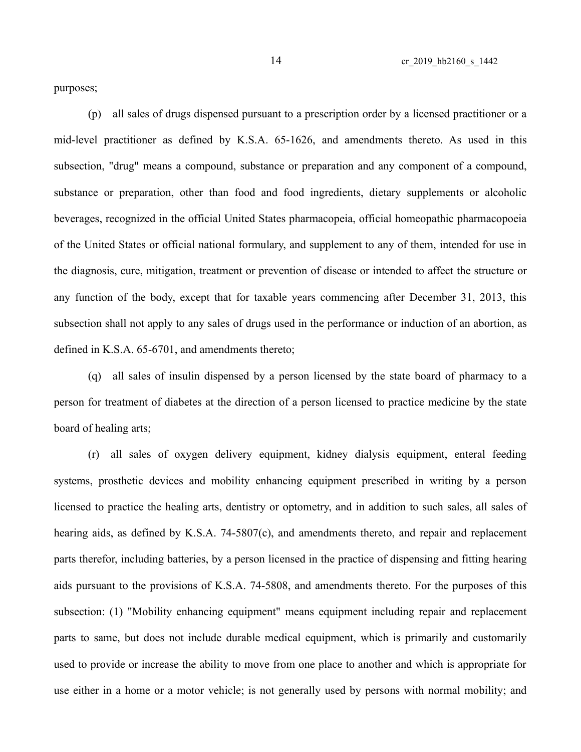purposes;

(p) all sales of drugs dispensed pursuant to a prescription order by a licensed practitioner or a mid-level practitioner as defined by K.S.A. 65-1626, and amendments thereto. As used in this subsection, "drug" means a compound, substance or preparation and any component of a compound, substance or preparation, other than food and food ingredients, dietary supplements or alcoholic beverages, recognized in the official United States pharmacopeia, official homeopathic pharmacopoeia of the United States or official national formulary, and supplement to any of them, intended for use in the diagnosis, cure, mitigation, treatment or prevention of disease or intended to affect the structure or any function of the body, except that for taxable years commencing after December 31, 2013, this subsection shall not apply to any sales of drugs used in the performance or induction of an abortion, as defined in K.S.A. 65-6701, and amendments thereto;

(q) all sales of insulin dispensed by a person licensed by the state board of pharmacy to a person for treatment of diabetes at the direction of a person licensed to practice medicine by the state board of healing arts;

(r) all sales of oxygen delivery equipment, kidney dialysis equipment, enteral feeding systems, prosthetic devices and mobility enhancing equipment prescribed in writing by a person licensed to practice the healing arts, dentistry or optometry, and in addition to such sales, all sales of hearing aids, as defined by K.S.A. 74-5807(c), and amendments thereto, and repair and replacement parts therefor, including batteries, by a person licensed in the practice of dispensing and fitting hearing aids pursuant to the provisions of K.S.A. 74-5808, and amendments thereto. For the purposes of this subsection: (1) "Mobility enhancing equipment" means equipment including repair and replacement parts to same, but does not include durable medical equipment, which is primarily and customarily used to provide or increase the ability to move from one place to another and which is appropriate for use either in a home or a motor vehicle; is not generally used by persons with normal mobility; and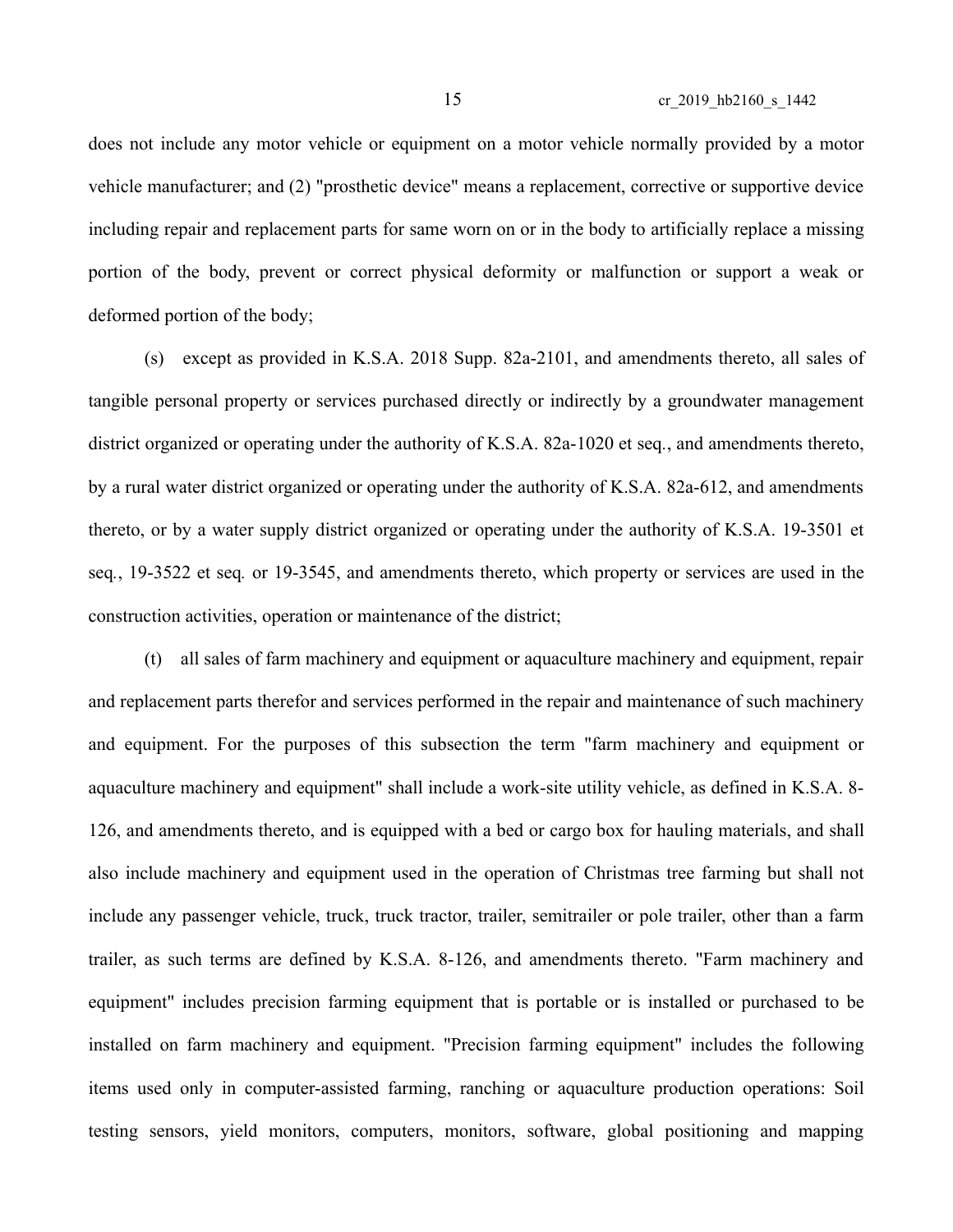does not include any motor vehicle or equipment on a motor vehicle normally provided by a motor vehicle manufacturer; and (2) "prosthetic device" means a replacement, corrective or supportive device including repair and replacement parts for same worn on or in the body to artificially replace a missing portion of the body, prevent or correct physical deformity or malfunction or support a weak or deformed portion of the body;

(s) except as provided in K.S.A. 2018 Supp. 82a-2101, and amendments thereto, all sales of tangible personal property or services purchased directly or indirectly by a groundwater management district organized or operating under the authority of K.S.A. 82a-1020 et seq., and amendments thereto, by a rural water district organized or operating under the authority of K.S.A. 82a-612, and amendments thereto, or by a water supply district organized or operating under the authority of K.S.A. 19-3501 et seq., 19-3522 et seq. or 19-3545, and amendments thereto, which property or services are used in the construction activities, operation or maintenance of the district;

(t) all sales of farm machinery and equipment or aquaculture machinery and equipment, repair and replacement parts therefor and services performed in the repair and maintenance of such machinery and equipment. For the purposes of this subsection the term "farm machinery and equipment or aquaculture machinery and equipment" shall include a work-site utility vehicle, as defined in K.S.A. 8-126, and amendments thereto, and is equipped with a bed or cargo box for hauling materials, and shall also include machinery and equipment used in the operation of Christmas tree farming but shall not include any passenger vehicle, truck, truck tractor, trailer, semitrailer or pole trailer, other than a farm trailer, as such terms are defined by K.S.A. 8-126, and amendments thereto. "Farm machinery and equipment" includes precision farming equipment that is portable or is installed or purchased to be installed on farm machinery and equipment. "Precision farming equipment" includes the following items used only in computer-assisted farming, ranching or aquaculture production operations: Soil testing sensors, yield monitors, computers, monitors, software, global positioning and mapping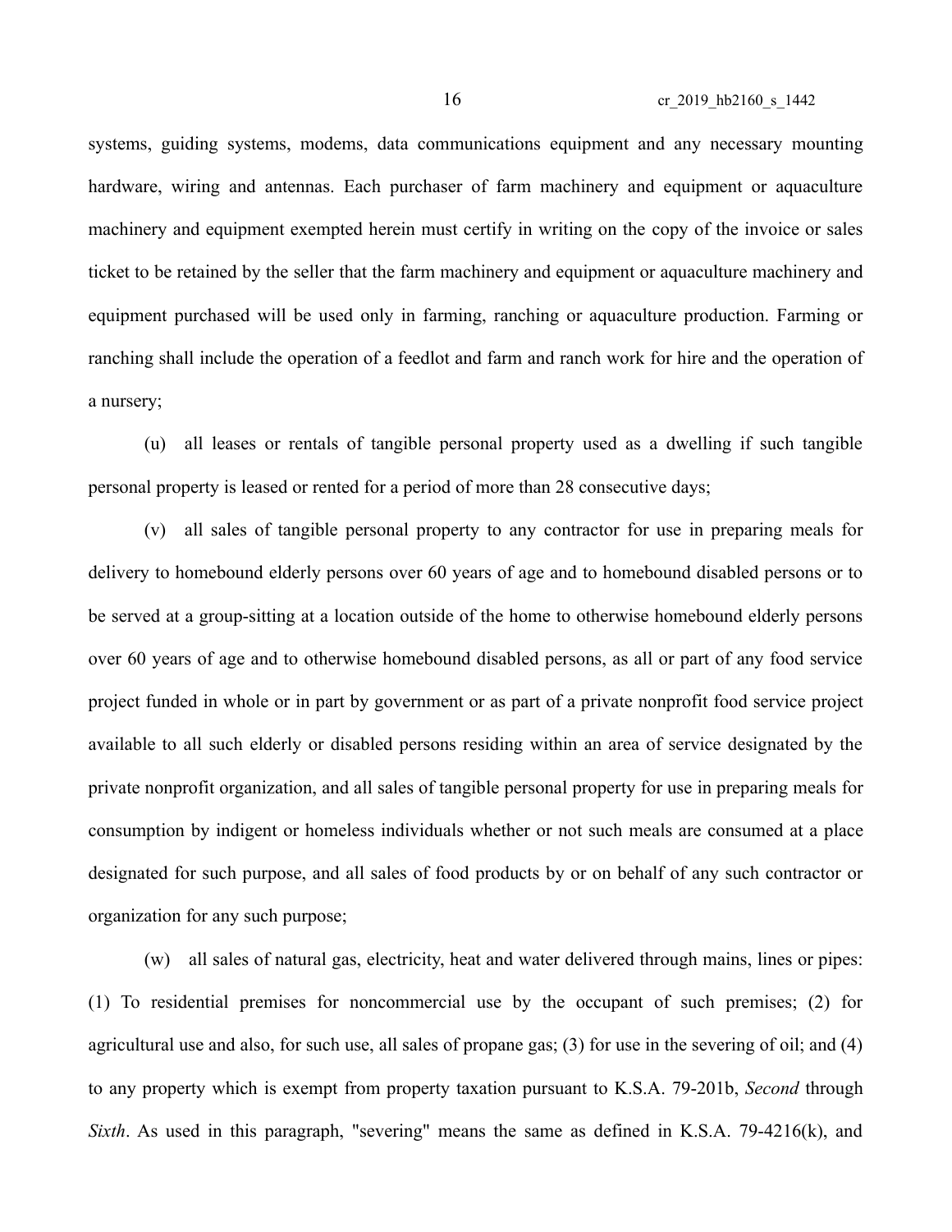systems, guiding systems, modems, data communications equipment and any necessary mounting hardware, wiring and antennas. Each purchaser of farm machinery and equipment or aquaculture machinery and equipment exempted herein must certify in writing on the copy of the invoice or sales ticket to be retained by the seller that the farm machinery and equipment or aquaculture machinery and equipment purchased will be used only in farming, ranching or aquaculture production. Farming or ranching shall include the operation of a feedlot and farm and ranch work for hire and the operation of a nursery;

(u) all leases or rentals of tangible personal property used as a dwelling if such tangible personal property is leased or rented for a period of more than 28 consecutive days;

(v) all sales of tangible personal property to any contractor for use in preparing meals for delivery to homebound elderly persons over 60 years of age and to homebound disabled persons or to be served at a group-sitting at a location outside of the home to otherwise homebound elderly persons over 60 years of age and to otherwise homebound disabled persons, as all or part of any food service project funded in whole or in part by government or as part of a private nonprofit food service project available to all such elderly or disabled persons residing within an area of service designated by the private nonprofit organization, and all sales of tangible personal property for use in preparing meals for consumption by indigent or homeless individuals whether or not such meals are consumed at a place designated for such purpose, and all sales of food products by or on behalf of any such contractor or organization for any such purpose;

(w) all sales of natural gas, electricity, heat and water delivered through mains, lines or pipes: (1) To residential premises for noncommercial use by the occupant of such premises; (2) for agricultural use and also, for such use, all sales of propane gas; (3) for use in the severing of oil; and (4) to any property which is exempt from property taxation pursuant to K.S.A. 79-201b, *Second* through *Sixth*. As used in this paragraph, "severing" means the same as defined in K.S.A. 79-4216(k), and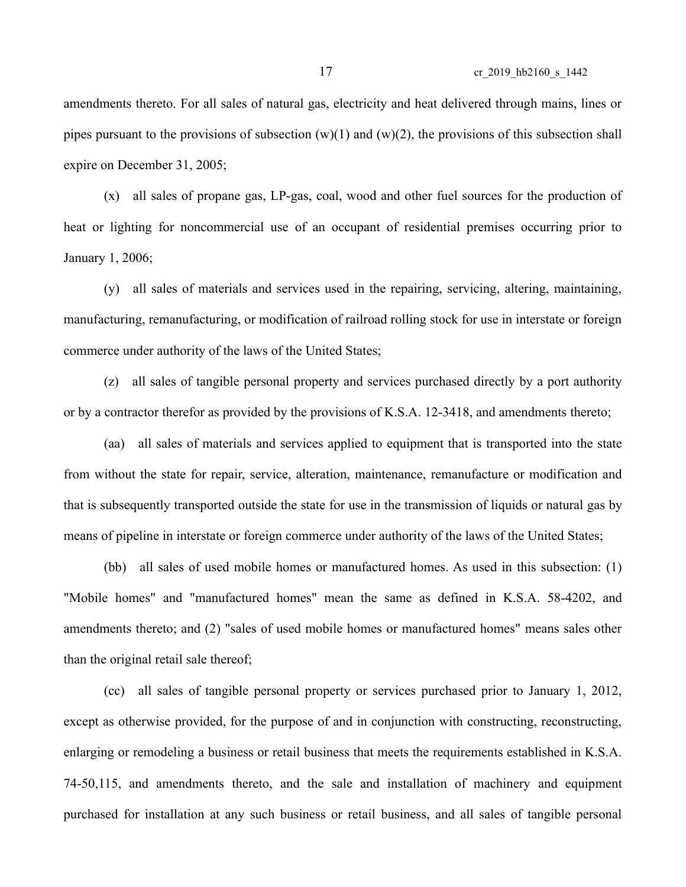amendments thereto. For all sales of natural gas, electricity and heat delivered through mains, lines or pipes pursuant to the provisions of subsection (w)(1) and (w)(2), the provisions of this subsection shall expire on December 31, 2005;

(x) all sales of propane gas, LP-gas, coal, wood and other fuel sources for the production of heat or lighting for noncommercial use of an occupant of residential premises occurring prior to January 1, 2006;

(y) all sales of materials and services used in the repairing, servicing, altering, maintaining, manufacturing, remanufacturing, or modification of railroad rolling stock for use in interstate or foreign commerce under authority of the laws of the United States;

(z) all sales of tangible personal property and services purchased directly by a port authority or by a contractor therefor as provided by the provisions of K.S.A. 12-3418, and amendments thereto;

(aa) all sales of materials and services applied to equipment that is transported into the state from without the state for repair, service, alteration, maintenance, remanufacture or modification and that is subsequently transported outside the state for use in the transmission of liquids or natural gas by means of pipeline in interstate or foreign commerce under authority of the laws of the United States;

(bb) all sales of used mobile homes or manufactured homes. As used in this subsection: (1) "Mobile homes" and "manufactured homes" mean the same as defined in K.S.A. 58-4202, and amendments thereto; and (2) "sales of used mobile homes or manufactured homes" means sales other than the original retail sale thereof;

(cc) all sales of tangible personal property or services purchased prior to January 1, 2012, except as otherwise provided, for the purpose of and in conjunction with constructing, reconstructing, enlarging or remodeling a business or retail business that meets the requirements established in K.S.A. 74-50,115, and amendments thereto, and the sale and installation of machinery and equipment purchased for installation at any such business or retail business, and all sales of tangible personal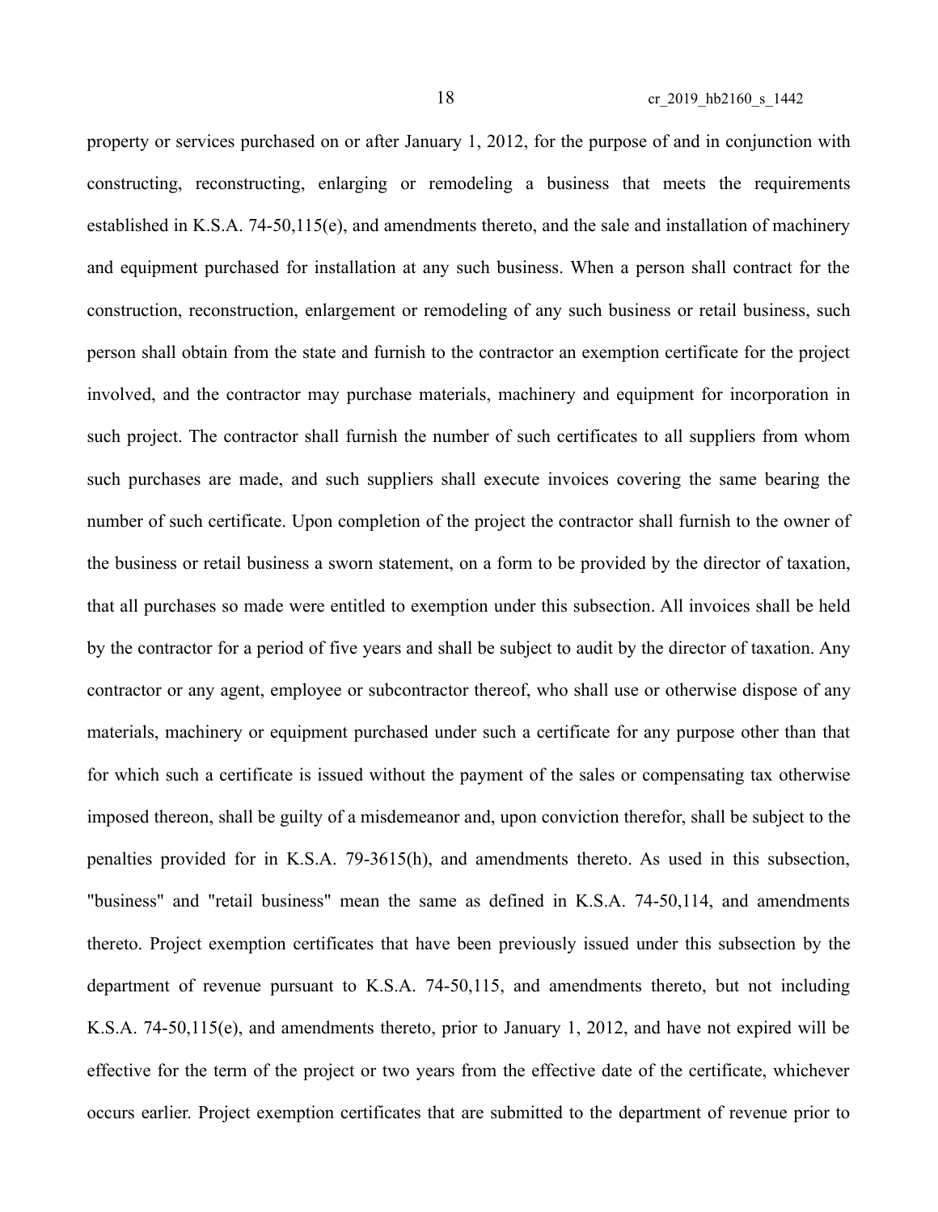property or services purchased on or after January 1, 2012, for the purpose of and in conjunction with constructing, reconstructing, enlarging or remodeling a business that meets the requirements established in K.S.A. 74-50,115(e), and amendments thereto, and the sale and installation of machinery and equipment purchased for installation at any such business. When a person shall contract for the construction, reconstruction, enlargement or remodeling of any such business or retail business, such person shall obtain from the state and furnish to the contractor an exemption certificate for the project involved, and the contractor may purchase materials, machinery and equipment for incorporation in such project. The contractor shall furnish the number of such certificates to all suppliers from whom such purchases are made, and such suppliers shall execute invoices covering the same bearing the number of such certificate. Upon completion of the project the contractor shall furnish to the owner of the business or retail business a sworn statement, on a form to be provided by the director of taxation, that all purchases so made were entitled to exemption under this subsection. All invoices shall be held by the contractor for a period of five years and shall be subject to audit by the director of taxation. Any contractor or any agent, employee or subcontractor thereof, who shall use or otherwise dispose of any materials, machinery or equipment purchased under such a certificate for any purpose other than that for which such a certificate is issued without the payment of the sales or compensating tax otherwise imposed thereon, shall be guilty of a misdemeanor and, upon conviction therefor, shall be subject to the penalties provided for in K.S.A. 79-3615(h), and amendments thereto. As used in this subsection, "business" and "retail business" mean the same as defined in K.S.A. 74-50,114, and amendments thereto. Project exemption certificates that have been previously issued under this subsection by the department of revenue pursuant to K.S.A. 74-50,115, and amendments thereto, but not including K.S.A. 74-50,115(e), and amendments thereto, prior to January 1, 2012, and have not expired will be effective for the term of the project or two years from the effective date of the certificate, whichever occurs earlier. Project exemption certificates that are submitted to the department of revenue prior to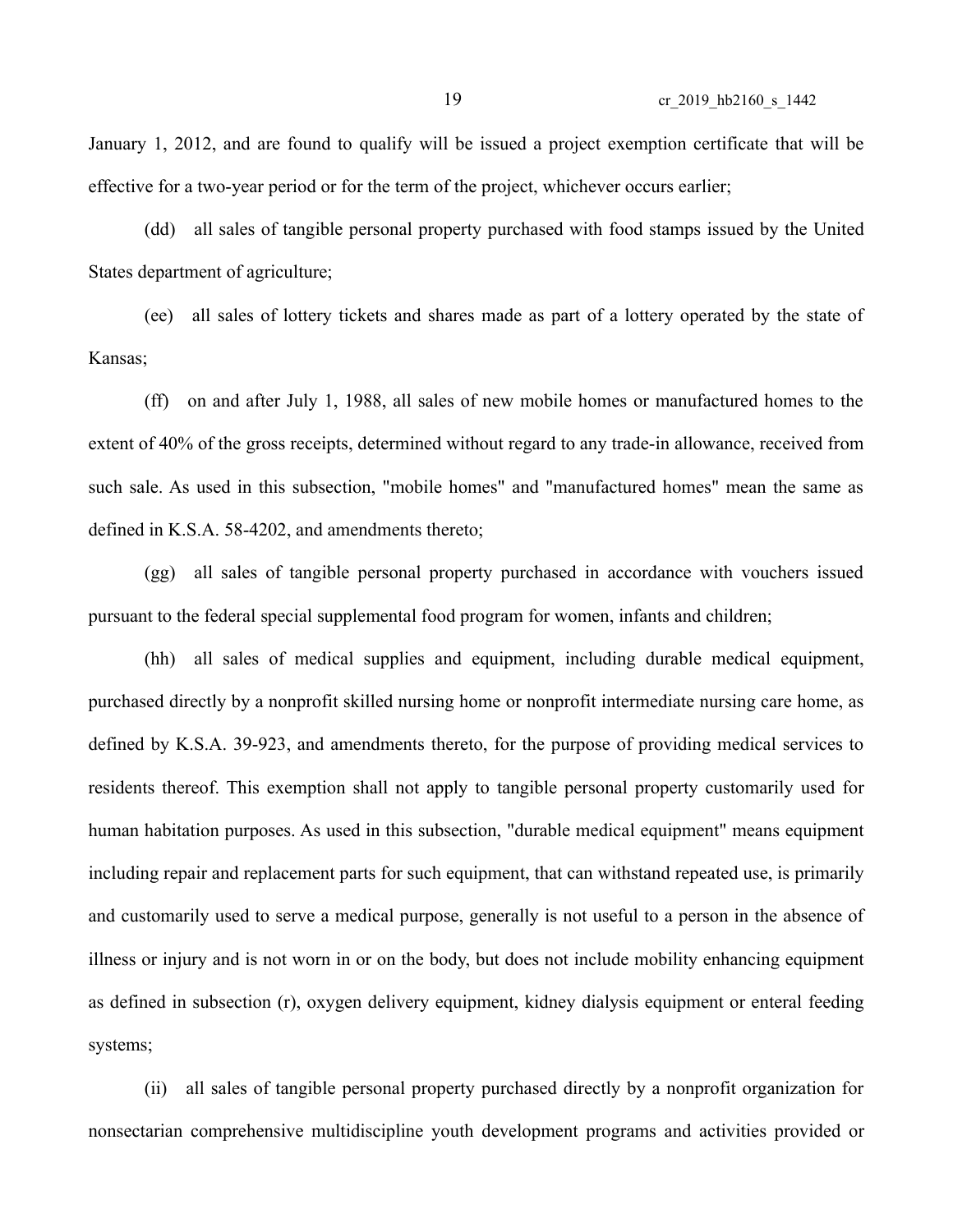January 1, 2012, and are found to qualify will be issued a project exemption certificate that will be effective for a two-year period or for the term of the project, whichever occurs earlier;

(dd) all sales of tangible personal property purchased with food stamps issued by the United States department of agriculture;

(ee) all sales of lottery tickets and shares made as part of a lottery operated by the state of Kansas;

(ff) on and after July 1, 1988, all sales of new mobile homes or manufactured homes to the extent of 40% of the gross receipts, determined without regard to any trade-in allowance, received from such sale. As used in this subsection, "mobile homes" and "manufactured homes" mean the same as defined in K.S.A. 58-4202, and amendments thereto;

(gg) all sales of tangible personal property purchased in accordance with vouchers issued pursuant to the federal special supplemental food program for women, infants and children;

(hh) all sales of medical supplies and equipment, including durable medical equipment, purchased directly by a nonprofit skilled nursing home or nonprofit intermediate nursing care home, as defined by K.S.A. 39-923, and amendments thereto, for the purpose of providing medical services to residents thereof. This exemption shall not apply to tangible personal property customarily used for human habitation purposes. As used in this subsection, "durable medical equipment" means equipment including repair and replacement parts for such equipment, that can withstand repeated use, is primarily and customarily used to serve a medical purpose, generally is not useful to a person in the absence of illness or injury and is not worn in or on the body, but does not include mobility enhancing equipment as defined in subsection (r), oxygen delivery equipment, kidney dialysis equipment or enteral feeding systems;

(ii) all sales of tangible personal property purchased directly by a nonprofit organization for nonsectarian comprehensive multidiscipline youth development programs and activities provided or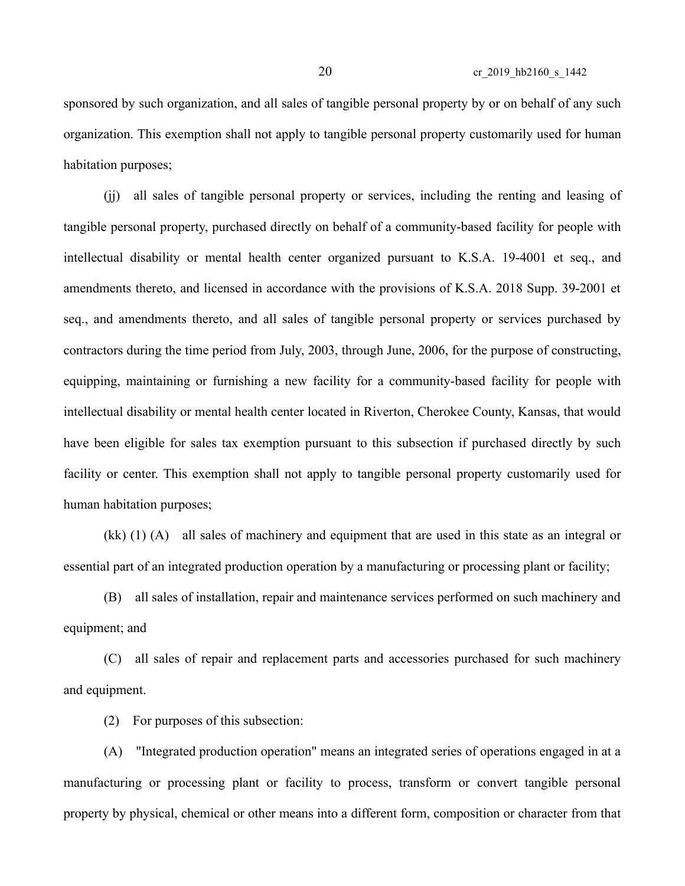sponsored by such organization, and all sales of tangible personal property by or on behalf of any such organization. This exemption shall not apply to tangible personal property customarily used for human habitation purposes;

(jj) all sales of tangible personal property or services, including the renting and leasing of tangible personal property, purchased directly on behalf of a community-based facility for people with intellectual disability or mental health center organized pursuant to K.S.A. 19-4001 et seq., and amendments thereto, and licensed in accordance with the provisions of K.S.A. 2018 Supp. 39-2001 et seq., and amendments thereto, and all sales of tangible personal property or services purchased by contractors during the time period from July, 2003, through June, 2006, for the purpose of constructing, equipping, maintaining or furnishing a new facility for a community-based facility for people with intellectual disability or mental health center located in Riverton, Cherokee County, Kansas, that would have been eligible for sales tax exemption pursuant to this subsection if purchased directly by such facility or center. This exemption shall not apply to tangible personal property customarily used for human habitation purposes;

(kk) (1) (A) all sales of machinery and equipment that are used in this state as an integral or essential part of an integrated production operation by a manufacturing or processing plant or facility;

(B) all sales of installation, repair and maintenance services performed on such machinery and equipment; and

(C) all sales of repair and replacement parts and accessories purchased for such machinery and equipment.

(2) For purposes of this subsection:

(A) "Integrated production operation" means an integrated series of operations engaged in at a manufacturing or processing plant or facility to process, transform or convert tangible personal property by physical, chemical or other means into a different form, composition or character from that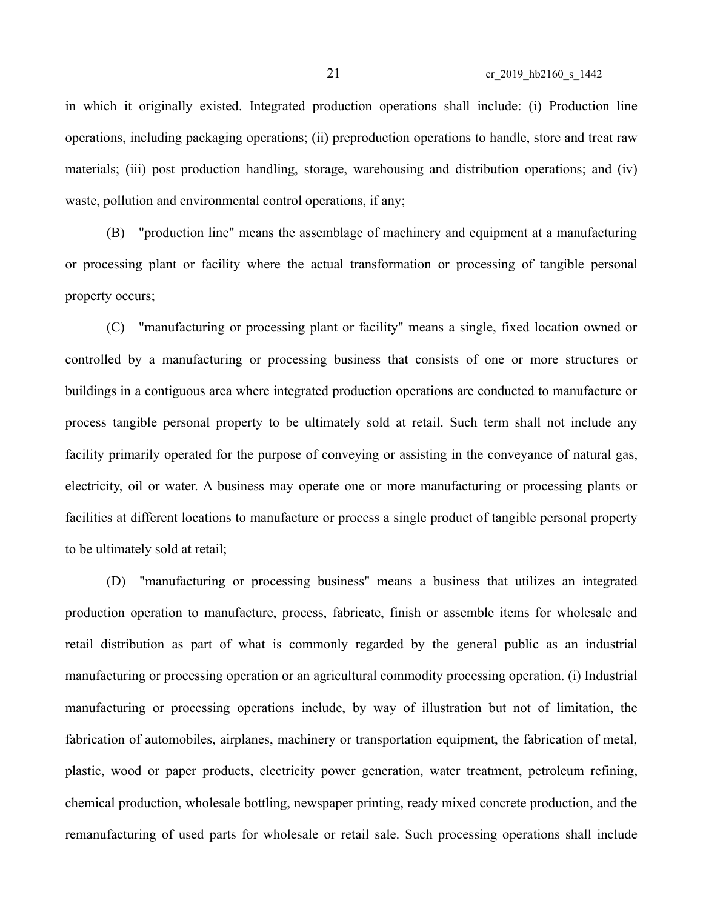in which it originally existed. Integrated production operations shall include: (i) Production line operations, including packaging operations; (ii) preproduction operations to handle, store and treat raw materials; (iii) post production handling, storage, warehousing and distribution operations; and (iv) waste, pollution and environmental control operations, if any;

(B) "production line" means the assemblage of machinery and equipment at a manufacturing or processing plant or facility where the actual transformation or processing of tangible personal property occurs;

(C) "manufacturing or processing plant or facility" means a single, fixed location owned or controlled by a manufacturing or processing business that consists of one or more structures or buildings in a contiguous area where integrated production operations are conducted to manufacture or process tangible personal property to be ultimately sold at retail. Such term shall not include any facility primarily operated for the purpose of conveying or assisting in the conveyance of natural gas, electricity, oil or water. A business may operate one or more manufacturing or processing plants or facilities at different locations to manufacture or process a single product of tangible personal property to be ultimately sold at retail;

(D) "manufacturing or processing business" means a business that utilizes an integrated production operation to manufacture, process, fabricate, finish or assemble items for wholesale and retail distribution as part of what is commonly regarded by the general public as an industrial manufacturing or processing operation or an agricultural commodity processing operation. (i) Industrial manufacturing or processing operations include, by way of illustration but not of limitation, the fabrication of automobiles, airplanes, machinery or transportation equipment, the fabrication of metal, plastic, wood or paper products, electricity power generation, water treatment, petroleum refining, chemical production, wholesale bottling, newspaper printing, ready mixed concrete production, and the remanufacturing of used parts for wholesale or retail sale. Such processing operations shall include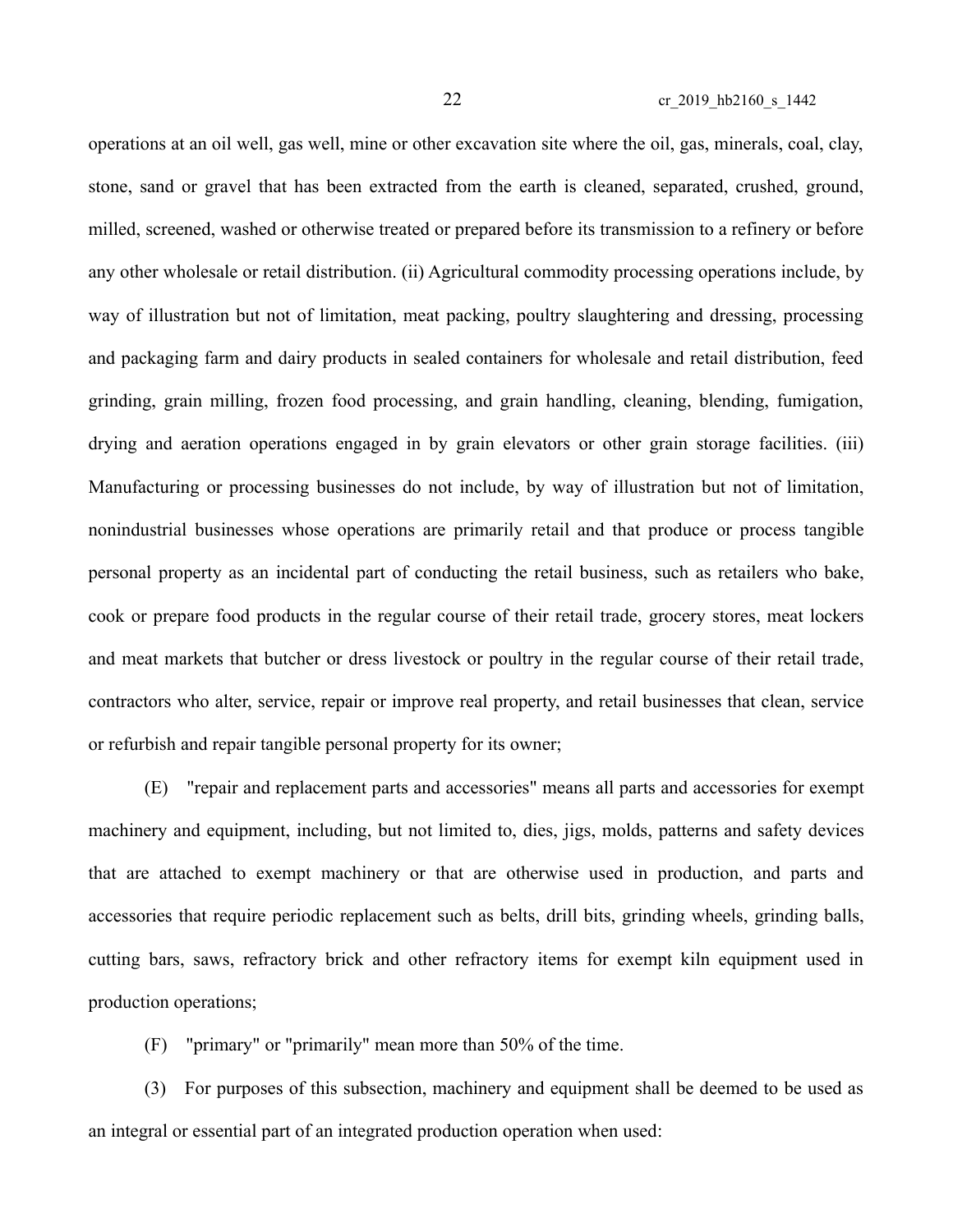operations at an oil well, gas well, mine or other excavation site where the oil, gas, minerals, coal, clay, stone, sand or gravel that has been extracted from the earth is cleaned, separated, crushed, ground, milled, screened, washed or otherwise treated or prepared before its transmission to a refinery or before any other wholesale or retail distribution. (ii) Agricultural commodity processing operations include, by way of illustration but not of limitation, meat packing, poultry slaughtering and dressing, processing and packaging farm and dairy products in sealed containers for wholesale and retail distribution, feed grinding, grain milling, frozen food processing, and grain handling, cleaning, blending, fumigation, drying and aeration operations engaged in by grain elevators or other grain storage facilities. (iii) Manufacturing or processing businesses do not include, by way of illustration but not of limitation, nonindustrial businesses whose operations are primarily retail and that produce or process tangible personal property as an incidental part of conducting the retail business, such as retailers who bake, cook or prepare food products in the regular course of their retail trade, grocery stores, meat lockers and meat markets that butcher or dress livestock or poultry in the regular course of their retail trade, contractors who alter, service, repair or improve real property, and retail businesses that clean, service or refurbish and repair tangible personal property for its owner;

(E) "repair and replacement parts and accessories" means all parts and accessories for exempt machinery and equipment, including, but not limited to, dies, jigs, molds, patterns and safety devices that are attached to exempt machinery or that are otherwise used in production, and parts and accessories that require periodic replacement such as belts, drill bits, grinding wheels, grinding balls, cutting bars, saws, refractory brick and other refractory items for exempt kiln equipment used in production operations;

(F) "primary" or "primarily" mean more than 50% of the time.

(3) For purposes of this subsection, machinery and equipment shall be deemed to be used as an integral or essential part of an integrated production operation when used: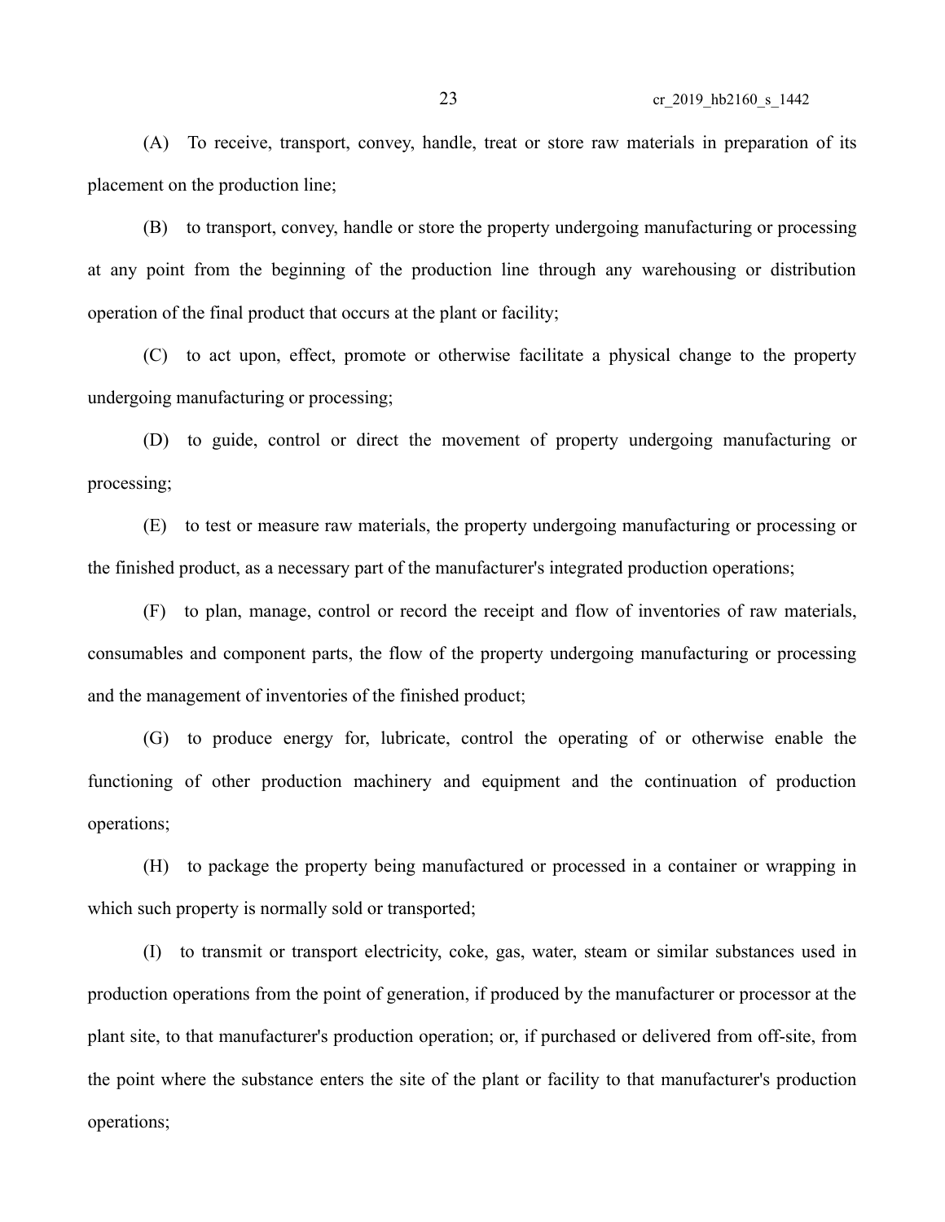(A) To receive, transport, convey, handle, treat or store raw materials in preparation of its placement on the production line;

(B) to transport, convey, handle or store the property undergoing manufacturing or processing at any point from the beginning of the production line through any warehousing or distribution operation of the final product that occurs at the plant or facility;

(C) to act upon, effect, promote or otherwise facilitate a physical change to the property undergoing manufacturing or processing;

(D) to guide, control or direct the movement of property undergoing manufacturing or processing;

(E) to test or measure raw materials, the property undergoing manufacturing or processing or the finished product, as a necessary part of the manufacturer's integrated production operations;

(F) to plan, manage, control or record the receipt and flow of inventories of raw materials, consumables and component parts, the flow of the property undergoing manufacturing or processing and the management of inventories of the finished product;

(G) to produce energy for, lubricate, control the operating of or otherwise enable the functioning of other production machinery and equipment and the continuation of production operations;

(H) to package the property being manufactured or processed in a container or wrapping in which such property is normally sold or transported;

(I) to transmit or transport electricity, coke, gas, water, steam or similar substances used in production operations from the point of generation, if produced by the manufacturer or processor at the plant site, to that manufacturer's production operation; or, if purchased or delivered from off-site, from the point where the substance enters the site of the plant or facility to that manufacturer's production operations;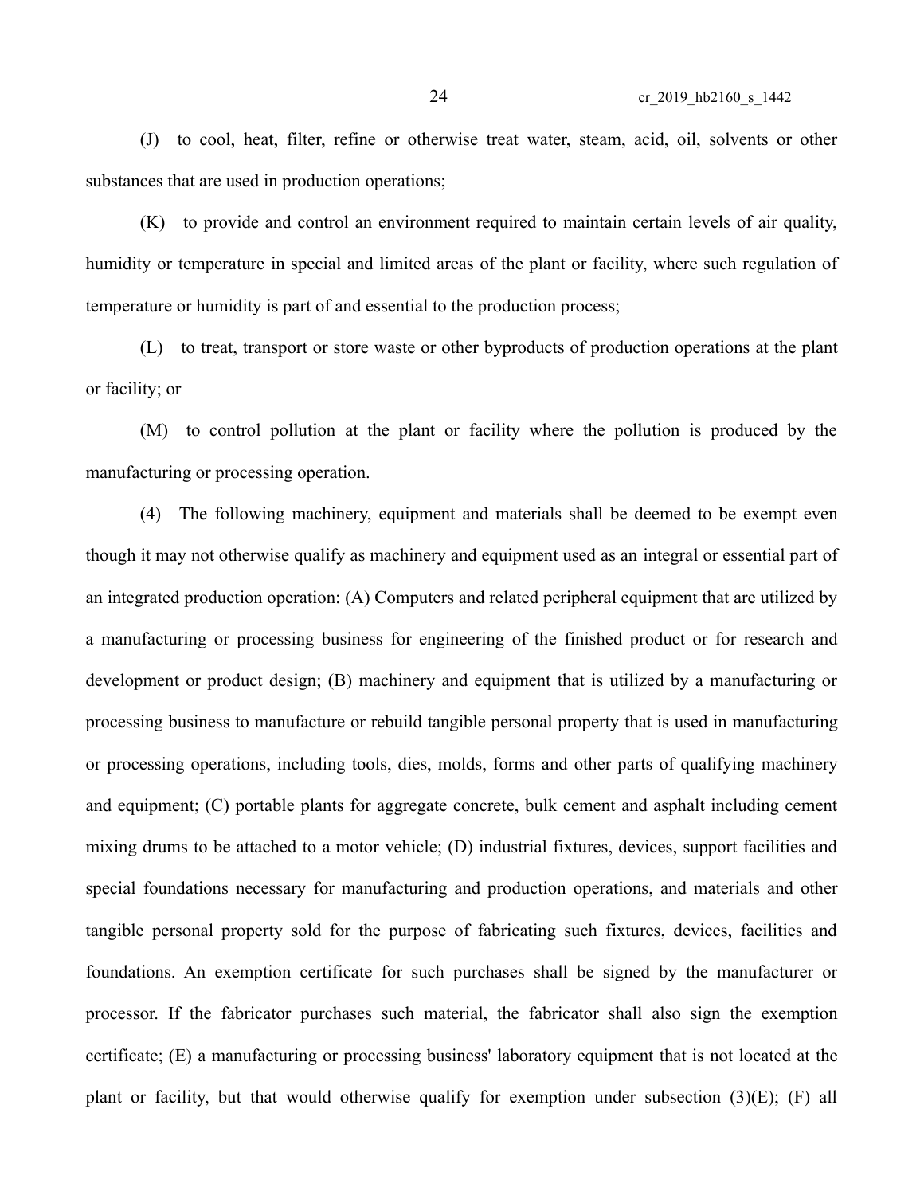(J) to cool, heat, filter, refine or otherwise treat water, steam, acid, oil, solvents or other substances that are used in production operations;

(K) to provide and control an environment required to maintain certain levels of air quality, humidity or temperature in special and limited areas of the plant or facility, where such regulation of temperature or humidity is part of and essential to the production process;

(L) to treat, transport or store waste or other byproducts of production operations at the plant or facility; or

(M) to control pollution at the plant or facility where the pollution is produced by the manufacturing or processing operation.

(4) The following machinery, equipment and materials shall be deemed to be exempt even though it may not otherwise qualify as machinery and equipment used as an integral or essential part of an integrated production operation: (A) Computers and related peripheral equipment that are utilized by a manufacturing or processing business for engineering of the finished product or for research and development or product design; (B) machinery and equipment that is utilized by a manufacturing or processing business to manufacture or rebuild tangible personal property that is used in manufacturing or processing operations, including tools, dies, molds, forms and other parts of qualifying machinery and equipment; (C) portable plants for aggregate concrete, bulk cement and asphalt including cement mixing drums to be attached to a motor vehicle; (D) industrial fixtures, devices, support facilities and special foundations necessary for manufacturing and production operations, and materials and other tangible personal property sold for the purpose of fabricating such fixtures, devices, facilities and foundations. An exemption certificate for such purchases shall be signed by the manufacturer or processor. If the fabricator purchases such material, the fabricator shall also sign the exemption certificate; (E) a manufacturing or processing business' laboratory equipment that is not located at the plant or facility, but that would otherwise qualify for exemption under subsection (3)(E); (F) all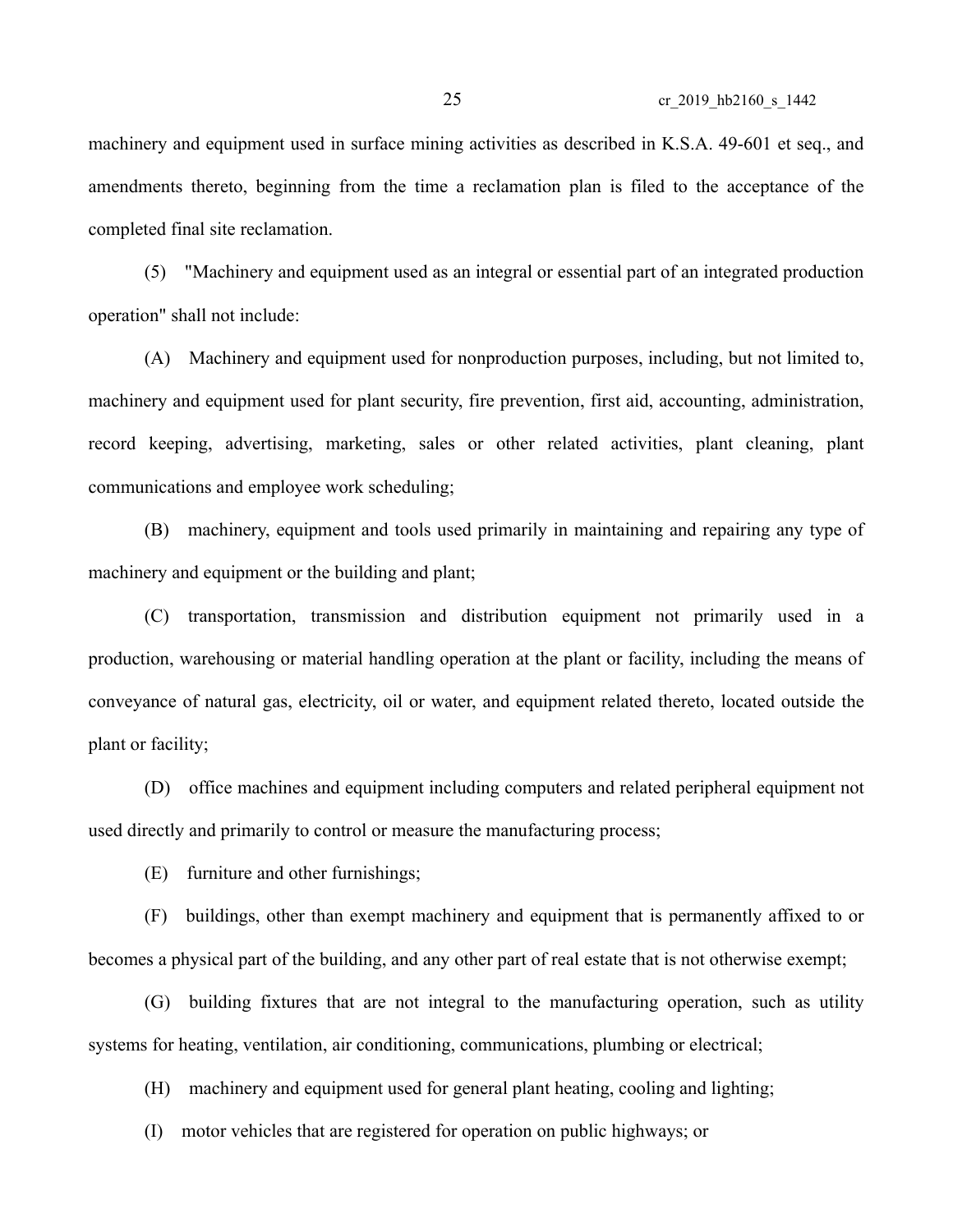machinery and equipment used in surface mining activities as described in K.S.A. 49-601 et seq., and amendments thereto, beginning from the time a reclamation plan is filed to the acceptance of the completed final site reclamation.

(5) "Machinery and equipment used as an integral or essential part of an integrated production operation" shall not include:

(A) Machinery and equipment used for nonproduction purposes, including, but not limited to, machinery and equipment used for plant security, fire prevention, first aid, accounting, administration, record keeping, advertising, marketing, sales or other related activities, plant cleaning, plant communications and employee work scheduling;

(B) machinery, equipment and tools used primarily in maintaining and repairing any type of machinery and equipment or the building and plant;

(C) transportation, transmission and distribution equipment not primarily used in a production, warehousing or material handling operation at the plant or facility, including the means of conveyance of natural gas, electricity, oil or water, and equipment related thereto, located outside the plant or facility;

(D) office machines and equipment including computers and related peripheral equipment not used directly and primarily to control or measure the manufacturing process;

(E) furniture and other furnishings;

(F) buildings, other than exempt machinery and equipment that is permanently affixed to or becomes a physical part of the building, and any other part of real estate that is not otherwise exempt;

(G) building fixtures that are not integral to the manufacturing operation, such as utility systems for heating, ventilation, air conditioning, communications, plumbing or electrical;

(H) machinery and equipment used for general plant heating, cooling and lighting;

(I) motor vehicles that are registered for operation on public highways; or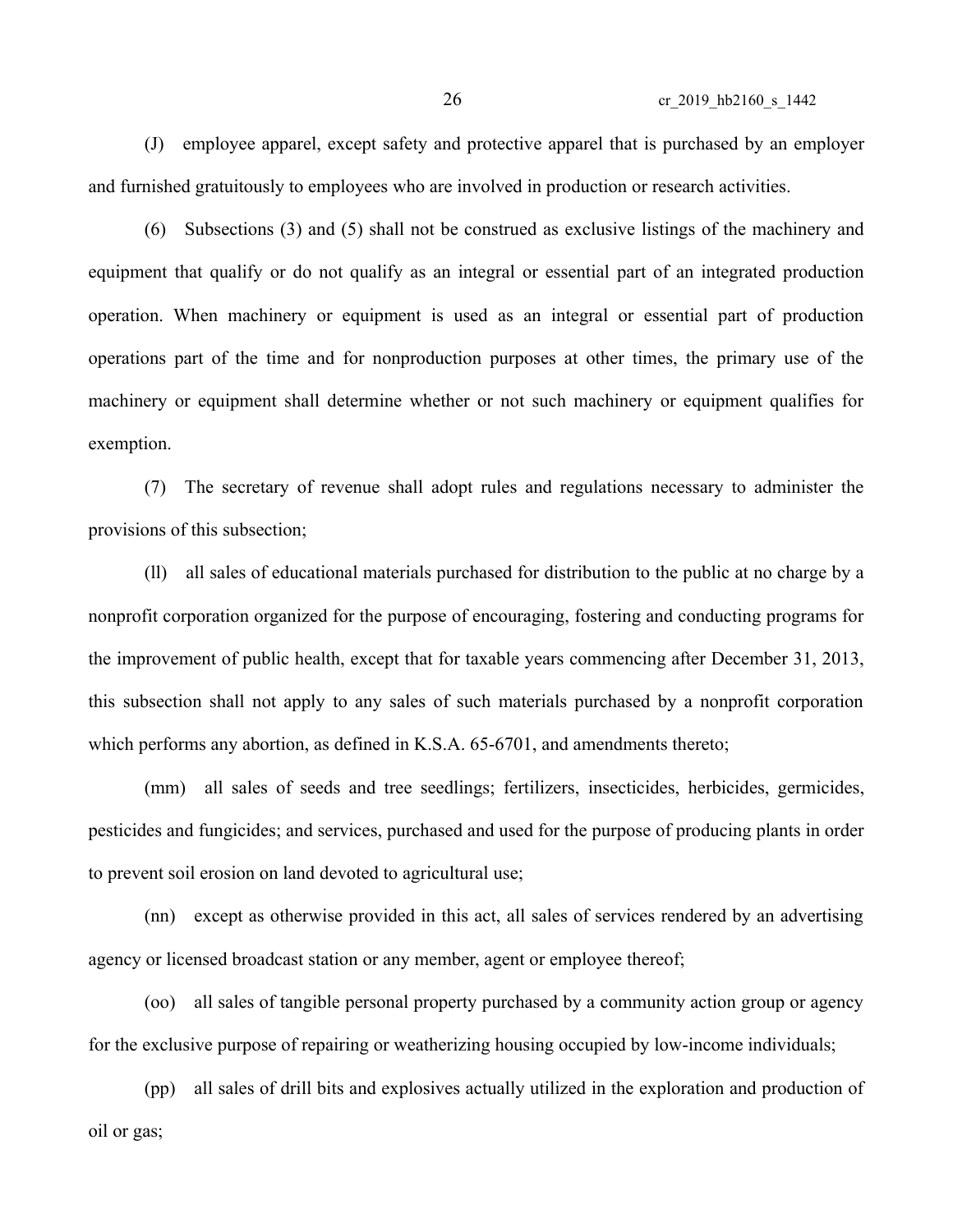(J) employee apparel, except safety and protective apparel that is purchased by an employer and furnished gratuitously to employees who are involved in production or research activities.

(6) Subsections (3) and (5) shall not be construed as exclusive listings of the machinery and equipment that qualify or do not qualify as an integral or essential part of an integrated production operation. When machinery or equipment is used as an integral or essential part of production operations part of the time and for nonproduction purposes at other times, the primary use of the machinery or equipment shall determine whether or not such machinery or equipment qualifies for exemption.

(7) The secretary of revenue shall adopt rules and regulations necessary to administer the provisions of this subsection;

(ll) all sales of educational materials purchased for distribution to the public at no charge by a nonprofit corporation organized for the purpose of encouraging, fostering and conducting programs for the improvement of public health, except that for taxable years commencing after December 31, 2013, this subsection shall not apply to any sales of such materials purchased by a nonprofit corporation which performs any abortion, as defined in K.S.A. 65-6701, and amendments thereto;

(mm) all sales of seeds and tree seedlings; fertilizers, insecticides, herbicides, germicides, pesticides and fungicides; and services, purchased and used for the purpose of producing plants in order to prevent soil erosion on land devoted to agricultural use;

(nn) except as otherwise provided in this act, all sales of services rendered by an advertising agency or licensed broadcast station or any member, agent or employee thereof;

(oo) all sales of tangible personal property purchased by a community action group or agency for the exclusive purpose of repairing or weatherizing housing occupied by low-income individuals;

(pp) all sales of drill bits and explosives actually utilized in the exploration and production of oil or gas;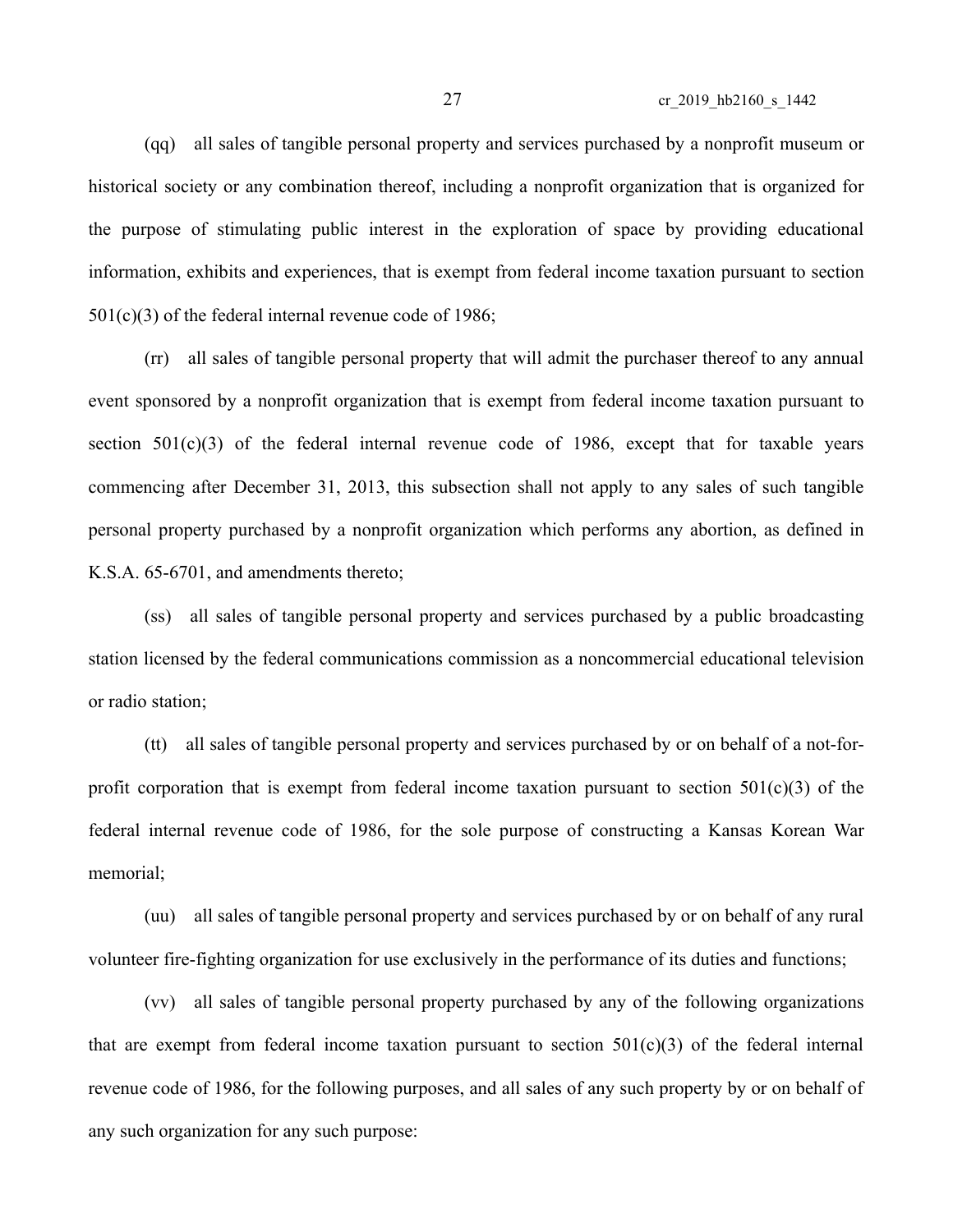(qq) all sales of tangible personal property and services purchased by a nonprofit museum or historical society or any combination thereof, including a nonprofit organization that is organized for the purpose of stimulating public interest in the exploration of space by providing educational information, exhibits and experiences, that is exempt from federal income taxation pursuant to section 501(c)(3) of the federal internal revenue code of 1986;

(rr) all sales of tangible personal property that will admit the purchaser thereof to any annual event sponsored by a nonprofit organization that is exempt from federal income taxation pursuant to section 501(c)(3) of the federal internal revenue code of 1986, except that for taxable years commencing after December 31, 2013, this subsection shall not apply to any sales of such tangible personal property purchased by a nonprofit organization which performs any abortion, as defined in K.S.A. 65-6701, and amendments thereto;

(ss) all sales of tangible personal property and services purchased by a public broadcasting station licensed by the federal communications commission as a noncommercial educational television or radio station;

(tt) all sales of tangible personal property and services purchased by or on behalf of a not-for-profit corporation that is exempt from federal income taxation pursuant to section 501(c)(3) of the federal internal revenue code of 1986, for the sole purpose of constructing a Kansas Korean War memorial;

(uu) all sales of tangible personal property and services purchased by or on behalf of any rural volunteer fire-fighting organization for use exclusively in the performance of its duties and functions;

(vv) all sales of tangible personal property purchased by any of the following organizations that are exempt from federal income taxation pursuant to section 501(c)(3) of the federal internal revenue code of 1986, for the following purposes, and all sales of any such property by or on behalf of any such organization for any such purpose: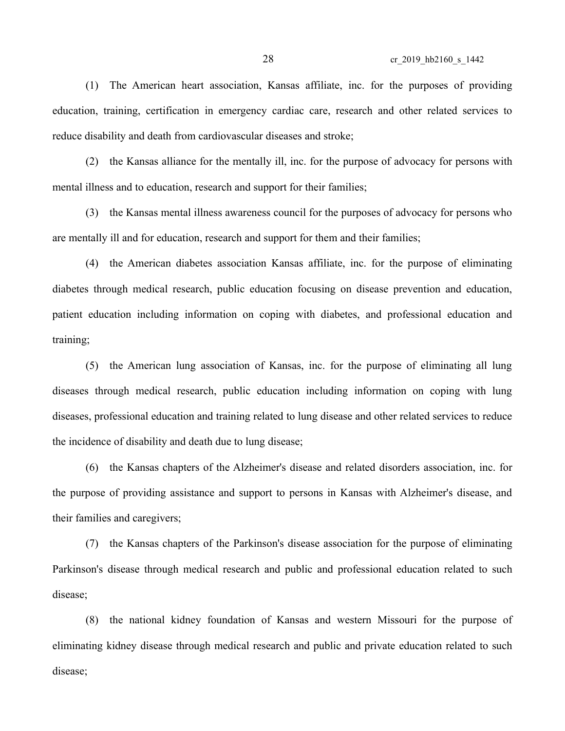(1) The American heart association, Kansas affiliate, inc. for the purposes of providing education, training, certification in emergency cardiac care, research and other related services to reduce disability and death from cardiovascular diseases and stroke;

(2) the Kansas alliance for the mentally ill, inc. for the purpose of advocacy for persons with mental illness and to education, research and support for their families;

(3) the Kansas mental illness awareness council for the purposes of advocacy for persons who are mentally ill and for education, research and support for them and their families;

(4) the American diabetes association Kansas affiliate, inc. for the purpose of eliminating diabetes through medical research, public education focusing on disease prevention and education, patient education including information on coping with diabetes, and professional education and training;

(5) the American lung association of Kansas, inc. for the purpose of eliminating all lung diseases through medical research, public education including information on coping with lung diseases, professional education and training related to lung disease and other related services to reduce the incidence of disability and death due to lung disease;

(6) the Kansas chapters of the Alzheimer's disease and related disorders association, inc. for the purpose of providing assistance and support to persons in Kansas with Alzheimer's disease, and their families and caregivers;

(7) the Kansas chapters of the Parkinson's disease association for the purpose of eliminating Parkinson's disease through medical research and public and professional education related to such disease;

(8) the national kidney foundation of Kansas and western Missouri for the purpose of eliminating kidney disease through medical research and public and private education related to such disease;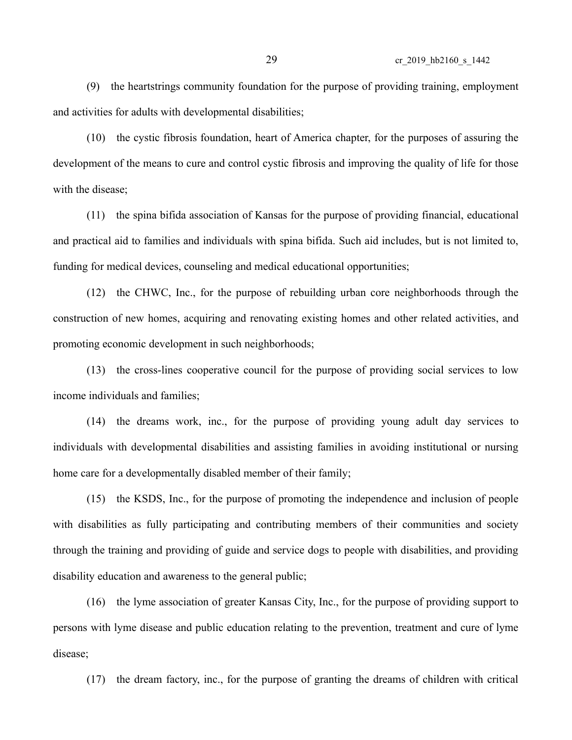(9) the heartstrings community foundation for the purpose of providing training, employment and activities for adults with developmental disabilities;

(10) the cystic fibrosis foundation, heart of America chapter, for the purposes of assuring the development of the means to cure and control cystic fibrosis and improving the quality of life for those with the disease;

(11) the spina bifida association of Kansas for the purpose of providing financial, educational and practical aid to families and individuals with spina bifida. Such aid includes, but is not limited to, funding for medical devices, counseling and medical educational opportunities;

(12) the CHWC, Inc., for the purpose of rebuilding urban core neighborhoods through the construction of new homes, acquiring and renovating existing homes and other related activities, and promoting economic development in such neighborhoods;

(13) the cross-lines cooperative council for the purpose of providing social services to low income individuals and families;

(14) the dreams work, inc., for the purpose of providing young adult day services to individuals with developmental disabilities and assisting families in avoiding institutional or nursing home care for a developmentally disabled member of their family;

(15) the KSDS, Inc., for the purpose of promoting the independence and inclusion of people with disabilities as fully participating and contributing members of their communities and society through the training and providing of guide and service dogs to people with disabilities, and providing disability education and awareness to the general public;

(16) the lyme association of greater Kansas City, Inc., for the purpose of providing support to persons with lyme disease and public education relating to the prevention, treatment and cure of lyme disease;

(17) the dream factory, inc., for the purpose of granting the dreams of children with critical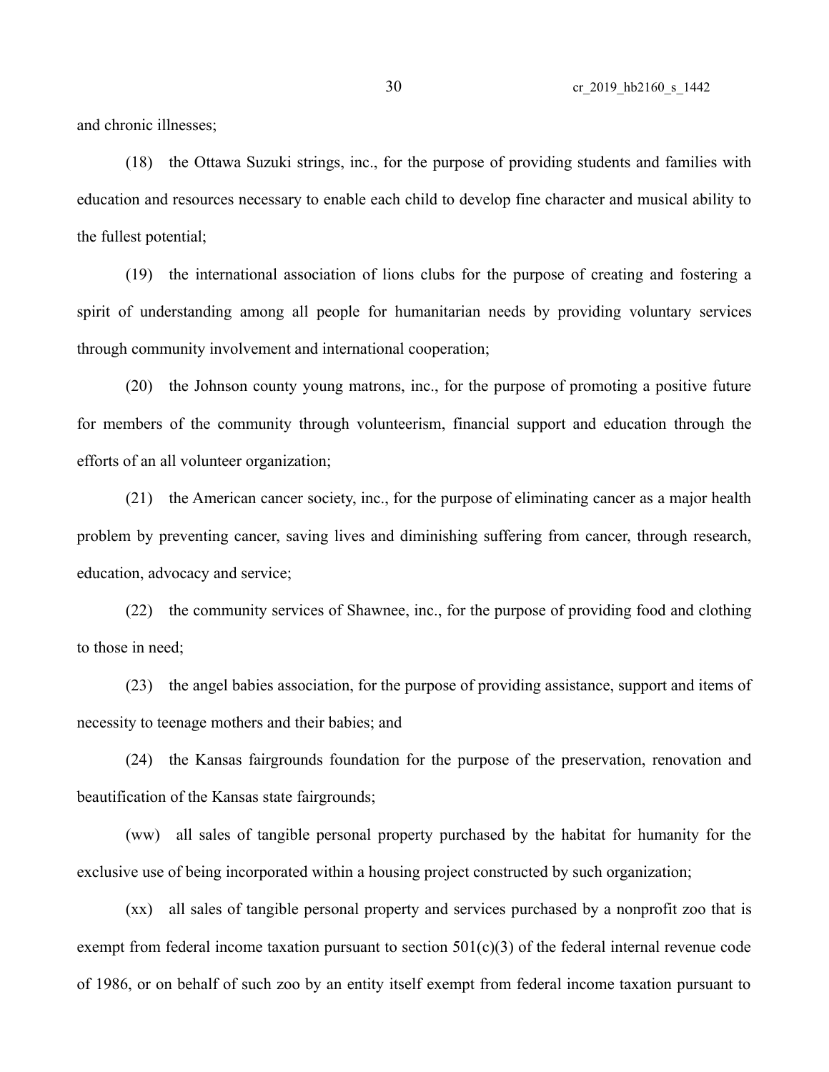and chronic illnesses;

(18) the Ottawa Suzuki strings, inc., for the purpose of providing students and families with education and resources necessary to enable each child to develop fine character and musical ability to the fullest potential;

(19) the international association of lions clubs for the purpose of creating and fostering a spirit of understanding among all people for humanitarian needs by providing voluntary services through community involvement and international cooperation;

(20) the Johnson county young matrons, inc., for the purpose of promoting a positive future for members of the community through volunteerism, financial support and education through the efforts of an all volunteer organization;

(21) the American cancer society, inc., for the purpose of eliminating cancer as a major health problem by preventing cancer, saving lives and diminishing suffering from cancer, through research, education, advocacy and service;

(22) the community services of Shawnee, inc., for the purpose of providing food and clothing to those in need;

(23) the angel babies association, for the purpose of providing assistance, support and items of necessity to teenage mothers and their babies; and

(24) the Kansas fairgrounds foundation for the purpose of the preservation, renovation and beautification of the Kansas state fairgrounds;

(ww) all sales of tangible personal property purchased by the habitat for humanity for the exclusive use of being incorporated within a housing project constructed by such organization;

(xx) all sales of tangible personal property and services purchased by a nonprofit zoo that is exempt from federal income taxation pursuant to section 501(c)(3) of the federal internal revenue code of 1986, or on behalf of such zoo by an entity itself exempt from federal income taxation pursuant to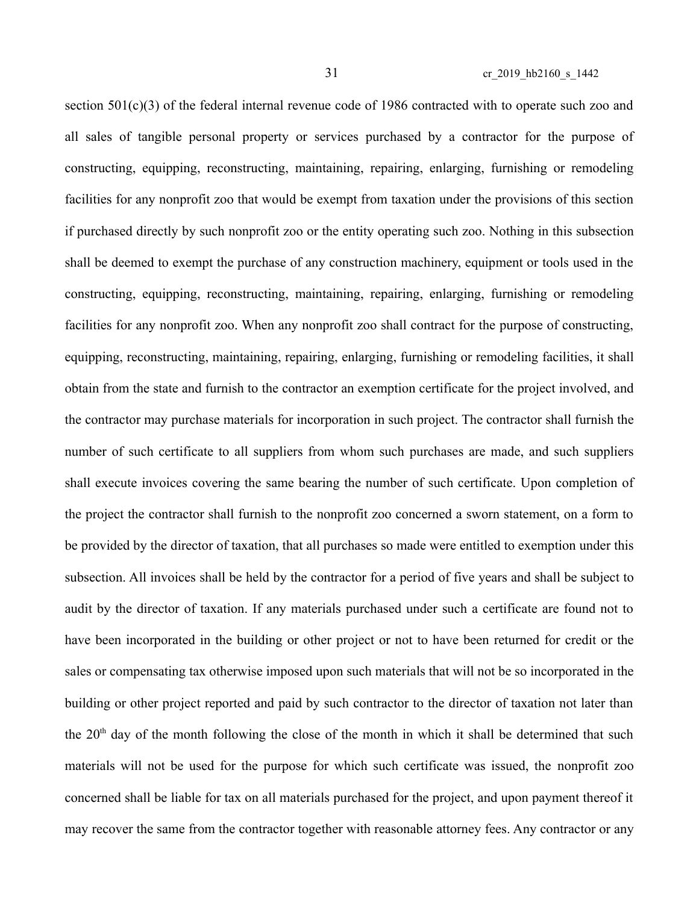section 501(c)(3) of the federal internal revenue code of 1986 contracted with to operate such zoo and all sales of tangible personal property or services purchased by a contractor for the purpose of constructing, equipping, reconstructing, maintaining, repairing, enlarging, furnishing or remodeling facilities for any nonprofit zoo that would be exempt from taxation under the provisions of this section if purchased directly by such nonprofit zoo or the entity operating such zoo. Nothing in this subsection shall be deemed to exempt the purchase of any construction machinery, equipment or tools used in the constructing, equipping, reconstructing, maintaining, repairing, enlarging, furnishing or remodeling facilities for any nonprofit zoo. When any nonprofit zoo shall contract for the purpose of constructing, equipping, reconstructing, maintaining, repairing, enlarging, furnishing or remodeling facilities, it shall obtain from the state and furnish to the contractor an exemption certificate for the project involved, and the contractor may purchase materials for incorporation in such project. The contractor shall furnish the number of such certificate to all suppliers from whom such purchases are made, and such suppliers shall execute invoices covering the same bearing the number of such certificate. Upon completion of the project the contractor shall furnish to the nonprofit zoo concerned a sworn statement, on a form to be provided by the director of taxation, that all purchases so made were entitled to exemption under this subsection. All invoices shall be held by the contractor for a period of five years and shall be subject to audit by the director of taxation. If any materials purchased under such a certificate are found not to have been incorporated in the building or other project or not to have been returned for credit or the sales or compensating tax otherwise imposed upon such materials that will not be so incorporated in the building or other project reported and paid by such contractor to the director of taxation not later than the 20th day of the month following the close of the month in which it shall be determined that such materials will not be used for the purpose for which such certificate was issued, the nonprofit zoo concerned shall be liable for tax on all materials purchased for the project, and upon payment thereof it may recover the same from the contractor together with reasonable attorney fees. Any contractor or any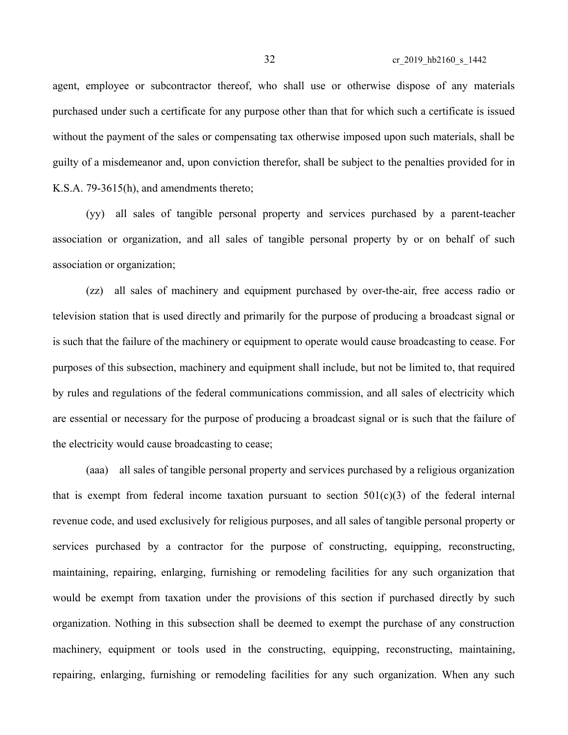agent, employee or subcontractor thereof, who shall use or otherwise dispose of any materials purchased under such a certificate for any purpose other than that for which such a certificate is issued without the payment of the sales or compensating tax otherwise imposed upon such materials, shall be guilty of a misdemeanor and, upon conviction therefor, shall be subject to the penalties provided for in K.S.A. 79-3615(h), and amendments thereto;

(yy) all sales of tangible personal property and services purchased by a parent-teacher association or organization, and all sales of tangible personal property by or on behalf of such association or organization;

(zz) all sales of machinery and equipment purchased by over-the-air, free access radio or television station that is used directly and primarily for the purpose of producing a broadcast signal or is such that the failure of the machinery or equipment to operate would cause broadcasting to cease. For purposes of this subsection, machinery and equipment shall include, but not be limited to, that required by rules and regulations of the federal communications commission, and all sales of electricity which are essential or necessary for the purpose of producing a broadcast signal or is such that the failure of the electricity would cause broadcasting to cease;

(aaa) all sales of tangible personal property and services purchased by a religious organization that is exempt from federal income taxation pursuant to section 501(c)(3) of the federal internal revenue code, and used exclusively for religious purposes, and all sales of tangible personal property or services purchased by a contractor for the purpose of constructing, equipping, reconstructing, maintaining, repairing, enlarging, furnishing or remodeling facilities for any such organization that would be exempt from taxation under the provisions of this section if purchased directly by such organization. Nothing in this subsection shall be deemed to exempt the purchase of any construction machinery, equipment or tools used in the constructing, equipping, reconstructing, maintaining, repairing, enlarging, furnishing or remodeling facilities for any such organization. When any such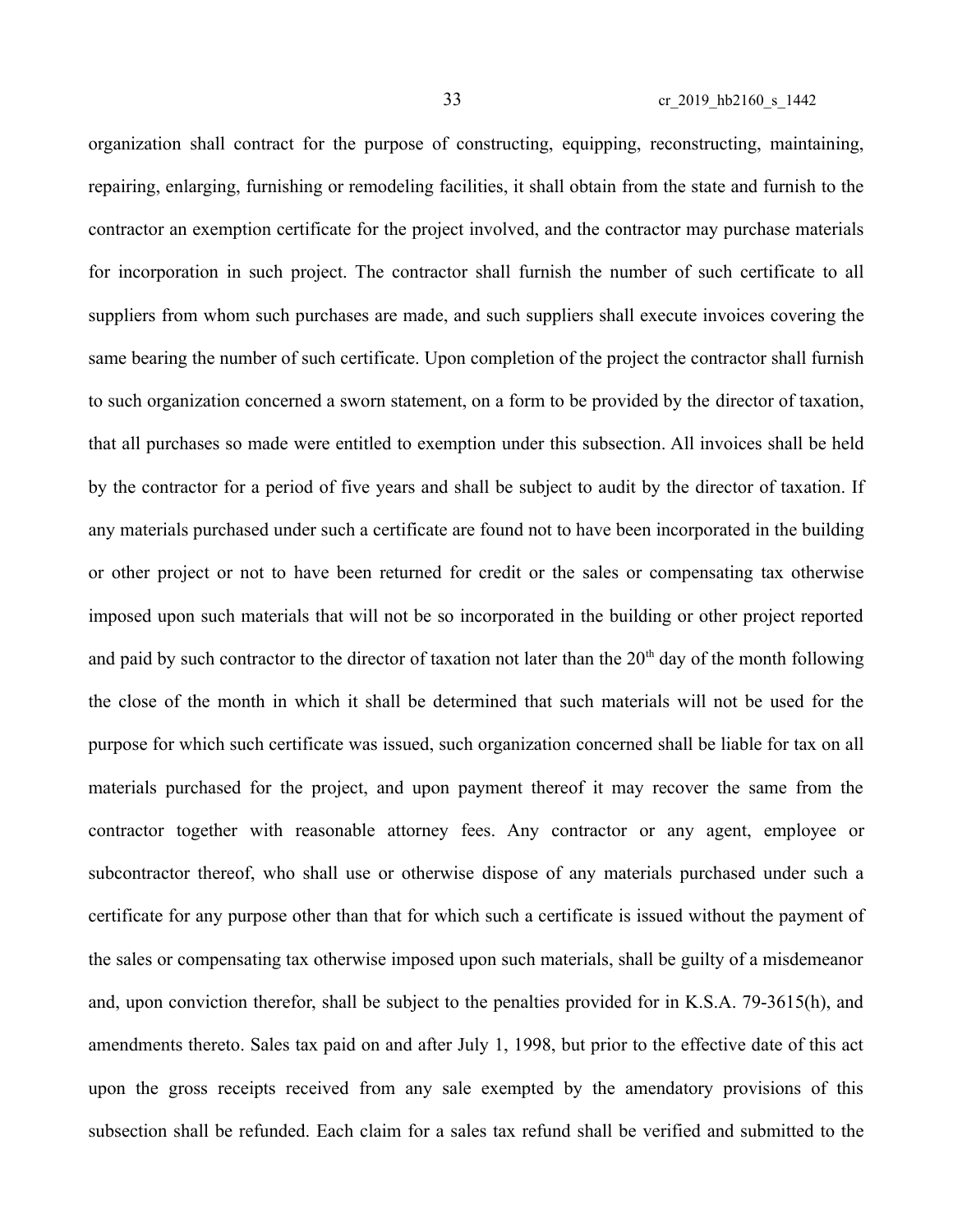organization shall contract for the purpose of constructing, equipping, reconstructing, maintaining, repairing, enlarging, furnishing or remodeling facilities, it shall obtain from the state and furnish to the contractor an exemption certificate for the project involved, and the contractor may purchase materials for incorporation in such project. The contractor shall furnish the number of such certificate to all suppliers from whom such purchases are made, and such suppliers shall execute invoices covering the same bearing the number of such certificate. Upon completion of the project the contractor shall furnish to such organization concerned a sworn statement, on a form to be provided by the director of taxation, that all purchases so made were entitled to exemption under this subsection. All invoices shall be held by the contractor for a period of five years and shall be subject to audit by the director of taxation. If any materials purchased under such a certificate are found not to have been incorporated in the building or other project or not to have been returned for credit or the sales or compensating tax otherwise imposed upon such materials that will not be so incorporated in the building or other project reported and paid by such contractor to the director of taxation not later than the 20th day of the month following the close of the month in which it shall be determined that such materials will not be used for the purpose for which such certificate was issued, such organization concerned shall be liable for tax on all materials purchased for the project, and upon payment thereof it may recover the same from the contractor together with reasonable attorney fees. Any contractor or any agent, employee or subcontractor thereof, who shall use or otherwise dispose of any materials purchased under such a certificate for any purpose other than that for which such a certificate is issued without the payment of the sales or compensating tax otherwise imposed upon such materials, shall be guilty of a misdemeanor and, upon conviction therefor, shall be subject to the penalties provided for in K.S.A. 79-3615(h), and amendments thereto. Sales tax paid on and after July 1, 1998, but prior to the effective date of this act upon the gross receipts received from any sale exempted by the amendatory provisions of this subsection shall be refunded. Each claim for a sales tax refund shall be verified and submitted to the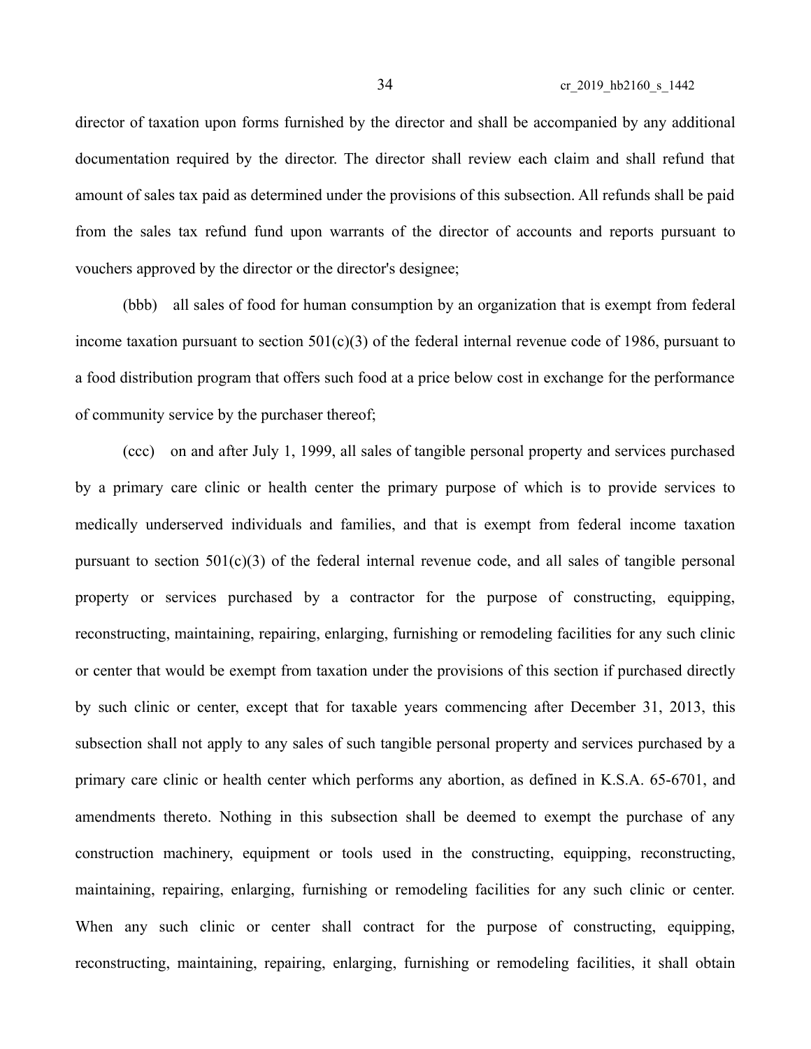director of taxation upon forms furnished by the director and shall be accompanied by any additional documentation required by the director. The director shall review each claim and shall refund that amount of sales tax paid as determined under the provisions of this subsection. All refunds shall be paid from the sales tax refund fund upon warrants of the director of accounts and reports pursuant to vouchers approved by the director or the director's designee;

(bbb) all sales of food for human consumption by an organization that is exempt from federal income taxation pursuant to section 501(c)(3) of the federal internal revenue code of 1986, pursuant to a food distribution program that offers such food at a price below cost in exchange for the performance of community service by the purchaser thereof;

(ccc) on and after July 1, 1999, all sales of tangible personal property and services purchased by a primary care clinic or health center the primary purpose of which is to provide services to medically underserved individuals and families, and that is exempt from federal income taxation pursuant to section 501(c)(3) of the federal internal revenue code, and all sales of tangible personal property or services purchased by a contractor for the purpose of constructing, equipping, reconstructing, maintaining, repairing, enlarging, furnishing or remodeling facilities for any such clinic or center that would be exempt from taxation under the provisions of this section if purchased directly by such clinic or center, except that for taxable years commencing after December 31, 2013, this subsection shall not apply to any sales of such tangible personal property and services purchased by a primary care clinic or health center which performs any abortion, as defined in K.S.A. 65-6701, and amendments thereto. Nothing in this subsection shall be deemed to exempt the purchase of any construction machinery, equipment or tools used in the constructing, equipping, reconstructing, maintaining, repairing, enlarging, furnishing or remodeling facilities for any such clinic or center. When any such clinic or center shall contract for the purpose of constructing, equipping, reconstructing, maintaining, repairing, enlarging, furnishing or remodeling facilities, it shall obtain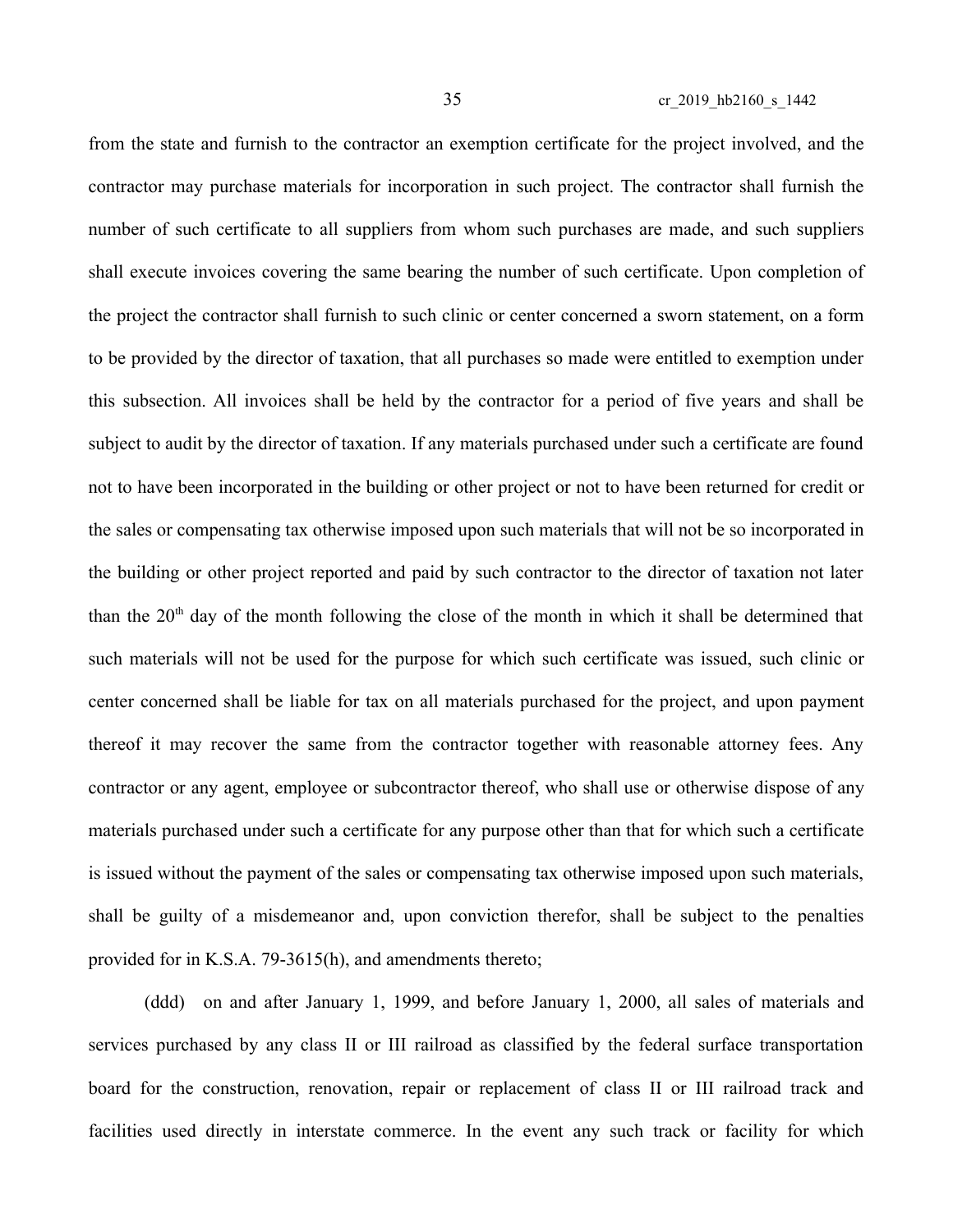from the state and furnish to the contractor an exemption certificate for the project involved, and the contractor may purchase materials for incorporation in such project. The contractor shall furnish the number of such certificate to all suppliers from whom such purchases are made, and such suppliers shall execute invoices covering the same bearing the number of such certificate. Upon completion of the project the contractor shall furnish to such clinic or center concerned a sworn statement, on a form to be provided by the director of taxation, that all purchases so made were entitled to exemption under this subsection. All invoices shall be held by the contractor for a period of five years and shall be subject to audit by the director of taxation. If any materials purchased under such a certificate are found not to have been incorporated in the building or other project or not to have been returned for credit or the sales or compensating tax otherwise imposed upon such materials that will not be so incorporated in the building or other project reported and paid by such contractor to the director of taxation not later than the 20th day of the month following the close of the month in which it shall be determined that such materials will not be used for the purpose for which such certificate was issued, such clinic or center concerned shall be liable for tax on all materials purchased for the project, and upon payment thereof it may recover the same from the contractor together with reasonable attorney fees. Any contractor or any agent, employee or subcontractor thereof, who shall use or otherwise dispose of any materials purchased under such a certificate for any purpose other than that for which such a certificate is issued without the payment of the sales or compensating tax otherwise imposed upon such materials, shall be guilty of a misdemeanor and, upon conviction therefor, shall be subject to the penalties provided for in K.S.A. 79-3615(h), and amendments thereto;

(ddd) on and after January 1, 1999, and before January 1, 2000, all sales of materials and services purchased by any class II or III railroad as classified by the federal surface transportation board for the construction, renovation, repair or replacement of class II or III railroad track and facilities used directly in interstate commerce. In the event any such track or facility for which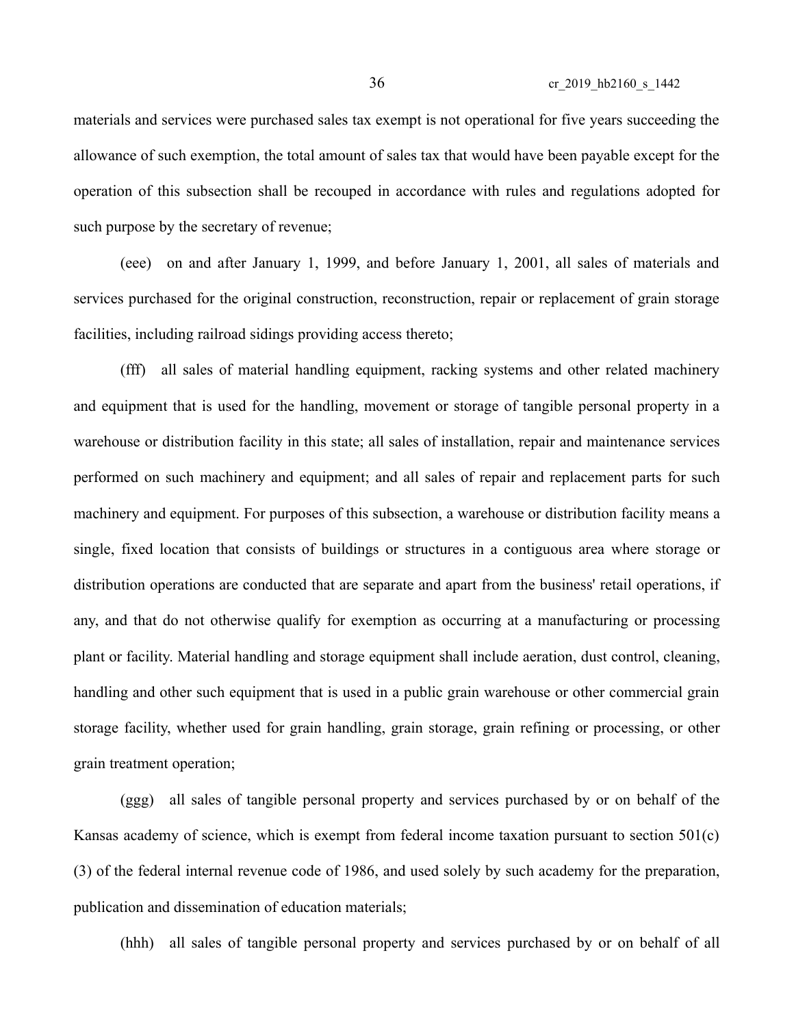materials and services were purchased sales tax exempt is not operational for five years succeeding the allowance of such exemption, the total amount of sales tax that would have been payable except for the operation of this subsection shall be recouped in accordance with rules and regulations adopted for such purpose by the secretary of revenue;

(eee) on and after January 1, 1999, and before January 1, 2001, all sales of materials and services purchased for the original construction, reconstruction, repair or replacement of grain storage facilities, including railroad sidings providing access thereto;

(fff) all sales of material handling equipment, racking systems and other related machinery and equipment that is used for the handling, movement or storage of tangible personal property in a warehouse or distribution facility in this state; all sales of installation, repair and maintenance services performed on such machinery and equipment; and all sales of repair and replacement parts for such machinery and equipment. For purposes of this subsection, a warehouse or distribution facility means a single, fixed location that consists of buildings or structures in a contiguous area where storage or distribution operations are conducted that are separate and apart from the business' retail operations, if any, and that do not otherwise qualify for exemption as occurring at a manufacturing or processing plant or facility. Material handling and storage equipment shall include aeration, dust control, cleaning, handling and other such equipment that is used in a public grain warehouse or other commercial grain storage facility, whether used for grain handling, grain storage, grain refining or processing, or other grain treatment operation;

(ggg) all sales of tangible personal property and services purchased by or on behalf of the Kansas academy of science, which is exempt from federal income taxation pursuant to section 501(c)(3) of the federal internal revenue code of 1986, and used solely by such academy for the preparation, publication and dissemination of education materials;

(hhh) all sales of tangible personal property and services purchased by or on behalf of all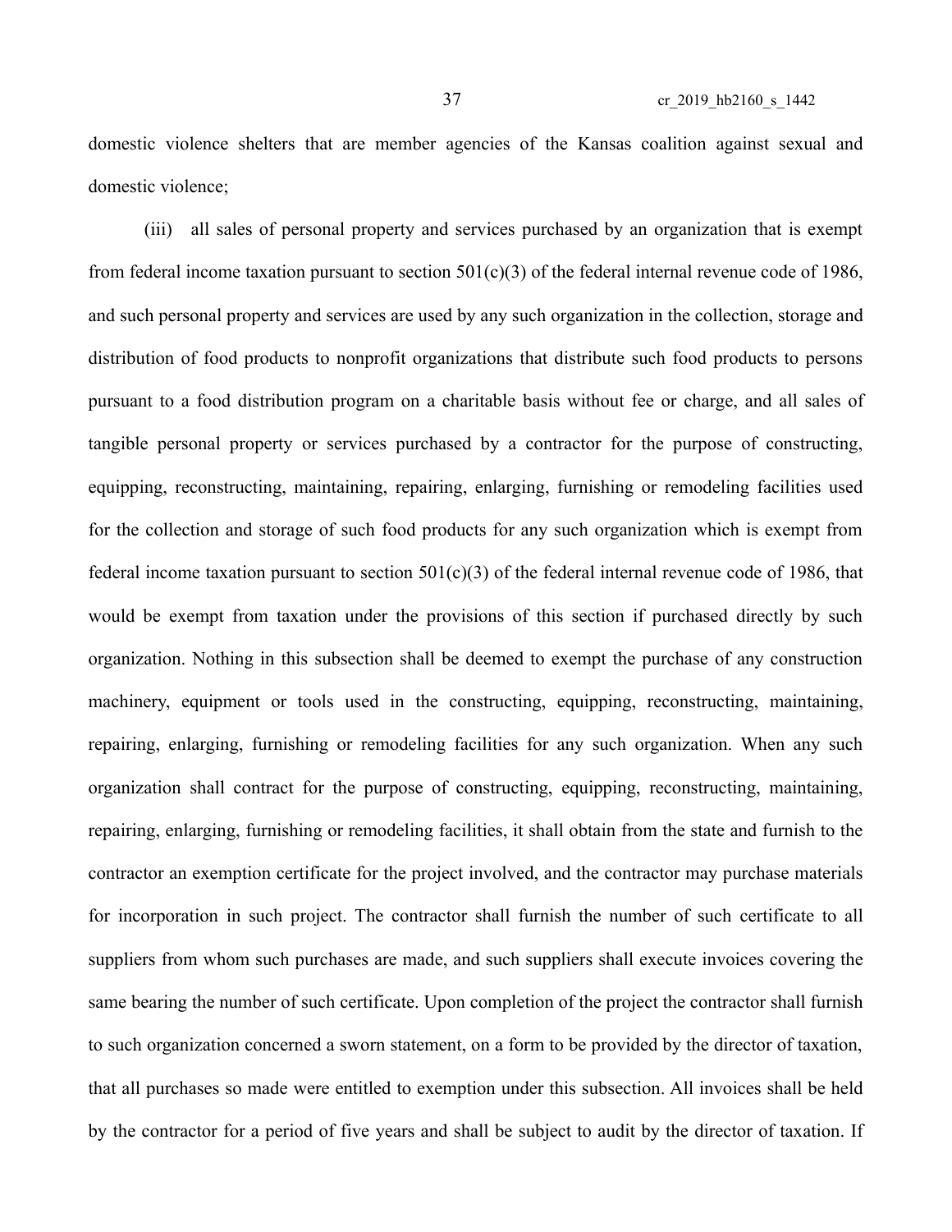domestic violence shelters that are member agencies of the Kansas coalition against sexual and domestic violence;

(iii) all sales of personal property and services purchased by an organization that is exempt from federal income taxation pursuant to section 501(c)(3) of the federal internal revenue code of 1986, and such personal property and services are used by any such organization in the collection, storage and distribution of food products to nonprofit organizations that distribute such food products to persons pursuant to a food distribution program on a charitable basis without fee or charge, and all sales of tangible personal property or services purchased by a contractor for the purpose of constructing, equipping, reconstructing, maintaining, repairing, enlarging, furnishing or remodeling facilities used for the collection and storage of such food products for any such organization which is exempt from federal income taxation pursuant to section 501(c)(3) of the federal internal revenue code of 1986, that would be exempt from taxation under the provisions of this section if purchased directly by such organization. Nothing in this subsection shall be deemed to exempt the purchase of any construction machinery, equipment or tools used in the constructing, equipping, reconstructing, maintaining, repairing, enlarging, furnishing or remodeling facilities for any such organization. When any such organization shall contract for the purpose of constructing, equipping, reconstructing, maintaining, repairing, enlarging, furnishing or remodeling facilities, it shall obtain from the state and furnish to the contractor an exemption certificate for the project involved, and the contractor may purchase materials for incorporation in such project. The contractor shall furnish the number of such certificate to all suppliers from whom such purchases are made, and such suppliers shall execute invoices covering the same bearing the number of such certificate. Upon completion of the project the contractor shall furnish to such organization concerned a sworn statement, on a form to be provided by the director of taxation, that all purchases so made were entitled to exemption under this subsection. All invoices shall be held by the contractor for a period of five years and shall be subject to audit by the director of taxation. If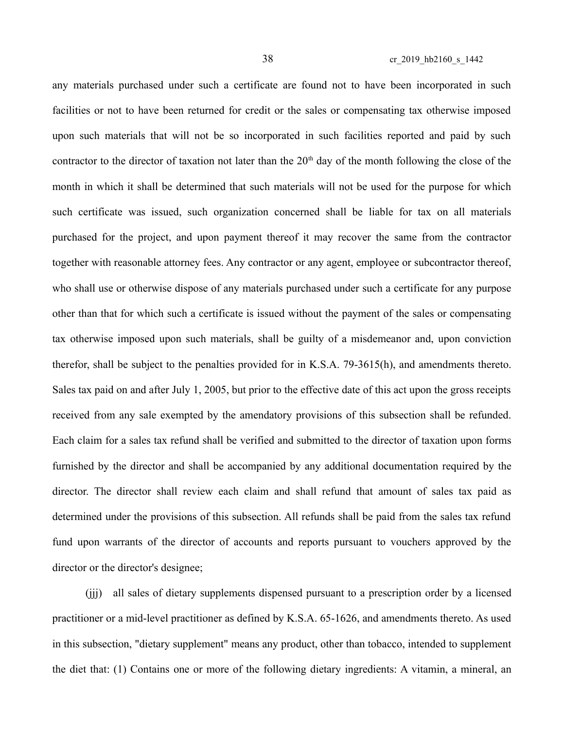any materials purchased under such a certificate are found not to have been incorporated in such facilities or not to have been returned for credit or the sales or compensating tax otherwise imposed upon such materials that will not be so incorporated in such facilities reported and paid by such contractor to the director of taxation not later than the 20th day of the month following the close of the month in which it shall be determined that such materials will not be used for the purpose for which such certificate was issued, such organization concerned shall be liable for tax on all materials purchased for the project, and upon payment thereof it may recover the same from the contractor together with reasonable attorney fees. Any contractor or any agent, employee or subcontractor thereof, who shall use or otherwise dispose of any materials purchased under such a certificate for any purpose other than that for which such a certificate is issued without the payment of the sales or compensating tax otherwise imposed upon such materials, shall be guilty of a misdemeanor and, upon conviction therefor, shall be subject to the penalties provided for in K.S.A. 79-3615(h), and amendments thereto. Sales tax paid on and after July 1, 2005, but prior to the effective date of this act upon the gross receipts received from any sale exempted by the amendatory provisions of this subsection shall be refunded. Each claim for a sales tax refund shall be verified and submitted to the director of taxation upon forms furnished by the director and shall be accompanied by any additional documentation required by the director. The director shall review each claim and shall refund that amount of sales tax paid as determined under the provisions of this subsection. All refunds shall be paid from the sales tax refund fund upon warrants of the director of accounts and reports pursuant to vouchers approved by the director or the director's designee;

(jjj) all sales of dietary supplements dispensed pursuant to a prescription order by a licensed practitioner or a mid-level practitioner as defined by K.S.A. 65-1626, and amendments thereto. As used in this subsection, "dietary supplement" means any product, other than tobacco, intended to supplement the diet that: (1) Contains one or more of the following dietary ingredients: A vitamin, a mineral, an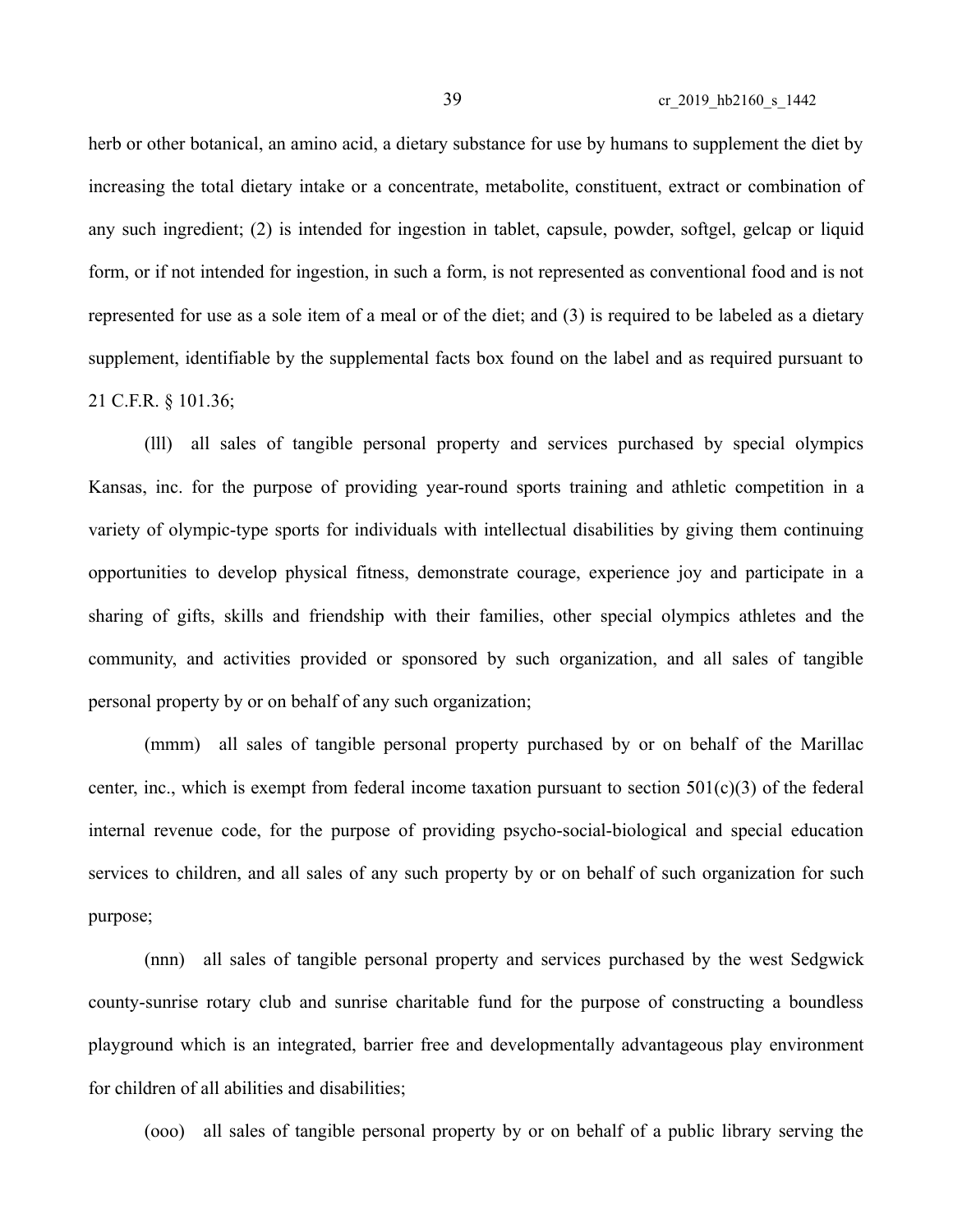herb or other botanical, an amino acid, a dietary substance for use by humans to supplement the diet by increasing the total dietary intake or a concentrate, metabolite, constituent, extract or combination of any such ingredient; (2) is intended for ingestion in tablet, capsule, powder, softgel, gelcap or liquid form, or if not intended for ingestion, in such a form, is not represented as conventional food and is not represented for use as a sole item of a meal or of the diet; and (3) is required to be labeled as a dietary supplement, identifiable by the supplemental facts box found on the label and as required pursuant to 21 C.F.R. § 101.36;

(lll) all sales of tangible personal property and services purchased by special olympics Kansas, inc. for the purpose of providing year-round sports training and athletic competition in a variety of olympic-type sports for individuals with intellectual disabilities by giving them continuing opportunities to develop physical fitness, demonstrate courage, experience joy and participate in a sharing of gifts, skills and friendship with their families, other special olympics athletes and the community, and activities provided or sponsored by such organization, and all sales of tangible personal property by or on behalf of any such organization;

(mmm) all sales of tangible personal property purchased by or on behalf of the Marillac center, inc., which is exempt from federal income taxation pursuant to section 501(c)(3) of the federal internal revenue code, for the purpose of providing psycho-social-biological and special education services to children, and all sales of any such property by or on behalf of such organization for such purpose;

(nnn) all sales of tangible personal property and services purchased by the west Sedgwick county-sunrise rotary club and sunrise charitable fund for the purpose of constructing a boundless playground which is an integrated, barrier free and developmentally advantageous play environment for children of all abilities and disabilities;

(ooo) all sales of tangible personal property by or on behalf of a public library serving the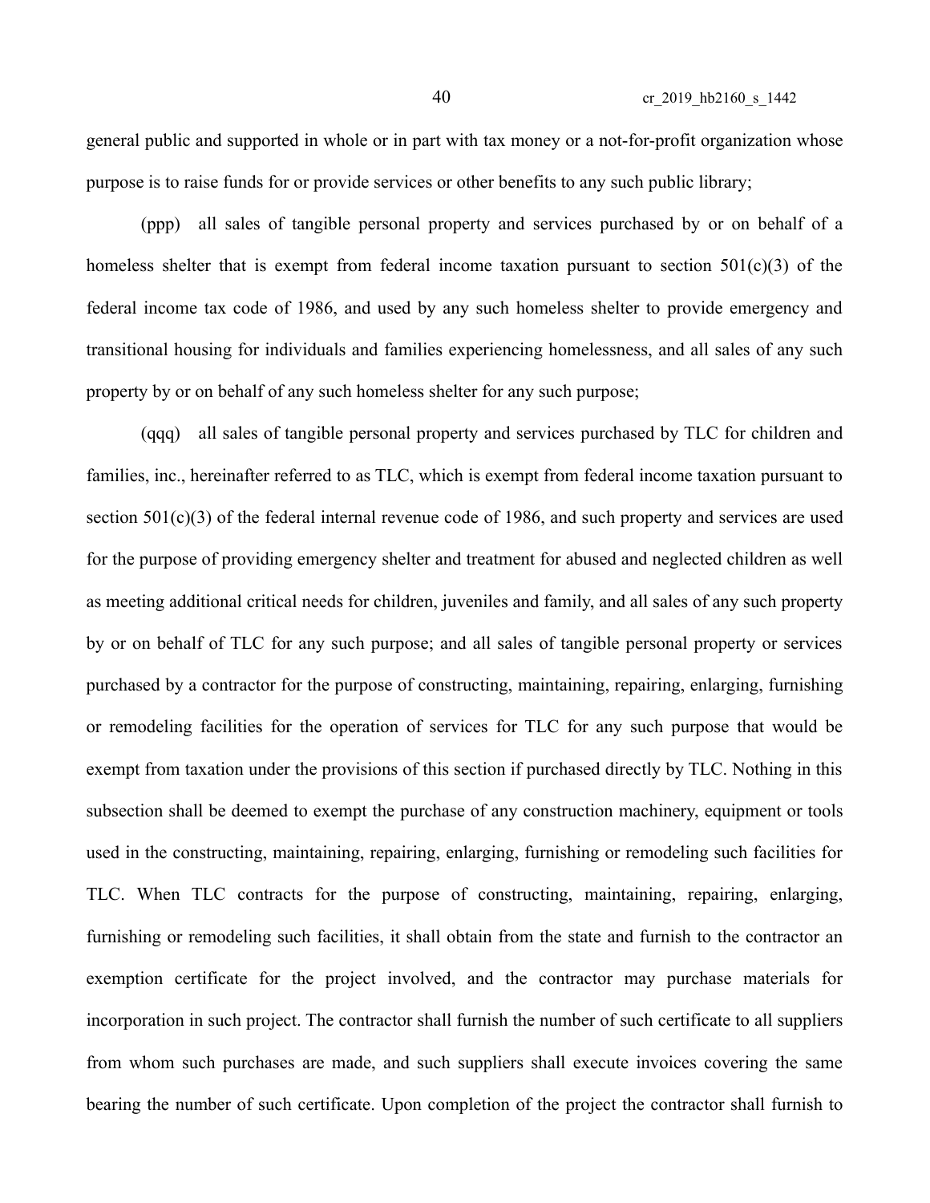general public and supported in whole or in part with tax money or a not-for-profit organization whose purpose is to raise funds for or provide services or other benefits to any such public library;

(ppp) all sales of tangible personal property and services purchased by or on behalf of a homeless shelter that is exempt from federal income taxation pursuant to section 501(c)(3) of the federal income tax code of 1986, and used by any such homeless shelter to provide emergency and transitional housing for individuals and families experiencing homelessness, and all sales of any such property by or on behalf of any such homeless shelter for any such purpose;

(qqq) all sales of tangible personal property and services purchased by TLC for children and families, inc., hereinafter referred to as TLC, which is exempt from federal income taxation pursuant to section 501(c)(3) of the federal internal revenue code of 1986, and such property and services are used for the purpose of providing emergency shelter and treatment for abused and neglected children as well as meeting additional critical needs for children, juveniles and family, and all sales of any such property by or on behalf of TLC for any such purpose; and all sales of tangible personal property or services purchased by a contractor for the purpose of constructing, maintaining, repairing, enlarging, furnishing or remodeling facilities for the operation of services for TLC for any such purpose that would be exempt from taxation under the provisions of this section if purchased directly by TLC. Nothing in this subsection shall be deemed to exempt the purchase of any construction machinery, equipment or tools used in the constructing, maintaining, repairing, enlarging, furnishing or remodeling such facilities for TLC. When TLC contracts for the purpose of constructing, maintaining, repairing, enlarging, furnishing or remodeling such facilities, it shall obtain from the state and furnish to the contractor an exemption certificate for the project involved, and the contractor may purchase materials for incorporation in such project. The contractor shall furnish the number of such certificate to all suppliers from whom such purchases are made, and such suppliers shall execute invoices covering the same bearing the number of such certificate. Upon completion of the project the contractor shall furnish to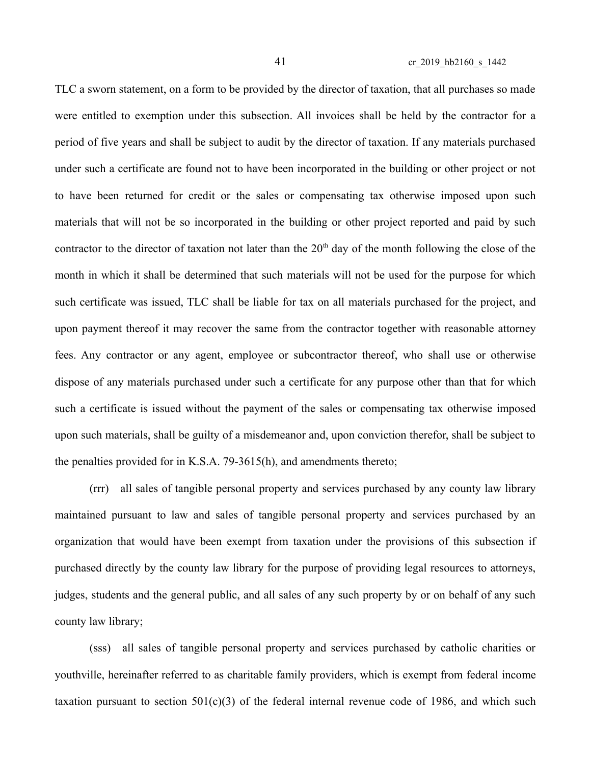TLC a sworn statement, on a form to be provided by the director of taxation, that all purchases so made were entitled to exemption under this subsection. All invoices shall be held by the contractor for a period of five years and shall be subject to audit by the director of taxation. If any materials purchased under such a certificate are found not to have been incorporated in the building or other project or not to have been returned for credit or the sales or compensating tax otherwise imposed upon such materials that will not be so incorporated in the building or other project reported and paid by such contractor to the director of taxation not later than the 20th day of the month following the close of the month in which it shall be determined that such materials will not be used for the purpose for which such certificate was issued, TLC shall be liable for tax on all materials purchased for the project, and upon payment thereof it may recover the same from the contractor together with reasonable attorney fees. Any contractor or any agent, employee or subcontractor thereof, who shall use or otherwise dispose of any materials purchased under such a certificate for any purpose other than that for which such a certificate is issued without the payment of the sales or compensating tax otherwise imposed upon such materials, shall be guilty of a misdemeanor and, upon conviction therefor, shall be subject to the penalties provided for in K.S.A. 79-3615(h), and amendments thereto;

(rrr) all sales of tangible personal property and services purchased by any county law library maintained pursuant to law and sales of tangible personal property and services purchased by an organization that would have been exempt from taxation under the provisions of this subsection if purchased directly by the county law library for the purpose of providing legal resources to attorneys, judges, students and the general public, and all sales of any such property by or on behalf of any such county law library;

(sss) all sales of tangible personal property and services purchased by catholic charities or youthville, hereinafter referred to as charitable family providers, which is exempt from federal income taxation pursuant to section 501(c)(3) of the federal internal revenue code of 1986, and which such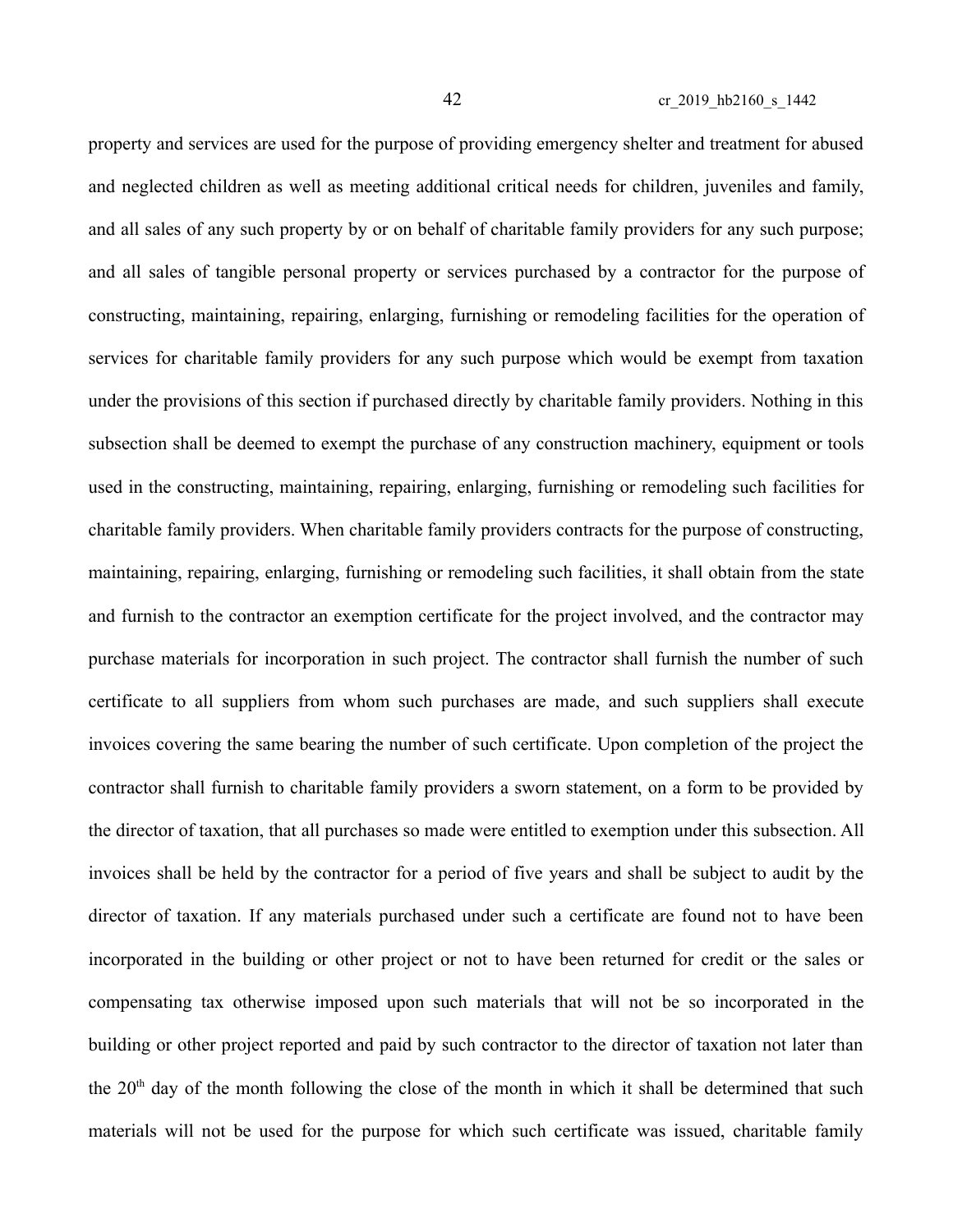property and services are used for the purpose of providing emergency shelter and treatment for abused and neglected children as well as meeting additional critical needs for children, juveniles and family, and all sales of any such property by or on behalf of charitable family providers for any such purpose; and all sales of tangible personal property or services purchased by a contractor for the purpose of constructing, maintaining, repairing, enlarging, furnishing or remodeling facilities for the operation of services for charitable family providers for any such purpose which would be exempt from taxation under the provisions of this section if purchased directly by charitable family providers. Nothing in this subsection shall be deemed to exempt the purchase of any construction machinery, equipment or tools used in the constructing, maintaining, repairing, enlarging, furnishing or remodeling such facilities for charitable family providers. When charitable family providers contracts for the purpose of constructing, maintaining, repairing, enlarging, furnishing or remodeling such facilities, it shall obtain from the state and furnish to the contractor an exemption certificate for the project involved, and the contractor may purchase materials for incorporation in such project. The contractor shall furnish the number of such certificate to all suppliers from whom such purchases are made, and such suppliers shall execute invoices covering the same bearing the number of such certificate. Upon completion of the project the contractor shall furnish to charitable family providers a sworn statement, on a form to be provided by the director of taxation, that all purchases so made were entitled to exemption under this subsection. All invoices shall be held by the contractor for a period of five years and shall be subject to audit by the director of taxation. If any materials purchased under such a certificate are found not to have been incorporated in the building or other project or not to have been returned for credit or the sales or compensating tax otherwise imposed upon such materials that will not be so incorporated in the building or other project reported and paid by such contractor to the director of taxation not later than the 20th day of the month following the close of the month in which it shall be determined that such materials will not be used for the purpose for which such certificate was issued, charitable family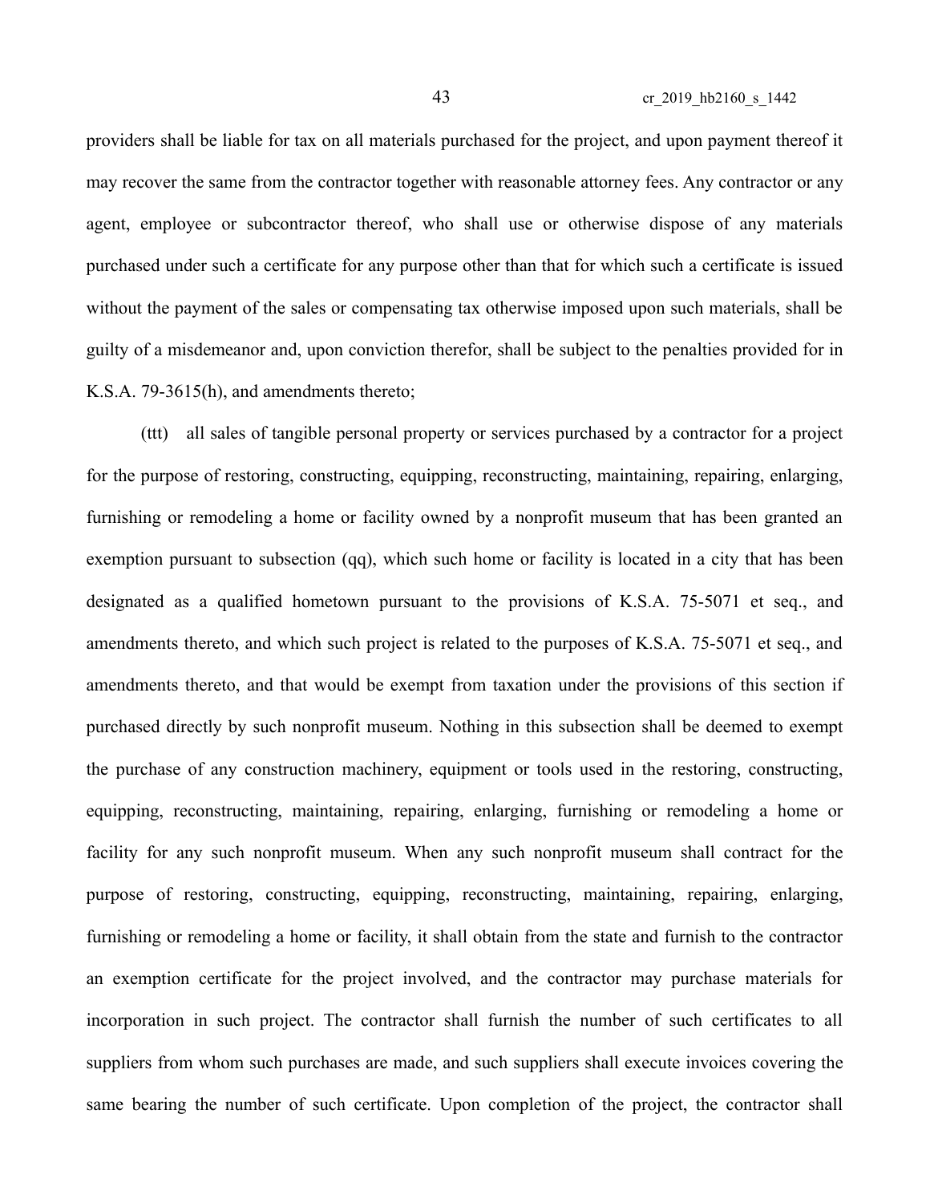providers shall be liable for tax on all materials purchased for the project, and upon payment thereof it may recover the same from the contractor together with reasonable attorney fees. Any contractor or any agent, employee or subcontractor thereof, who shall use or otherwise dispose of any materials purchased under such a certificate for any purpose other than that for which such a certificate is issued without the payment of the sales or compensating tax otherwise imposed upon such materials, shall be guilty of a misdemeanor and, upon conviction therefor, shall be subject to the penalties provided for in K.S.A. 79-3615(h), and amendments thereto;

(ttt) all sales of tangible personal property or services purchased by a contractor for a project for the purpose of restoring, constructing, equipping, reconstructing, maintaining, repairing, enlarging, furnishing or remodeling a home or facility owned by a nonprofit museum that has been granted an exemption pursuant to subsection (qq), which such home or facility is located in a city that has been designated as a qualified hometown pursuant to the provisions of K.S.A. 75-5071 et seq., and amendments thereto, and which such project is related to the purposes of K.S.A. 75-5071 et seq., and amendments thereto, and that would be exempt from taxation under the provisions of this section if purchased directly by such nonprofit museum. Nothing in this subsection shall be deemed to exempt the purchase of any construction machinery, equipment or tools used in the restoring, constructing, equipping, reconstructing, maintaining, repairing, enlarging, furnishing or remodeling a home or facility for any such nonprofit museum. When any such nonprofit museum shall contract for the purpose of restoring, constructing, equipping, reconstructing, maintaining, repairing, enlarging, furnishing or remodeling a home or facility, it shall obtain from the state and furnish to the contractor an exemption certificate for the project involved, and the contractor may purchase materials for incorporation in such project. The contractor shall furnish the number of such certificates to all suppliers from whom such purchases are made, and such suppliers shall execute invoices covering the same bearing the number of such certificate. Upon completion of the project, the contractor shall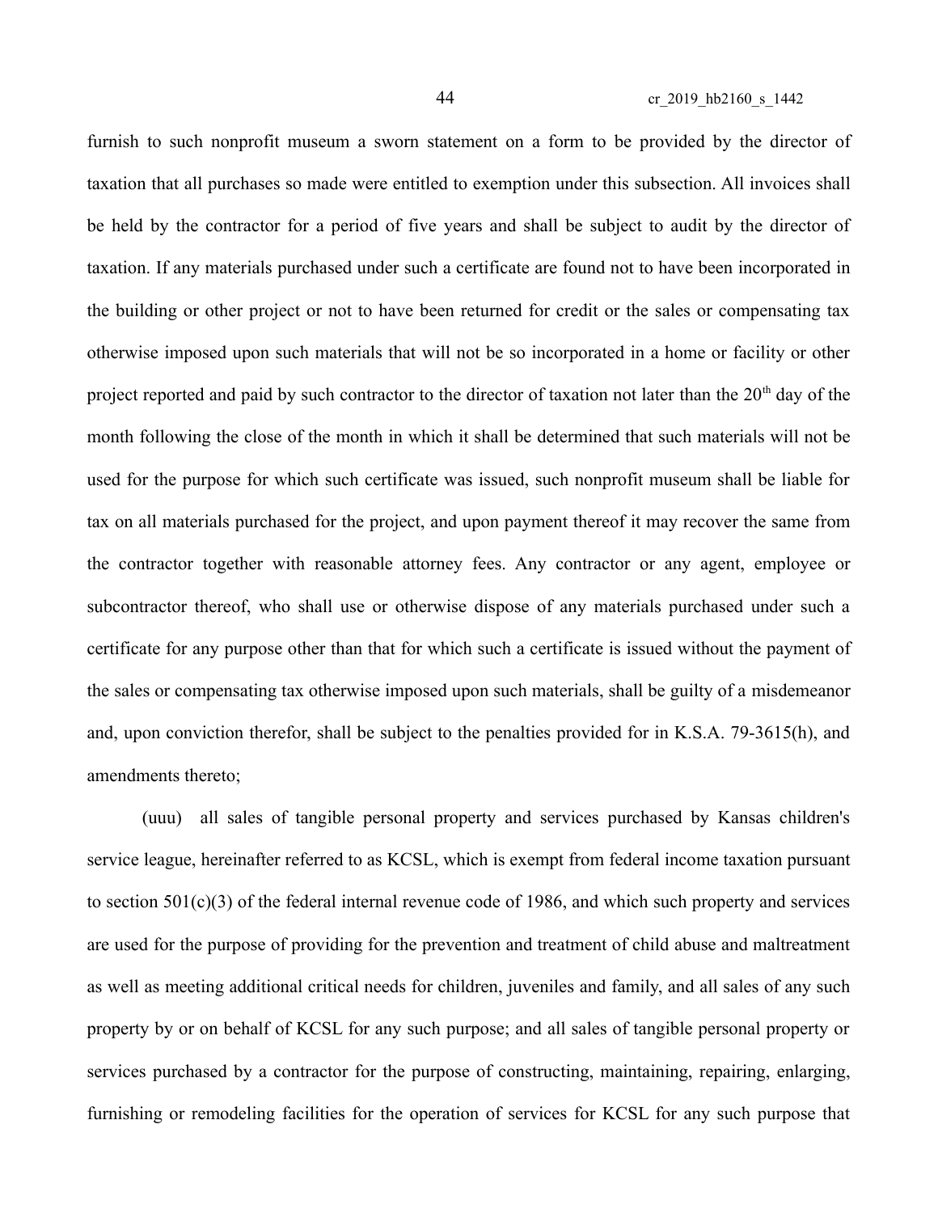furnish to such nonprofit museum a sworn statement on a form to be provided by the director of taxation that all purchases so made were entitled to exemption under this subsection. All invoices shall be held by the contractor for a period of five years and shall be subject to audit by the director of taxation. If any materials purchased under such a certificate are found not to have been incorporated in the building or other project or not to have been returned for credit or the sales or compensating tax otherwise imposed upon such materials that will not be so incorporated in a home or facility or other project reported and paid by such contractor to the director of taxation not later than the 20th day of the month following the close of the month in which it shall be determined that such materials will not be used for the purpose for which such certificate was issued, such nonprofit museum shall be liable for tax on all materials purchased for the project, and upon payment thereof it may recover the same from the contractor together with reasonable attorney fees. Any contractor or any agent, employee or subcontractor thereof, who shall use or otherwise dispose of any materials purchased under such a certificate for any purpose other than that for which such a certificate is issued without the payment of the sales or compensating tax otherwise imposed upon such materials, shall be guilty of a misdemeanor and, upon conviction therefor, shall be subject to the penalties provided for in K.S.A. 79-3615(h), and amendments thereto;

(uuu) all sales of tangible personal property and services purchased by Kansas children's service league, hereinafter referred to as KCSL, which is exempt from federal income taxation pursuant to section 501(c)(3) of the federal internal revenue code of 1986, and which such property and services are used for the purpose of providing for the prevention and treatment of child abuse and maltreatment as well as meeting additional critical needs for children, juveniles and family, and all sales of any such property by or on behalf of KCSL for any such purpose; and all sales of tangible personal property or services purchased by a contractor for the purpose of constructing, maintaining, repairing, enlarging, furnishing or remodeling facilities for the operation of services for KCSL for any such purpose that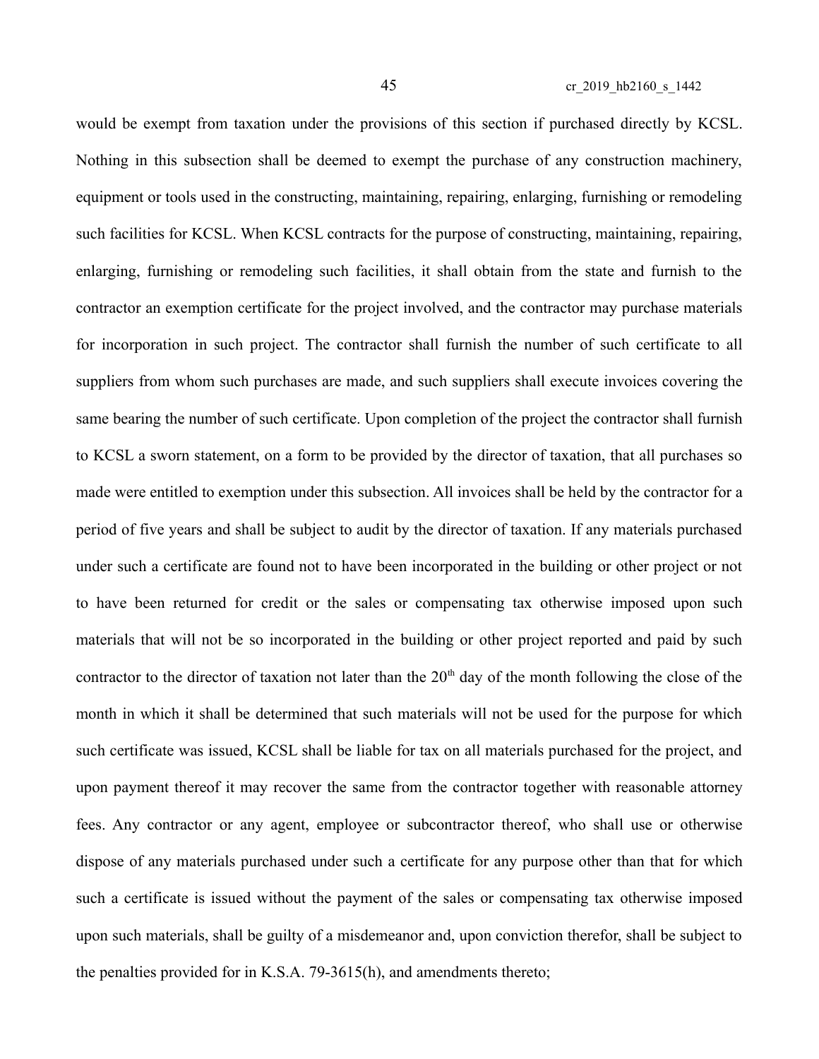would be exempt from taxation under the provisions of this section if purchased directly by KCSL. Nothing in this subsection shall be deemed to exempt the purchase of any construction machinery, equipment or tools used in the constructing, maintaining, repairing, enlarging, furnishing or remodeling such facilities for KCSL. When KCSL contracts for the purpose of constructing, maintaining, repairing, enlarging, furnishing or remodeling such facilities, it shall obtain from the state and furnish to the contractor an exemption certificate for the project involved, and the contractor may purchase materials for incorporation in such project. The contractor shall furnish the number of such certificate to all suppliers from whom such purchases are made, and such suppliers shall execute invoices covering the same bearing the number of such certificate. Upon completion of the project the contractor shall furnish to KCSL a sworn statement, on a form to be provided by the director of taxation, that all purchases so made were entitled to exemption under this subsection. All invoices shall be held by the contractor for a period of five years and shall be subject to audit by the director of taxation. If any materials purchased under such a certificate are found not to have been incorporated in the building or other project or not to have been returned for credit or the sales or compensating tax otherwise imposed upon such materials that will not be so incorporated in the building or other project reported and paid by such contractor to the director of taxation not later than the 20th day of the month following the close of the month in which it shall be determined that such materials will not be used for the purpose for which such certificate was issued, KCSL shall be liable for tax on all materials purchased for the project, and upon payment thereof it may recover the same from the contractor together with reasonable attorney fees. Any contractor or any agent, employee or subcontractor thereof, who shall use or otherwise dispose of any materials purchased under such a certificate for any purpose other than that for which such a certificate is issued without the payment of the sales or compensating tax otherwise imposed upon such materials, shall be guilty of a misdemeanor and, upon conviction therefor, shall be subject to the penalties provided for in K.S.A. 79-3615(h), and amendments thereto;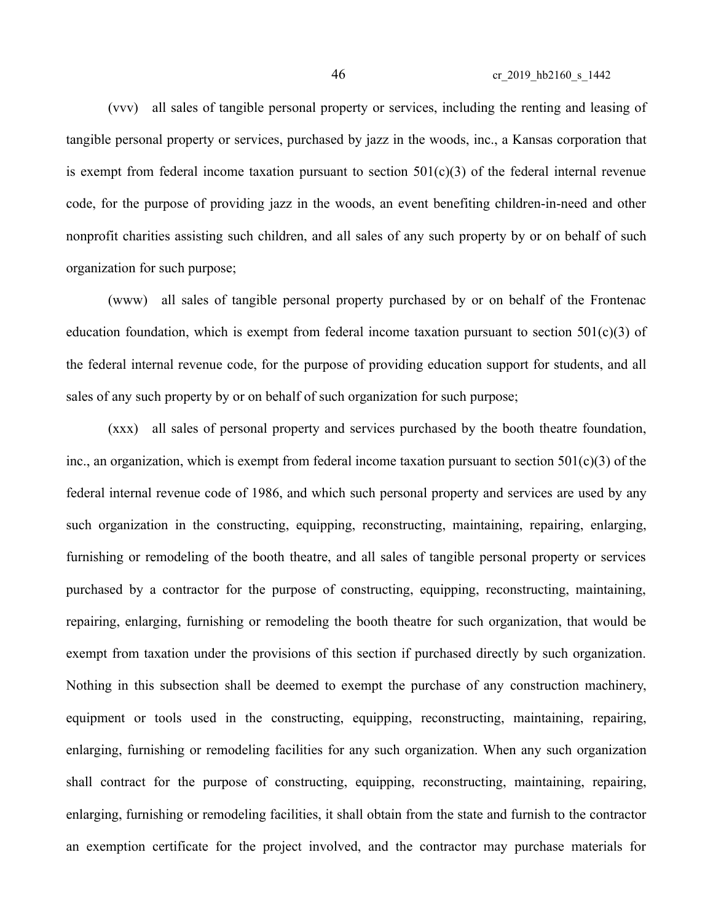(vvv) all sales of tangible personal property or services, including the renting and leasing of tangible personal property or services, purchased by jazz in the woods, inc., a Kansas corporation that is exempt from federal income taxation pursuant to section 501(c)(3) of the federal internal revenue code, for the purpose of providing jazz in the woods, an event benefiting children-in-need and other nonprofit charities assisting such children, and all sales of any such property by or on behalf of such organization for such purpose;

(www) all sales of tangible personal property purchased by or on behalf of the Frontenac education foundation, which is exempt from federal income taxation pursuant to section 501(c)(3) of the federal internal revenue code, for the purpose of providing education support for students, and all sales of any such property by or on behalf of such organization for such purpose;

(xxx) all sales of personal property and services purchased by the booth theatre foundation, inc., an organization, which is exempt from federal income taxation pursuant to section 501(c)(3) of the federal internal revenue code of 1986, and which such personal property and services are used by any such organization in the constructing, equipping, reconstructing, maintaining, repairing, enlarging, furnishing or remodeling of the booth theatre, and all sales of tangible personal property or services purchased by a contractor for the purpose of constructing, equipping, reconstructing, maintaining, repairing, enlarging, furnishing or remodeling the booth theatre for such organization, that would be exempt from taxation under the provisions of this section if purchased directly by such organization. Nothing in this subsection shall be deemed to exempt the purchase of any construction machinery, equipment or tools used in the constructing, equipping, reconstructing, maintaining, repairing, enlarging, furnishing or remodeling facilities for any such organization. When any such organization shall contract for the purpose of constructing, equipping, reconstructing, maintaining, repairing, enlarging, furnishing or remodeling facilities, it shall obtain from the state and furnish to the contractor an exemption certificate for the project involved, and the contractor may purchase materials for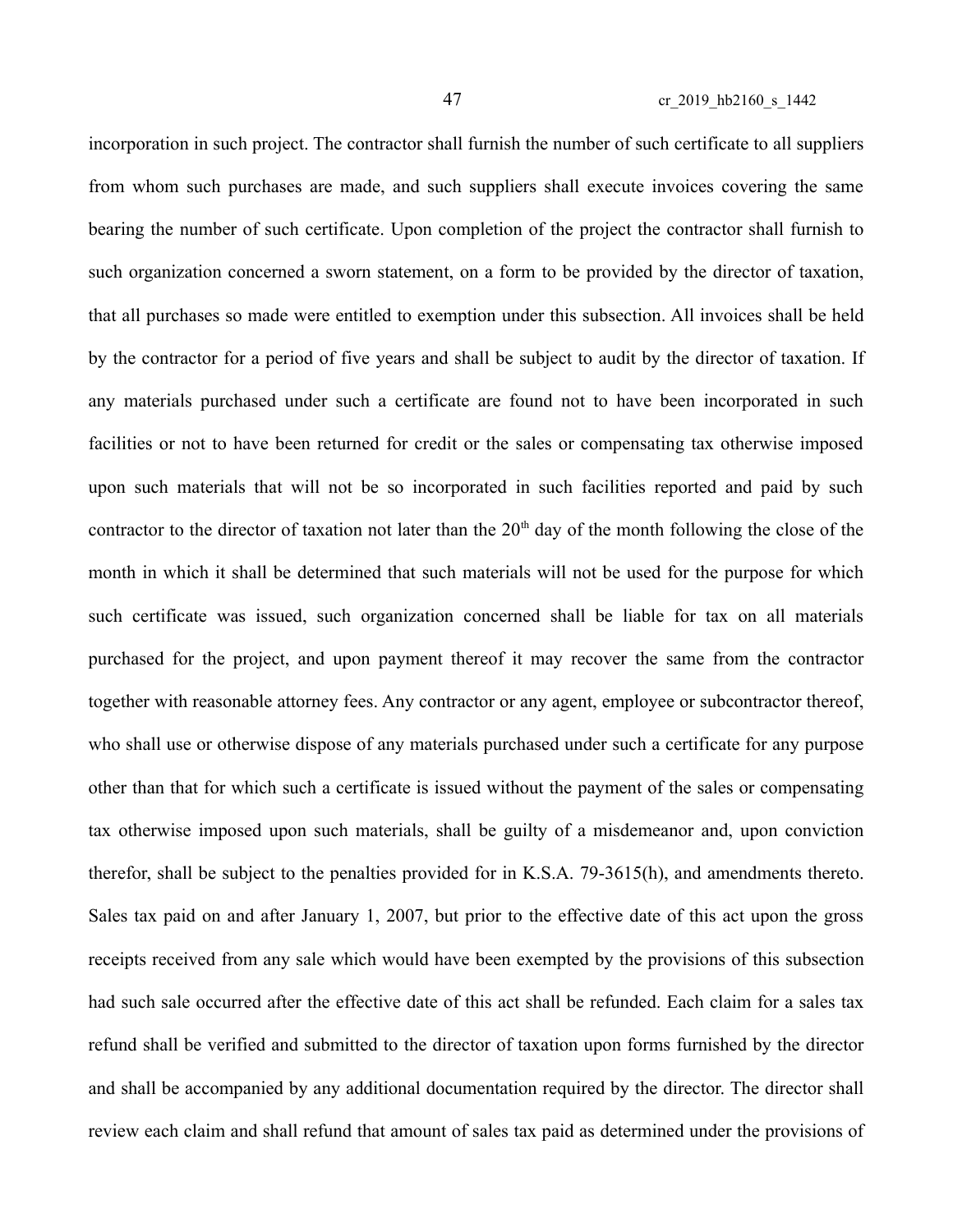incorporation in such project. The contractor shall furnish the number of such certificate to all suppliers from whom such purchases are made, and such suppliers shall execute invoices covering the same bearing the number of such certificate. Upon completion of the project the contractor shall furnish to such organization concerned a sworn statement, on a form to be provided by the director of taxation, that all purchases so made were entitled to exemption under this subsection. All invoices shall be held by the contractor for a period of five years and shall be subject to audit by the director of taxation. If any materials purchased under such a certificate are found not to have been incorporated in such facilities or not to have been returned for credit or the sales or compensating tax otherwise imposed upon such materials that will not be so incorporated in such facilities reported and paid by such contractor to the director of taxation not later than the 20th day of the month following the close of the month in which it shall be determined that such materials will not be used for the purpose for which such certificate was issued, such organization concerned shall be liable for tax on all materials purchased for the project, and upon payment thereof it may recover the same from the contractor together with reasonable attorney fees. Any contractor or any agent, employee or subcontractor thereof, who shall use or otherwise dispose of any materials purchased under such a certificate for any purpose other than that for which such a certificate is issued without the payment of the sales or compensating tax otherwise imposed upon such materials, shall be guilty of a misdemeanor and, upon conviction therefor, shall be subject to the penalties provided for in K.S.A. 79-3615(h), and amendments thereto. Sales tax paid on and after January 1, 2007, but prior to the effective date of this act upon the gross receipts received from any sale which would have been exempted by the provisions of this subsection had such sale occurred after the effective date of this act shall be refunded. Each claim for a sales tax refund shall be verified and submitted to the director of taxation upon forms furnished by the director and shall be accompanied by any additional documentation required by the director. The director shall review each claim and shall refund that amount of sales tax paid as determined under the provisions of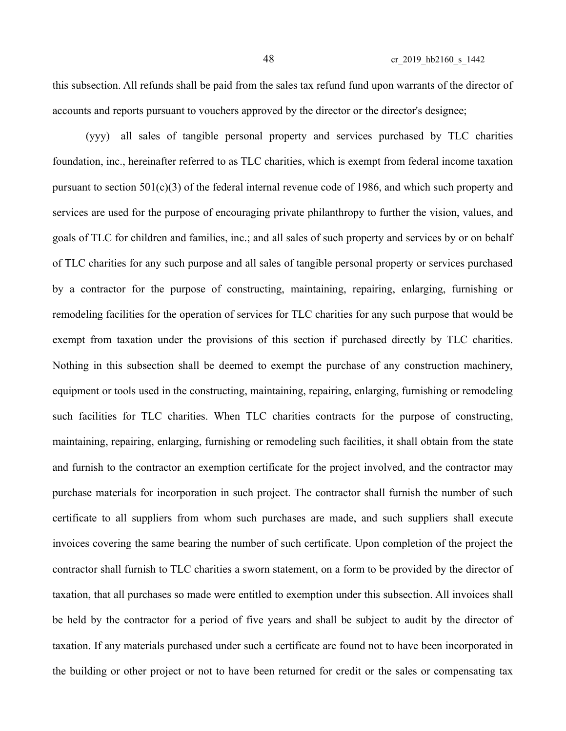this subsection. All refunds shall be paid from the sales tax refund fund upon warrants of the director of accounts and reports pursuant to vouchers approved by the director or the director's designee;

(yyy) all sales of tangible personal property and services purchased by TLC charities foundation, inc., hereinafter referred to as TLC charities, which is exempt from federal income taxation pursuant to section 501(c)(3) of the federal internal revenue code of 1986, and which such property and services are used for the purpose of encouraging private philanthropy to further the vision, values, and goals of TLC for children and families, inc.; and all sales of such property and services by or on behalf of TLC charities for any such purpose and all sales of tangible personal property or services purchased by a contractor for the purpose of constructing, maintaining, repairing, enlarging, furnishing or remodeling facilities for the operation of services for TLC charities for any such purpose that would be exempt from taxation under the provisions of this section if purchased directly by TLC charities. Nothing in this subsection shall be deemed to exempt the purchase of any construction machinery, equipment or tools used in the constructing, maintaining, repairing, enlarging, furnishing or remodeling such facilities for TLC charities. When TLC charities contracts for the purpose of constructing, maintaining, repairing, enlarging, furnishing or remodeling such facilities, it shall obtain from the state and furnish to the contractor an exemption certificate for the project involved, and the contractor may purchase materials for incorporation in such project. The contractor shall furnish the number of such certificate to all suppliers from whom such purchases are made, and such suppliers shall execute invoices covering the same bearing the number of such certificate. Upon completion of the project the contractor shall furnish to TLC charities a sworn statement, on a form to be provided by the director of taxation, that all purchases so made were entitled to exemption under this subsection. All invoices shall be held by the contractor for a period of five years and shall be subject to audit by the director of taxation. If any materials purchased under such a certificate are found not to have been incorporated in the building or other project or not to have been returned for credit or the sales or compensating tax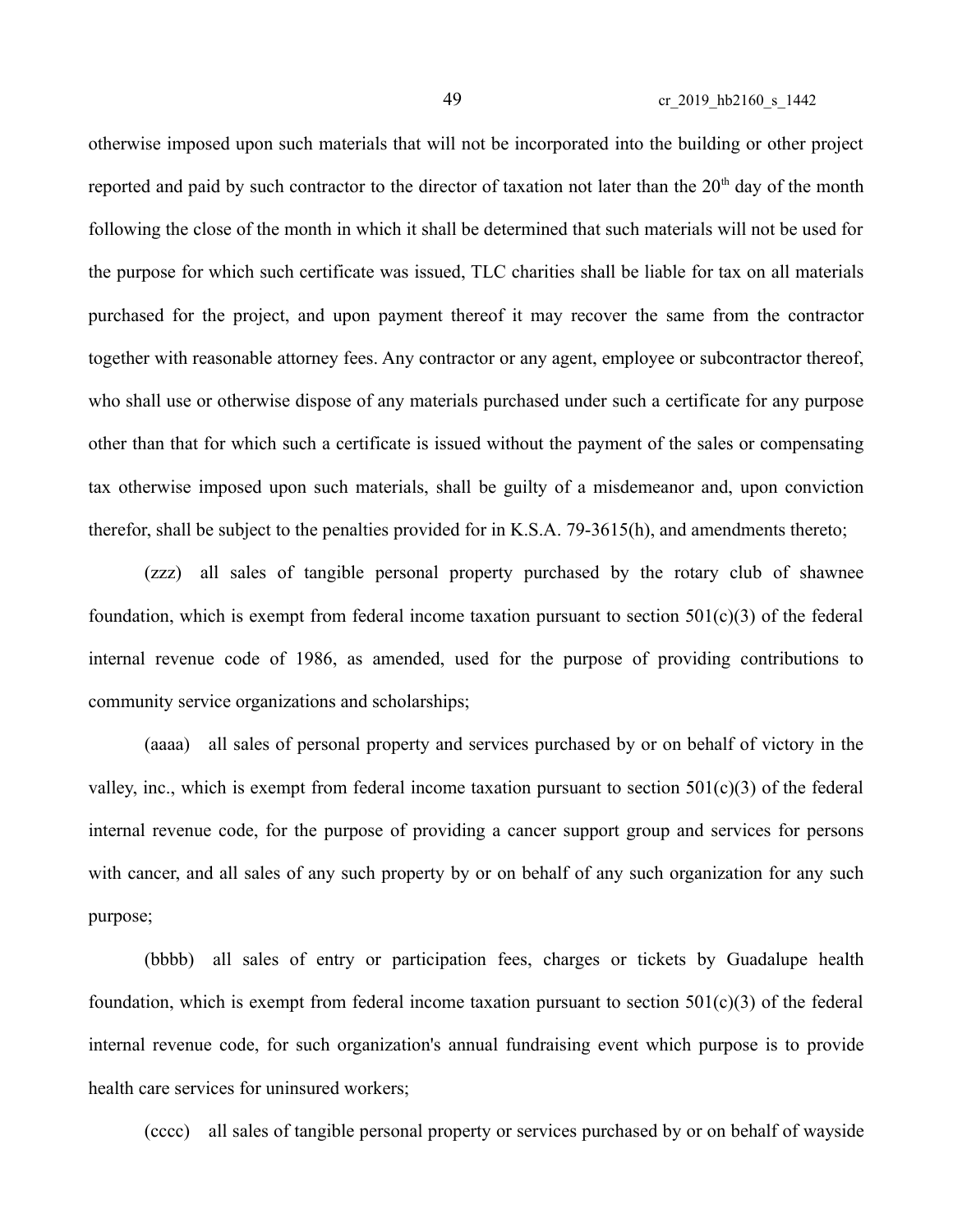otherwise imposed upon such materials that will not be incorporated into the building or other project reported and paid by such contractor to the director of taxation not later than the 20th day of the month following the close of the month in which it shall be determined that such materials will not be used for the purpose for which such certificate was issued, TLC charities shall be liable for tax on all materials purchased for the project, and upon payment thereof it may recover the same from the contractor together with reasonable attorney fees. Any contractor or any agent, employee or subcontractor thereof, who shall use or otherwise dispose of any materials purchased under such a certificate for any purpose other than that for which such a certificate is issued without the payment of the sales or compensating tax otherwise imposed upon such materials, shall be guilty of a misdemeanor and, upon conviction therefor, shall be subject to the penalties provided for in K.S.A. 79-3615(h), and amendments thereto;

(zzz) all sales of tangible personal property purchased by the rotary club of shawnee foundation, which is exempt from federal income taxation pursuant to section 501(c)(3) of the federal internal revenue code of 1986, as amended, used for the purpose of providing contributions to community service organizations and scholarships;

(aaaa) all sales of personal property and services purchased by or on behalf of victory in the valley, inc., which is exempt from federal income taxation pursuant to section 501(c)(3) of the federal internal revenue code, for the purpose of providing a cancer support group and services for persons with cancer, and all sales of any such property by or on behalf of any such organization for any such purpose;

(bbbb) all sales of entry or participation fees, charges or tickets by Guadalupe health foundation, which is exempt from federal income taxation pursuant to section 501(c)(3) of the federal internal revenue code, for such organization's annual fundraising event which purpose is to provide health care services for uninsured workers;

(cccc) all sales of tangible personal property or services purchased by or on behalf of wayside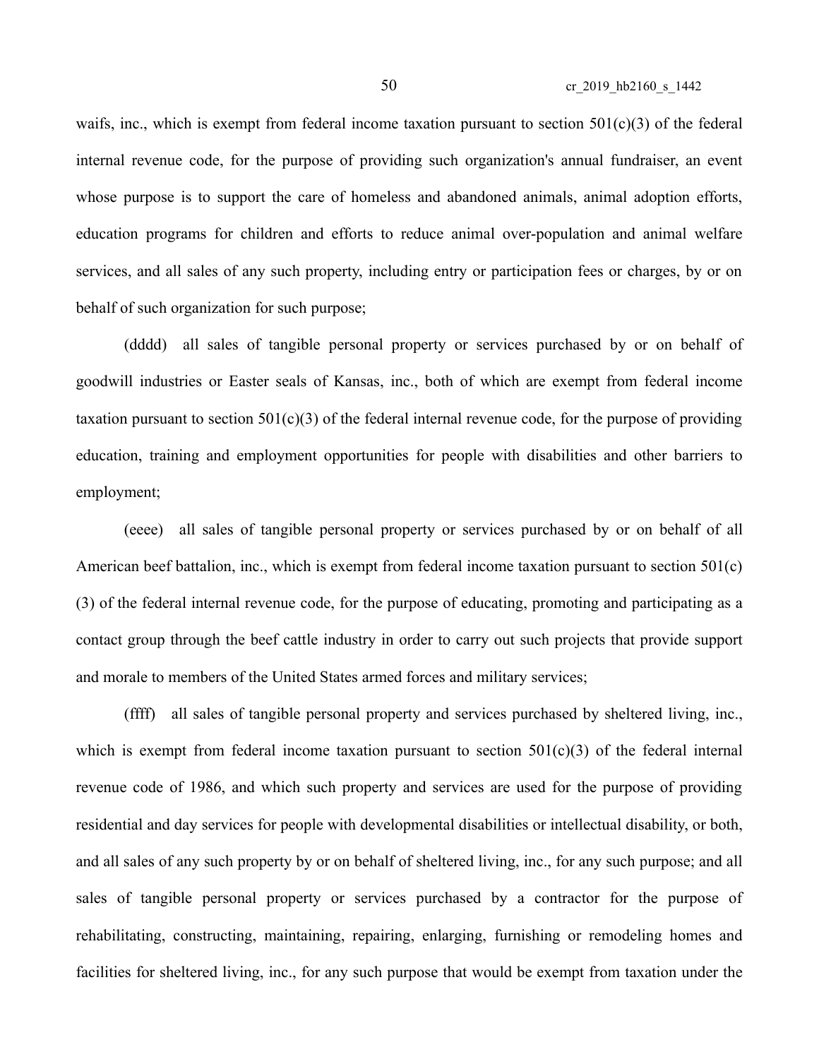waifs, inc., which is exempt from federal income taxation pursuant to section 501(c)(3) of the federal internal revenue code, for the purpose of providing such organization's annual fundraiser, an event whose purpose is to support the care of homeless and abandoned animals, animal adoption efforts, education programs for children and efforts to reduce animal over-population and animal welfare services, and all sales of any such property, including entry or participation fees or charges, by or on behalf of such organization for such purpose;

(dddd) all sales of tangible personal property or services purchased by or on behalf of goodwill industries or Easter seals of Kansas, inc., both of which are exempt from federal income taxation pursuant to section 501(c)(3) of the federal internal revenue code, for the purpose of providing education, training and employment opportunities for people with disabilities and other barriers to employment;

(eeee) all sales of tangible personal property or services purchased by or on behalf of all American beef battalion, inc., which is exempt from federal income taxation pursuant to section 501(c)(3) of the federal internal revenue code, for the purpose of educating, promoting and participating as a contact group through the beef cattle industry in order to carry out such projects that provide support and morale to members of the United States armed forces and military services;

(ffff) all sales of tangible personal property and services purchased by sheltered living, inc., which is exempt from federal income taxation pursuant to section 501(c)(3) of the federal internal revenue code of 1986, and which such property and services are used for the purpose of providing residential and day services for people with developmental disabilities or intellectual disability, or both, and all sales of any such property by or on behalf of sheltered living, inc., for any such purpose; and all sales of tangible personal property or services purchased by a contractor for the purpose of rehabilitating, constructing, maintaining, repairing, enlarging, furnishing or remodeling homes and facilities for sheltered living, inc., for any such purpose that would be exempt from taxation under the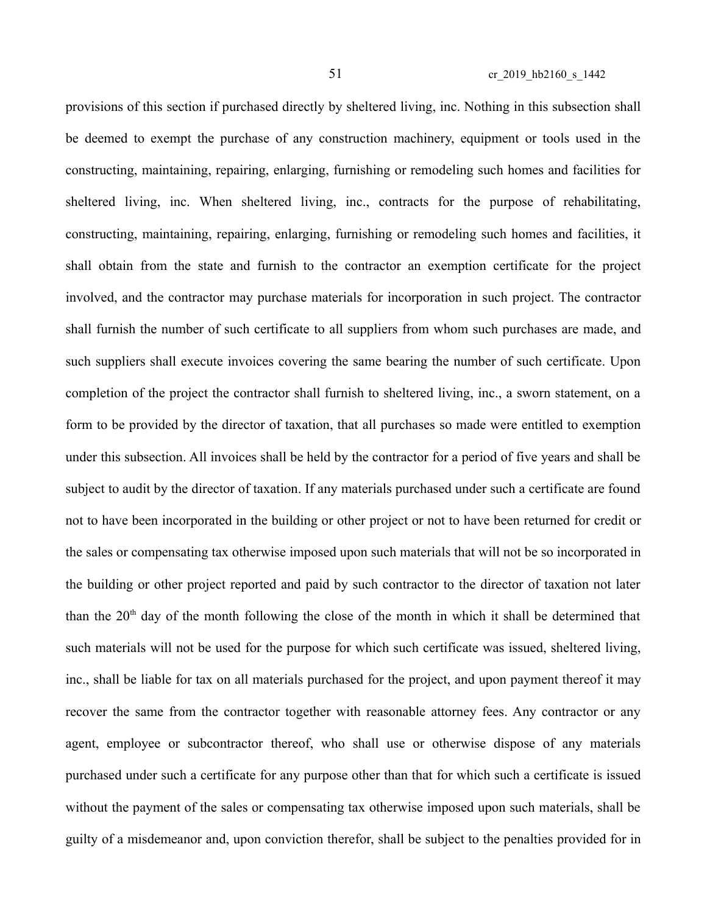provisions of this section if purchased directly by sheltered living, inc. Nothing in this subsection shall be deemed to exempt the purchase of any construction machinery, equipment or tools used in the constructing, maintaining, repairing, enlarging, furnishing or remodeling such homes and facilities for sheltered living, inc. When sheltered living, inc., contracts for the purpose of rehabilitating, constructing, maintaining, repairing, enlarging, furnishing or remodeling such homes and facilities, it shall obtain from the state and furnish to the contractor an exemption certificate for the project involved, and the contractor may purchase materials for incorporation in such project. The contractor shall furnish the number of such certificate to all suppliers from whom such purchases are made, and such suppliers shall execute invoices covering the same bearing the number of such certificate. Upon completion of the project the contractor shall furnish to sheltered living, inc., a sworn statement, on a form to be provided by the director of taxation, that all purchases so made were entitled to exemption under this subsection. All invoices shall be held by the contractor for a period of five years and shall be subject to audit by the director of taxation. If any materials purchased under such a certificate are found not to have been incorporated in the building or other project or not to have been returned for credit or the sales or compensating tax otherwise imposed upon such materials that will not be so incorporated in the building or other project reported and paid by such contractor to the director of taxation not later than the 20th day of the month following the close of the month in which it shall be determined that such materials will not be used for the purpose for which such certificate was issued, sheltered living, inc., shall be liable for tax on all materials purchased for the project, and upon payment thereof it may recover the same from the contractor together with reasonable attorney fees. Any contractor or any agent, employee or subcontractor thereof, who shall use or otherwise dispose of any materials purchased under such a certificate for any purpose other than that for which such a certificate is issued without the payment of the sales or compensating tax otherwise imposed upon such materials, shall be guilty of a misdemeanor and, upon conviction therefor, shall be subject to the penalties provided for in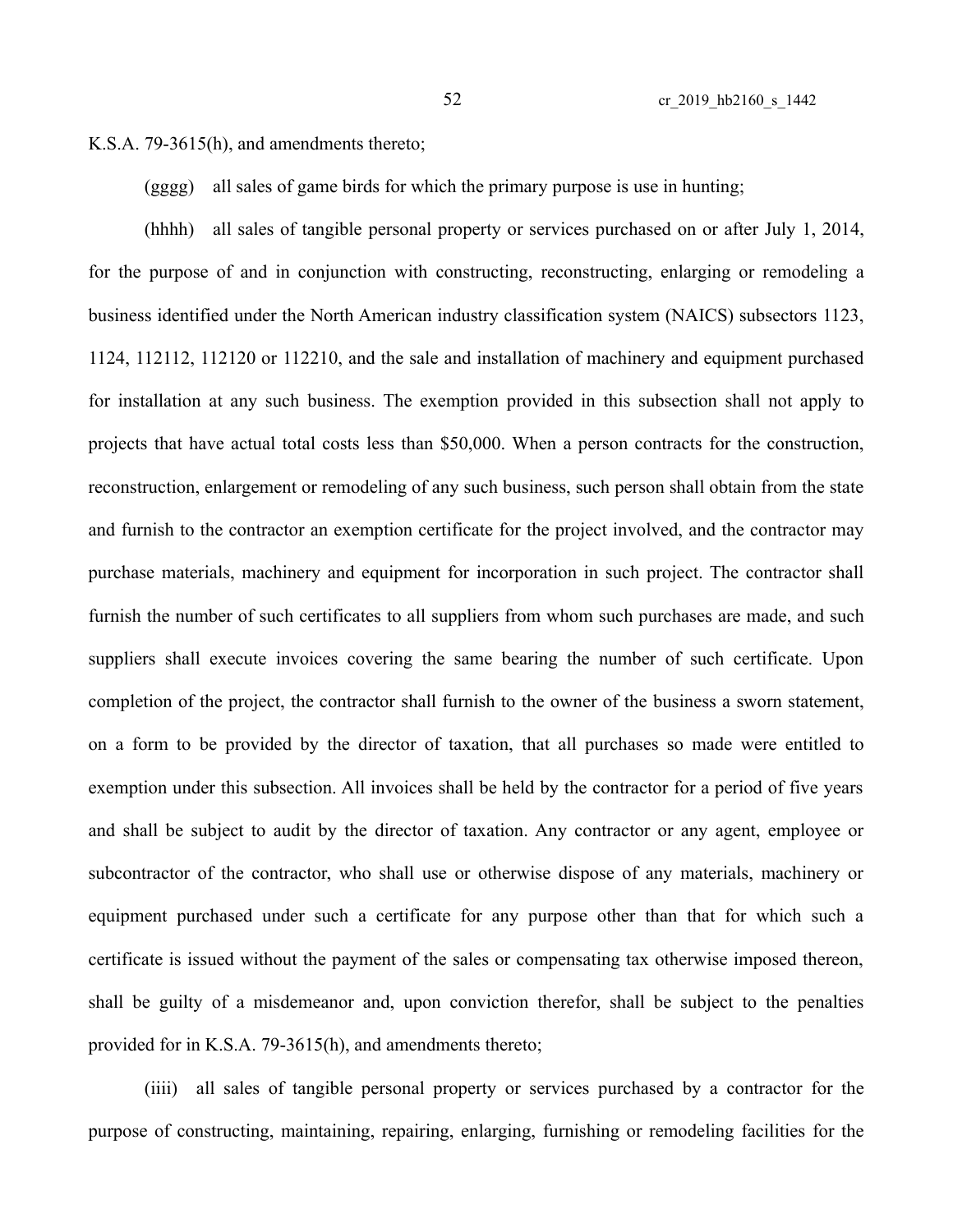K.S.A. 79-3615(h), and amendments thereto;

(gggg) all sales of game birds for which the primary purpose is use in hunting;

(hhhh) all sales of tangible personal property or services purchased on or after July 1, 2014, for the purpose of and in conjunction with constructing, reconstructing, enlarging or remodeling a business identified under the North American industry classification system (NAICS) subsectors 1123, 1124, 112112, 112120 or 112210, and the sale and installation of machinery and equipment purchased for installation at any such business. The exemption provided in this subsection shall not apply to projects that have actual total costs less than $50,000. When a person contracts for the construction, reconstruction, enlargement or remodeling of any such business, such person shall obtain from the state and furnish to the contractor an exemption certificate for the project involved, and the contractor may purchase materials, machinery and equipment for incorporation in such project. The contractor shall furnish the number of such certificates to all suppliers from whom such purchases are made, and such suppliers shall execute invoices covering the same bearing the number of such certificate. Upon completion of the project, the contractor shall furnish to the owner of the business a sworn statement, on a form to be provided by the director of taxation, that all purchases so made were entitled to exemption under this subsection. All invoices shall be held by the contractor for a period of five years and shall be subject to audit by the director of taxation. Any contractor or any agent, employee or subcontractor of the contractor, who shall use or otherwise dispose of any materials, machinery or equipment purchased under such a certificate for any purpose other than that for which such a certificate is issued without the payment of the sales or compensating tax otherwise imposed thereon, shall be guilty of a misdemeanor and, upon conviction therefor, shall be subject to the penalties provided for in K.S.A. 79-3615(h), and amendments thereto;

(iiii) all sales of tangible personal property or services purchased by a contractor for the purpose of constructing, maintaining, repairing, enlarging, furnishing or remodeling facilities for the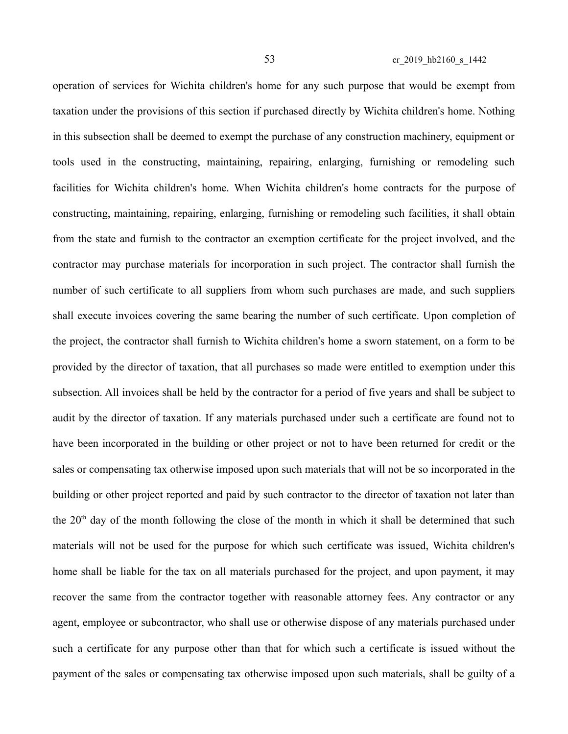operation of services for Wichita children's home for any such purpose that would be exempt from taxation under the provisions of this section if purchased directly by Wichita children's home. Nothing in this subsection shall be deemed to exempt the purchase of any construction machinery, equipment or tools used in the constructing, maintaining, repairing, enlarging, furnishing or remodeling such facilities for Wichita children's home. When Wichita children's home contracts for the purpose of constructing, maintaining, repairing, enlarging, furnishing or remodeling such facilities, it shall obtain from the state and furnish to the contractor an exemption certificate for the project involved, and the contractor may purchase materials for incorporation in such project. The contractor shall furnish the number of such certificate to all suppliers from whom such purchases are made, and such suppliers shall execute invoices covering the same bearing the number of such certificate. Upon completion of the project, the contractor shall furnish to Wichita children's home a sworn statement, on a form to be provided by the director of taxation, that all purchases so made were entitled to exemption under this subsection. All invoices shall be held by the contractor for a period of five years and shall be subject to audit by the director of taxation. If any materials purchased under such a certificate are found not to have been incorporated in the building or other project or not to have been returned for credit or the sales or compensating tax otherwise imposed upon such materials that will not be so incorporated in the building or other project reported and paid by such contractor to the director of taxation not later than the 20th day of the month following the close of the month in which it shall be determined that such materials will not be used for the purpose for which such certificate was issued, Wichita children's home shall be liable for the tax on all materials purchased for the project, and upon payment, it may recover the same from the contractor together with reasonable attorney fees. Any contractor or any agent, employee or subcontractor, who shall use or otherwise dispose of any materials purchased under such a certificate for any purpose other than that for which such a certificate is issued without the payment of the sales or compensating tax otherwise imposed upon such materials, shall be guilty of a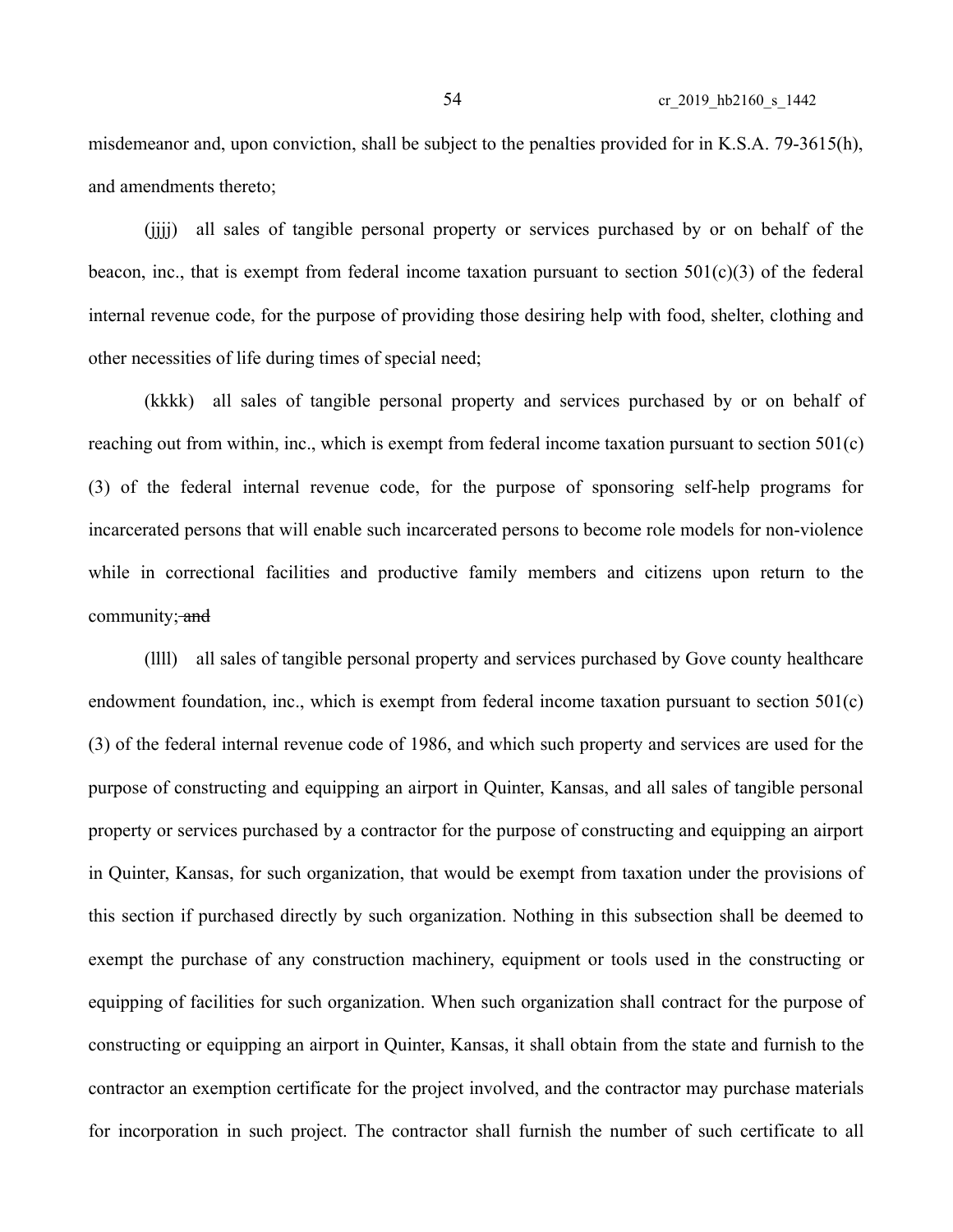misdemeanor and, upon conviction, shall be subject to the penalties provided for in K.S.A. 79-3615(h), and amendments thereto;

(jjjj) all sales of tangible personal property or services purchased by or on behalf of the beacon, inc., that is exempt from federal income taxation pursuant to section 501(c)(3) of the federal internal revenue code, for the purpose of providing those desiring help with food, shelter, clothing and other necessities of life during times of special need;

(kkkk) all sales of tangible personal property and services purchased by or on behalf of reaching out from within, inc., which is exempt from federal income taxation pursuant to section 501(c)(3) of the federal internal revenue code, for the purpose of sponsoring self-help programs for incarcerated persons that will enable such incarcerated persons to become role models for non-violence while in correctional facilities and productive family members and citizens upon return to the community;~~ and~~

(llll) all sales of tangible personal property and services purchased by Gove county healthcare endowment foundation, inc., which is exempt from federal income taxation pursuant to section 501(c)(3) of the federal internal revenue code of 1986, and which such property and services are used for the purpose of constructing and equipping an airport in Quinter, Kansas, and all sales of tangible personal property or services purchased by a contractor for the purpose of constructing and equipping an airport in Quinter, Kansas, for such organization, that would be exempt from taxation under the provisions of this section if purchased directly by such organization. Nothing in this subsection shall be deemed to exempt the purchase of any construction machinery, equipment or tools used in the constructing or equipping of facilities for such organization. When such organization shall contract for the purpose of constructing or equipping an airport in Quinter, Kansas, it shall obtain from the state and furnish to the contractor an exemption certificate for the project involved, and the contractor may purchase materials for incorporation in such project. The contractor shall furnish the number of such certificate to all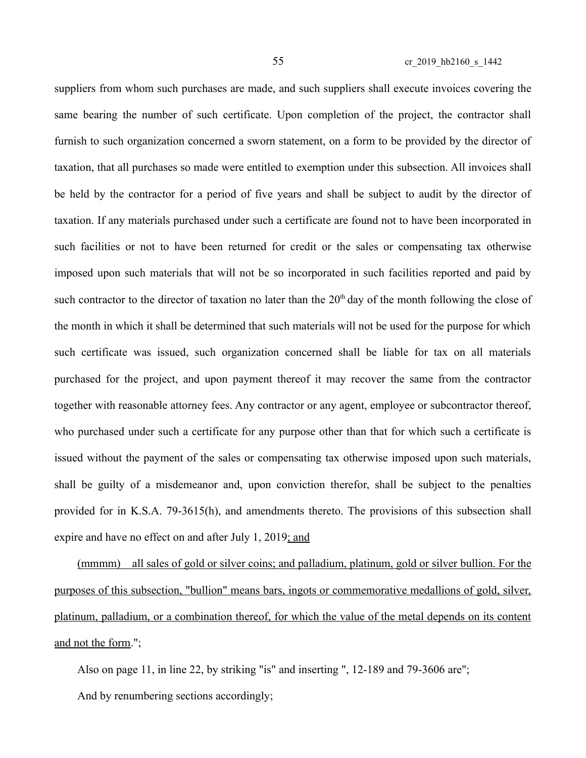suppliers from whom such purchases are made, and such suppliers shall execute invoices covering the same bearing the number of such certificate. Upon completion of the project, the contractor shall furnish to such organization concerned a sworn statement, on a form to be provided by the director of taxation, that all purchases so made were entitled to exemption under this subsection. All invoices shall be held by the contractor for a period of five years and shall be subject to audit by the director of taxation. If any materials purchased under such a certificate are found not to have been incorporated in such facilities or not to have been returned for credit or the sales or compensating tax otherwise imposed upon such materials that will not be so incorporated in such facilities reported and paid by such contractor to the director of taxation no later than the 20th day of the month following the close of the month in which it shall be determined that such materials will not be used for the purpose for which such certificate was issued, such organization concerned shall be liable for tax on all materials purchased for the project, and upon payment thereof it may recover the same from the contractor together with reasonable attorney fees. Any contractor or any agent, employee or subcontractor thereof, who purchased under such a certificate for any purpose other than that for which such a certificate is issued without the payment of the sales or compensating tax otherwise imposed upon such materials, shall be guilty of a misdemeanor and, upon conviction therefor, shall be subject to the penalties provided for in K.S.A. 79-3615(h), and amendments thereto. The provisions of this subsection shall expire and have no effect on and after July 1, 2019; and

(mmmm) all sales of gold or silver coins; and palladium, platinum, gold or silver bullion. For the purposes of this subsection, "bullion" means bars, ingots or commemorative medallions of gold, silver, platinum, palladium, or a combination thereof, for which the value of the metal depends on its content and not the form.";

Also on page 11, in line 22, by striking "is" and inserting ", 12-189 and 79-3606 are";

And by renumbering sections accordingly;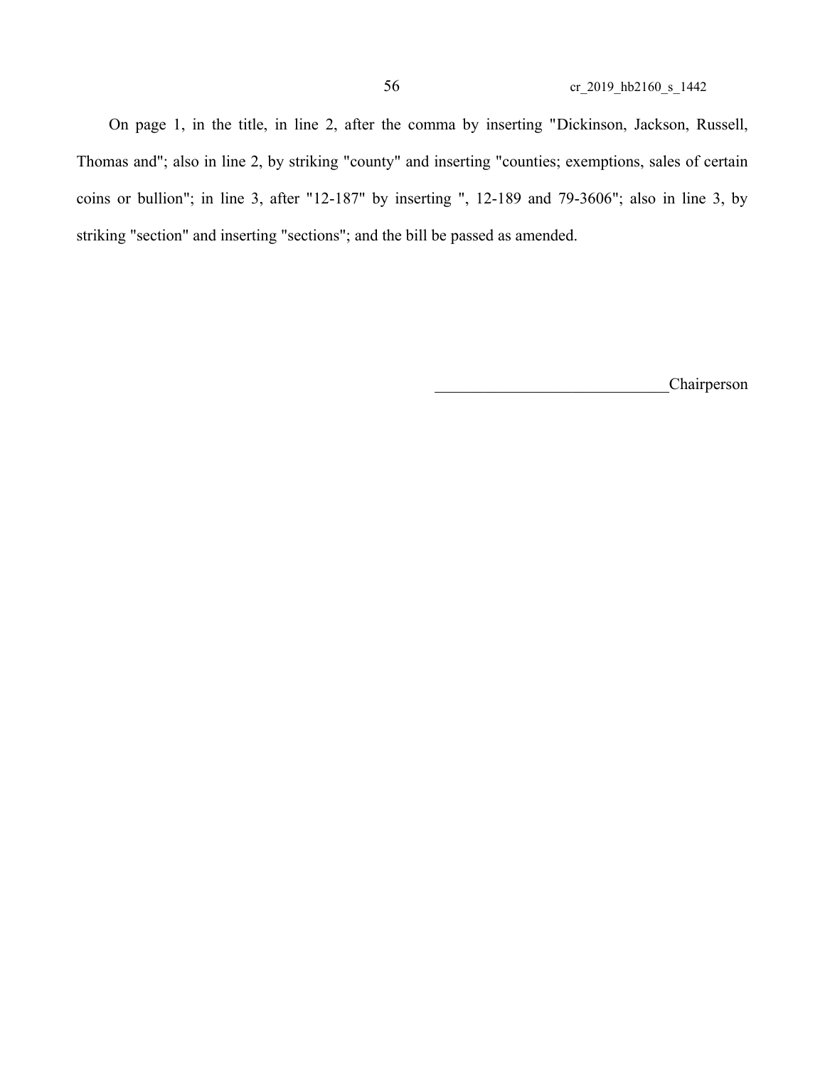On page 1, in the title, in line 2, after the comma by inserting "Dickinson, Jackson, Russell, Thomas and"; also in line 2, by striking "county" and inserting "counties; exemptions, sales of certain coins or bullion"; in line 3, after "12-187" by inserting ", 12-189 and 79-3606"; also in line 3, by striking "section" and inserting "sections"; and the bill be passed as amended.

_____________________________Chairperson